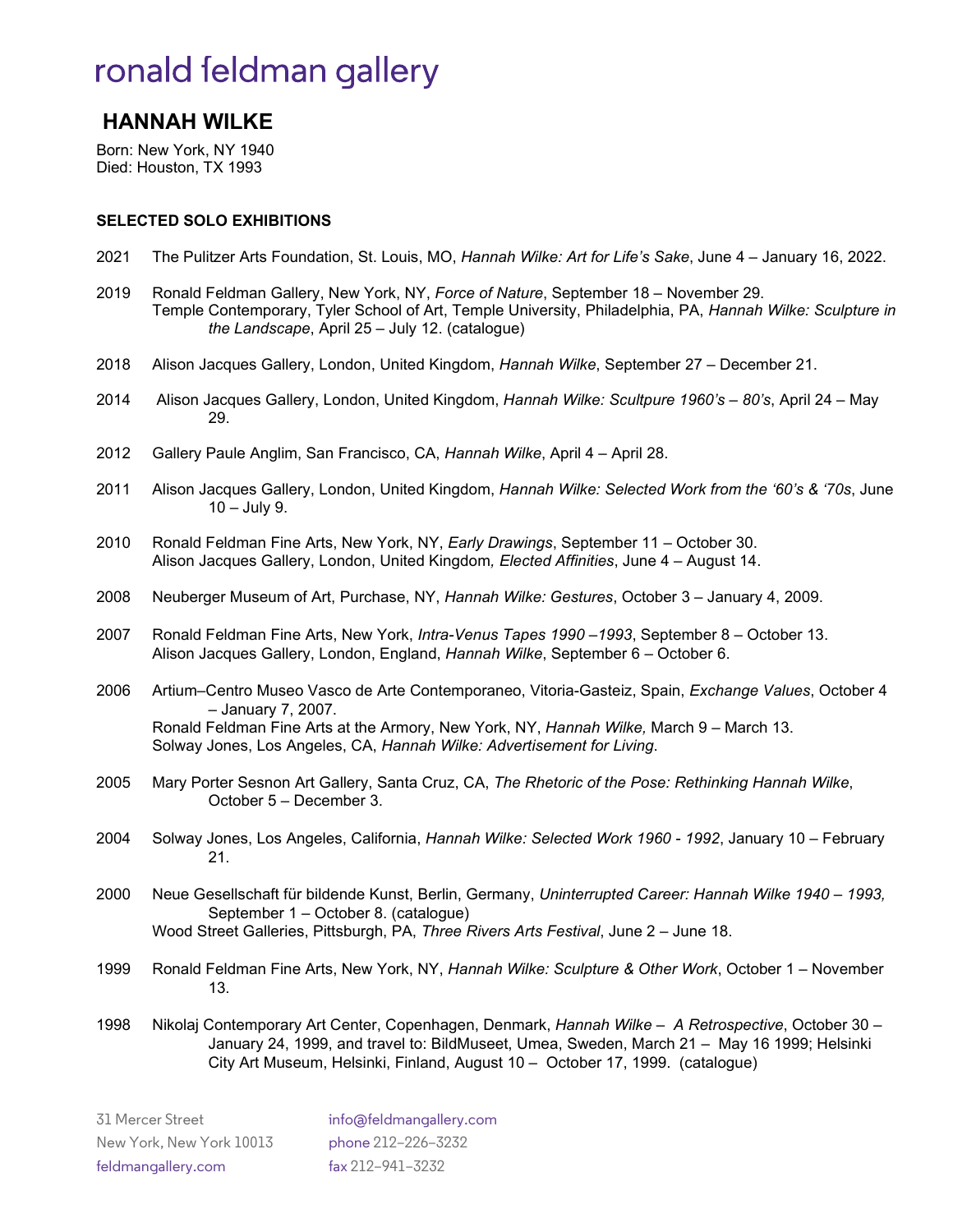# ronald feldman gallery

## HANNAH WILKE

Born: New York, NY 1940
Died: Houston, TX 1993

### SELECTED SOLO EXHIBITIONS

2021 The Pulitzer Arts Foundation, St. Louis, MO, *Hannah Wilke: Art for Life's Sake*, June 4 – January 16, 2022.

2019 Ronald Feldman Gallery, New York, NY, *Force of Nature*, September 18 – November 29.
Temple Contemporary, Tyler School of Art, Temple University, Philadelphia, PA, *Hannah Wilke: Sculpture in the Landscape*, April 25 – July 12. (catalogue)

2018 Alison Jacques Gallery, London, United Kingdom, *Hannah Wilke*, September 27 – December 21.

2014 Alison Jacques Gallery, London, United Kingdom, *Hannah Wilke: Scultpure 1960's – 80's*, April 24 – May 29.

2012 Gallery Paule Anglim, San Francisco, CA, *Hannah Wilke*, April 4 – April 28.

2011 Alison Jacques Gallery, London, United Kingdom, *Hannah Wilke: Selected Work from the '60's & '70s*, June 10 – July 9.

2010 Ronald Feldman Fine Arts, New York, NY, *Early Drawings*, September 11 – October 30.
Alison Jacques Gallery, London, United Kingdom*, Elected Affinities*, June 4 – August 14.

2008 Neuberger Museum of Art, Purchase, NY, *Hannah Wilke: Gestures*, October 3 – January 4, 2009.

2007 Ronald Feldman Fine Arts, New York, *Intra-Venus Tapes 1990 –1993*, September 8 – October 13.
Alison Jacques Gallery, London, England, *Hannah Wilke*, September 6 – October 6.

2006 Artium–Centro Museo Vasco de Arte Contemporaneo, Vitoria-Gasteiz, Spain, *Exchange Values*, October 4 – January 7, 2007.
Ronald Feldman Fine Arts at the Armory, New York, NY, *Hannah Wilke,* March 9 – March 13.
Solway Jones, Los Angeles, CA, *Hannah Wilke: Advertisement for Living*.

2005 Mary Porter Sesnon Art Gallery, Santa Cruz, CA, *The Rhetoric of the Pose: Rethinking Hannah Wilke*, October 5 – December 3.

2004 Solway Jones, Los Angeles, California, *Hannah Wilke: Selected Work 1960 - 1992*, January 10 – February 21.

2000 Neue Gesellschaft für bildende Kunst, Berlin, Germany, *Uninterrupted Career: Hannah Wilke 1940 – 1993,* September 1 – October 8. (catalogue)
Wood Street Galleries, Pittsburgh, PA, *Three Rivers Arts Festival*, June 2 – June 18.

1999 Ronald Feldman Fine Arts, New York, NY, *Hannah Wilke: Sculpture & Other Work*, October 1 – November 13.

1998 Nikolaj Contemporary Art Center, Copenhagen, Denmark, *Hannah Wilke – A Retrospective*, October 30 – January 24, 1999, and travel to: BildMuseet, Umea, Sweden, March 21 – May 16 1999; Helsinki City Art Museum, Helsinki, Finland, August 10 – October 17, 1999. (catalogue)

31 Mercer Street
New York, New York 10013
feldmangallery.com

info@feldmangallery.com
phone 212–226–3232
fax 212–941–3232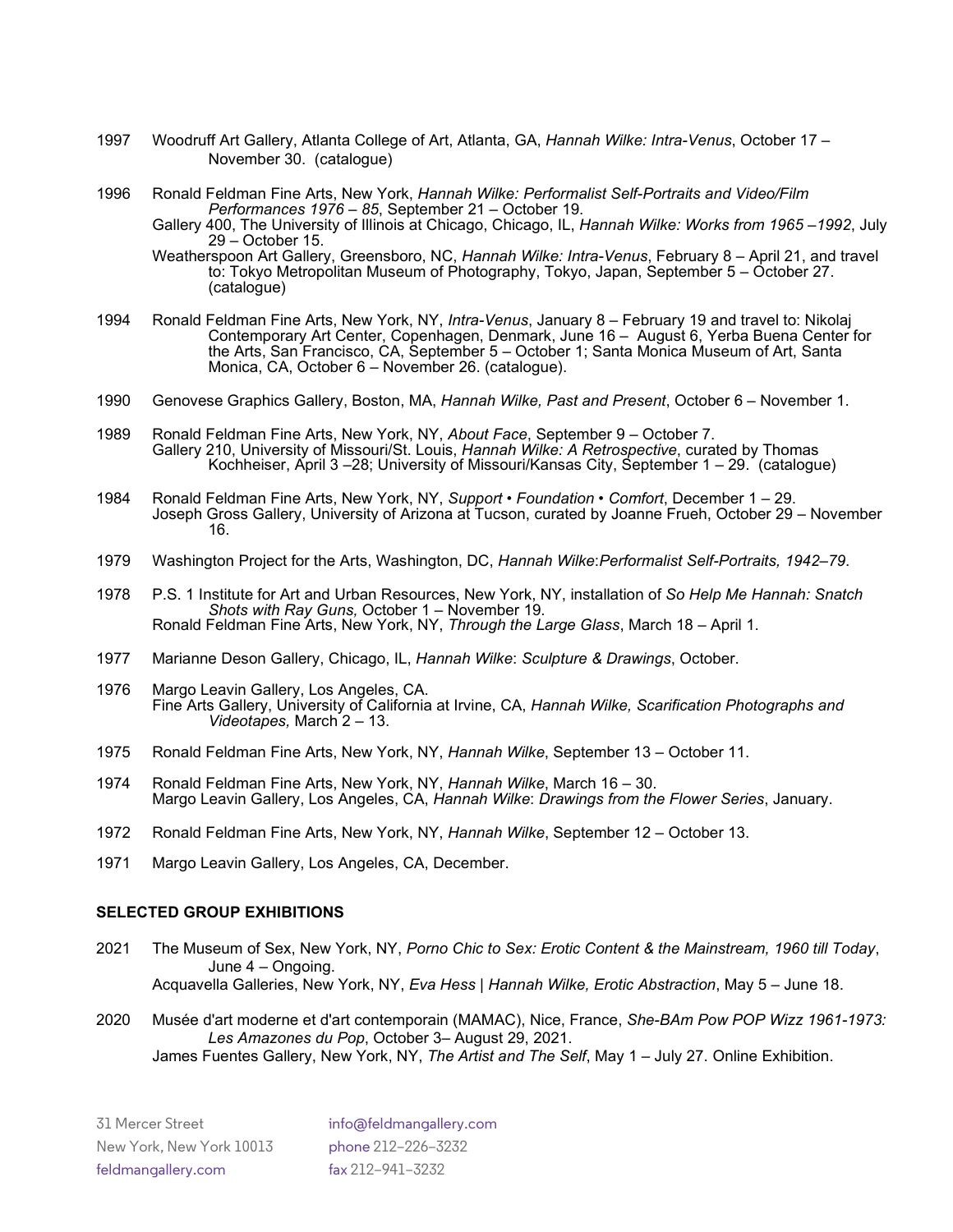1997 Woodruff Art Gallery, Atlanta College of Art, Atlanta, GA, *Hannah Wilke: Intra-Venus*, October 17 – November 30. (catalogue)

1996 Ronald Feldman Fine Arts, New York, *Hannah Wilke: Performalist Self-Portraits and Video/Film Performances 1976 – 85*, September 21 – October 19.
Gallery 400, The University of Illinois at Chicago, Chicago, IL, *Hannah Wilke: Works from 1965 –1992*, July 29 – October 15.
Weatherspoon Art Gallery, Greensboro, NC, *Hannah Wilke: Intra-Venus*, February 8 – April 21, and travel to: Tokyo Metropolitan Museum of Photography, Tokyo, Japan, September 5 – October 27. (catalogue)

1994 Ronald Feldman Fine Arts, New York, NY, *Intra-Venus*, January 8 – February 19 and travel to: Nikolaj Contemporary Art Center, Copenhagen, Denmark, June 16 – August 6, Yerba Buena Center for the Arts, San Francisco, CA, September 5 – October 1; Santa Monica Museum of Art, Santa Monica, CA, October 6 – November 26. (catalogue).

1990 Genovese Graphics Gallery, Boston, MA, *Hannah Wilke, Past and Present*, October 6 – November 1.

1989 Ronald Feldman Fine Arts, New York, NY, *About Face*, September 9 – October 7.
Gallery 210, University of Missouri/St. Louis, *Hannah Wilke: A Retrospective*, curated by Thomas Kochheiser, April 3 –28; University of Missouri/Kansas City, September 1 – 29. (catalogue)

1984 Ronald Feldman Fine Arts, New York, NY, *Support • Foundation • Comfort*, December 1 – 29.
Joseph Gross Gallery, University of Arizona at Tucson, curated by Joanne Frueh, October 29 – November 16.

1979 Washington Project for the Arts, Washington, DC, *Hannah Wilke*:*Performalist Self-Portraits, 1942–79*.

1978 P.S. 1 Institute for Art and Urban Resources, New York, NY, installation of *So Help Me Hannah: Snatch Shots with Ray Guns,* October 1 – November 19.
Ronald Feldman Fine Arts, New York, NY, *Through the Large Glass*, March 18 – April 1.

1977 Marianne Deson Gallery, Chicago, IL, *Hannah Wilke*: *Sculpture & Drawings*, October.

1976 Margo Leavin Gallery, Los Angeles, CA.
Fine Arts Gallery, University of California at Irvine, CA, *Hannah Wilke, Scarification Photographs and Videotapes,* March 2 – 13.

1975 Ronald Feldman Fine Arts, New York, NY, *Hannah Wilke*, September 13 – October 11.

1974 Ronald Feldman Fine Arts, New York, NY, *Hannah Wilke*, March 16 – 30.
Margo Leavin Gallery, Los Angeles, CA, *Hannah Wilke*: *Drawings from the Flower Series*, January.

1972 Ronald Feldman Fine Arts, New York, NY, *Hannah Wilke*, September 12 – October 13.

1971 Margo Leavin Gallery, Los Angeles, CA, December.

## SELECTED GROUP EXHIBITIONS

2021 The Museum of Sex, New York, NY, *Porno Chic to Sex: Erotic Content & the Mainstream, 1960 till Today*, June 4 – Ongoing.
Acquavella Galleries, New York, NY, *Eva Hess* | *Hannah Wilke, Erotic Abstraction*, May 5 – June 18.

2020 Musée d'art moderne et d'art contemporain (MAMAC), Nice, France, *She-BAm Pow POP Wizz 1961-1973: Les Amazones du Pop*, October 3– August 29, 2021.
James Fuentes Gallery, New York, NY, *The Artist and The Self*, May 1 – July 27. Online Exhibition.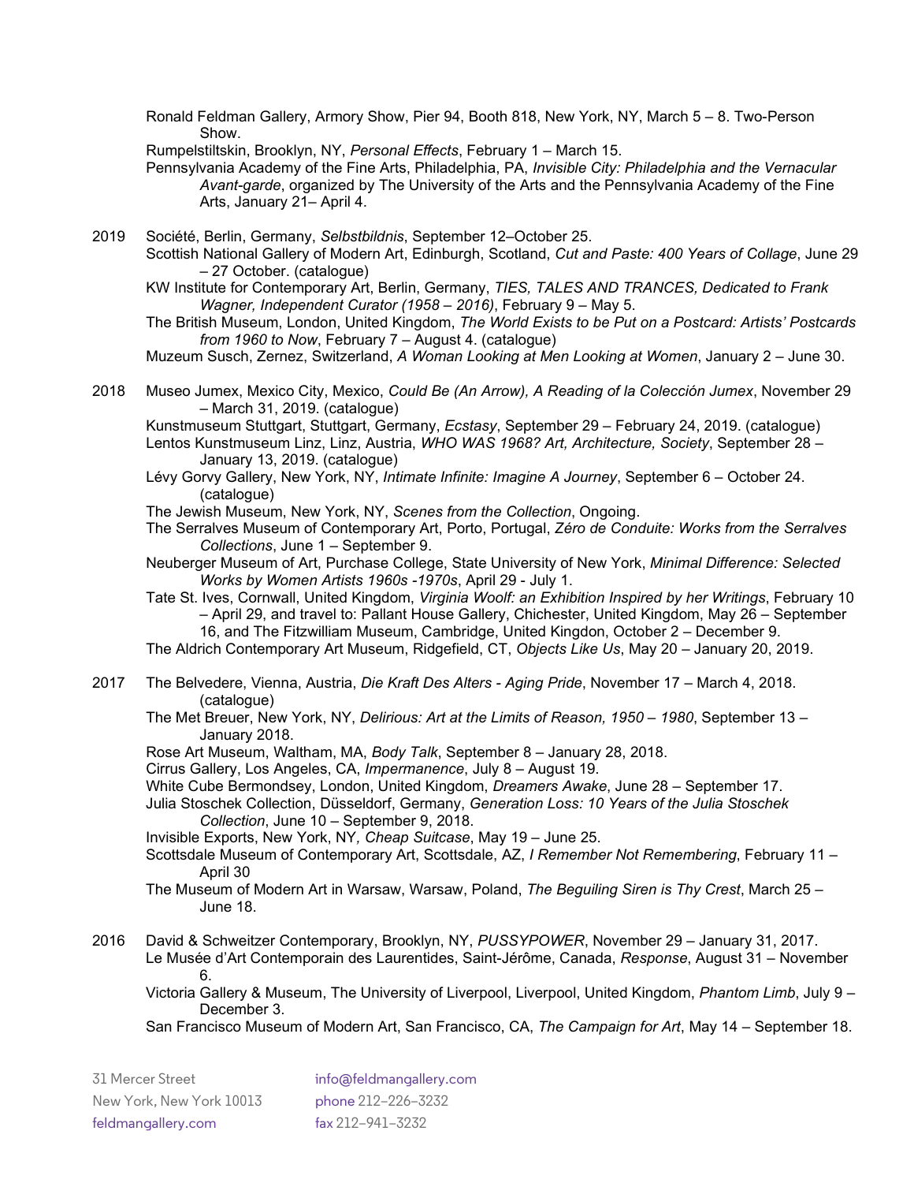Ronald Feldman Gallery, Armory Show, Pier 94, Booth 818, New York, NY, March 5 – 8. Two-Person Show.

Rumpelstiltskin, Brooklyn, NY, *Personal Effects*, February 1 – March 15.

Pennsylvania Academy of the Fine Arts, Philadelphia, PA, *Invisible City: Philadelphia and the Vernacular Avant-garde*, organized by The University of the Arts and the Pennsylvania Academy of the Fine Arts, January 21– April 4.

2019 Société, Berlin, Germany, *Selbstbildnis*, September 12–October 25.

Scottish National Gallery of Modern Art, Edinburgh, Scotland, *Cut and Paste: 400 Years of Collage*, June 29 – 27 October. (catalogue)

KW Institute for Contemporary Art, Berlin, Germany, *TIES, TALES AND TRANCES, Dedicated to Frank Wagner, Independent Curator (1958 – 2016)*, February 9 – May 5.

The British Museum, London, United Kingdom, *The World Exists to be Put on a Postcard: Artists' Postcards from 1960 to Now*, February 7 – August 4. (catalogue)

Muzeum Susch, Zernez, Switzerland, *A Woman Looking at Men Looking at Women*, January 2 – June 30.

2018 Museo Jumex, Mexico City, Mexico, *Could Be (An Arrow), A Reading of la Colección Jumex*, November 29 – March 31, 2019. (catalogue)

Kunstmuseum Stuttgart, Stuttgart, Germany, *Ecstasy*, September 29 – February 24, 2019. (catalogue)

Lentos Kunstmuseum Linz, Linz, Austria, *WHO WAS 1968? Art, Architecture, Society*, September 28 – January 13, 2019. (catalogue)

Lévy Gorvy Gallery, New York, NY, *Intimate Infinite: Imagine A Journey*, September 6 – October 24. (catalogue)

The Jewish Museum, New York, NY, *Scenes from the Collection*, Ongoing.

The Serralves Museum of Contemporary Art, Porto, Portugal, *Zéro de Conduite: Works from the Serralves Collections*, June 1 – September 9.

Neuberger Museum of Art, Purchase College, State University of New York, *Minimal Difference: Selected Works by Women Artists 1960s -1970s*, April 29 - July 1.

Tate St. Ives, Cornwall, United Kingdom, *Virginia Woolf: an Exhibition Inspired by her Writings*, February 10 – April 29, and travel to: Pallant House Gallery, Chichester, United Kingdom, May 26 – September 16, and The Fitzwilliam Museum, Cambridge, United Kingdon, October 2 – December 9.

The Aldrich Contemporary Art Museum, Ridgefield, CT, *Objects Like Us*, May 20 – January 20, 2019.

2017 The Belvedere, Vienna, Austria, *Die Kraft Des Alters - Aging Pride*, November 17 – March 4, 2018. (catalogue)

The Met Breuer, New York, NY, *Delirious: Art at the Limits of Reason, 1950 – 1980*, September 13 – January 2018.

Rose Art Museum, Waltham, MA, *Body Talk*, September 8 – January 28, 2018.

Cirrus Gallery, Los Angeles, CA, *Impermanence*, July 8 – August 19.

White Cube Bermondsey, London, United Kingdom, *Dreamers Awake*, June 28 – September 17.

Julia Stoschek Collection, Düsseldorf, Germany, *Generation Loss: 10 Years of the Julia Stoschek Collection*, June 10 – September 9, 2018.

Invisible Exports, New York, NY, *Cheap Suitcase*, May 19 – June 25.

Scottsdale Museum of Contemporary Art, Scottsdale, AZ, *I Remember Not Remembering*, February 11 – April 30

The Museum of Modern Art in Warsaw, Warsaw, Poland, *The Beguiling Siren is Thy Crest*, March 25 – June 18.

2016 David & Schweitzer Contemporary, Brooklyn, NY, *PUSSYPOWER*, November 29 – January 31, 2017.

Le Musée d'Art Contemporain des Laurentides, Saint-Jérôme, Canada, *Response*, August 31 – November 6.

Victoria Gallery & Museum, The University of Liverpool, Liverpool, United Kingdom, *Phantom Limb*, July 9 – December 3.

San Francisco Museum of Modern Art, San Francisco, CA, *The Campaign for Art*, May 14 – September 18.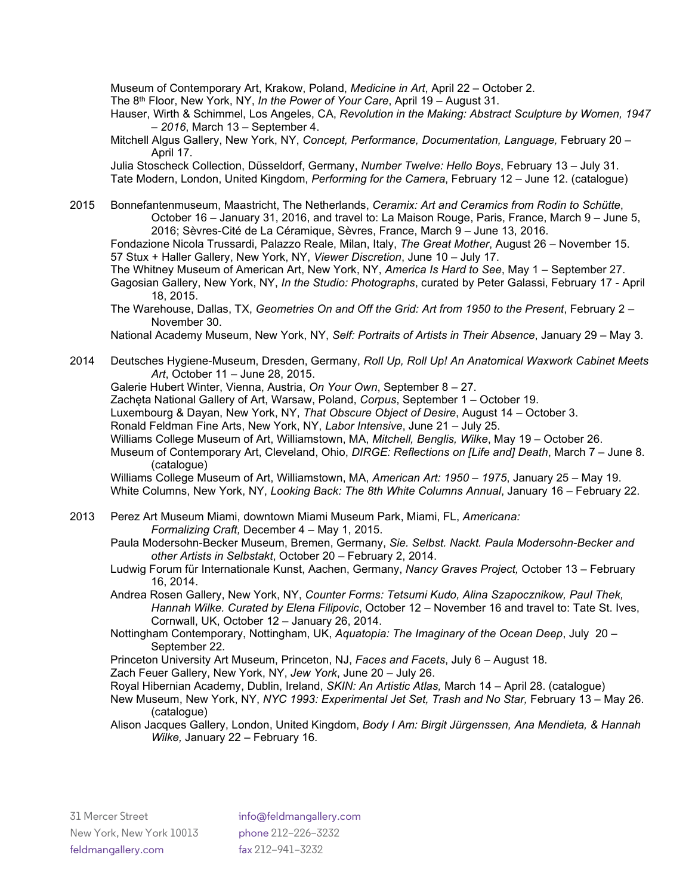Museum of Contemporary Art, Krakow, Poland, *Medicine in Art*, April 22 – October 2.
The 8th Floor, New York, NY, *In the Power of Your Care*, April 19 – August 31.
Hauser, Wirth & Schimmel, Los Angeles, CA, *Revolution in the Making: Abstract Sculpture by Women, 1947 – 2016*, March 13 – September 4.
Mitchell Algus Gallery, New York, NY, *Concept, Performance, Documentation, Language,* February 20 – April 17.
Julia Stoscheck Collection, Düsseldorf, Germany, *Number Twelve: Hello Boys*, February 13 – July 31.
Tate Modern, London, United Kingdom, *Performing for the Camera*, February 12 – June 12. (catalogue)

2015 Bonnefantenmuseum, Maastricht, The Netherlands, *Ceramix: Art and Ceramics from Rodin to Schütte*, October 16 – January 31, 2016, and travel to: La Maison Rouge, Paris, France, March 9 – June 5, 2016; Sèvres-Cité de La Céramique, Sèvres, France, March 9 – June 13, 2016.
Fondazione Nicola Trussardi, Palazzo Reale, Milan, Italy, *The Great Mother*, August 26 – November 15.
57 Stux + Haller Gallery, New York, NY, *Viewer Discretion*, June 10 – July 17.
The Whitney Museum of American Art, New York, NY, *America Is Hard to See*, May 1 – September 27.
Gagosian Gallery, New York, NY, *In the Studio: Photographs*, curated by Peter Galassi, February 17 - April 18, 2015.
The Warehouse, Dallas, TX, *Geometries On and Off the Grid: Art from 1950 to the Present*, February 2 – November 30.
National Academy Museum, New York, NY, *Self: Portraits of Artists in Their Absence*, January 29 – May 3.

2014 Deutsches Hygiene-Museum, Dresden, Germany, *Roll Up, Roll Up! An Anatomical Waxwork Cabinet Meets Art*, October 11 – June 28, 2015.
Galerie Hubert Winter, Vienna, Austria, *On Your Own*, September 8 – 27.
Zachęta National Gallery of Art, Warsaw, Poland, *Corpus*, September 1 – October 19.
Luxembourg & Dayan, New York, NY, *That Obscure Object of Desire*, August 14 – October 3.
Ronald Feldman Fine Arts, New York, NY, *Labor Intensive*, June 21 – July 25.
Williams College Museum of Art, Williamstown, MA, *Mitchell, Benglis, Wilke*, May 19 – October 26.
Museum of Contemporary Art, Cleveland, Ohio, *DIRGE: Reflections on [Life and] Death*, March 7 – June 8. (catalogue)
Williams College Museum of Art, Williamstown, MA, *American Art: 1950 – 1975*, January 25 – May 19.
White Columns, New York, NY, *Looking Back: The 8th White Columns Annual*, January 16 – February 22.

2013 Perez Art Museum Miami, downtown Miami Museum Park, Miami, FL, *Americana: Formalizing Craft,* December 4 – May 1, 2015.
Paula Modersohn-Becker Museum, Bremen, Germany, *Sie. Selbst. Nackt. Paula Modersohn-Becker and other Artists in Selbstakt*, October 20 – February 2, 2014.
Ludwig Forum für Internationale Kunst, Aachen, Germany, *Nancy Graves Project,* October 13 – February 16, 2014.
Andrea Rosen Gallery, New York, NY, *Counter Forms: Tetsumi Kudo, Alina Szapocznikow, Paul Thek, Hannah Wilke. Curated by Elena Filipovic*, October 12 – November 16 and travel to: Tate St. Ives, Cornwall, UK, October 12 – January 26, 2014.
Nottingham Contemporary, Nottingham, UK, *Aquatopia: The Imaginary of the Ocean Deep*, July 20 – September 22.
Princeton University Art Museum, Princeton, NJ, *Faces and Facets*, July 6 – August 18.
Zach Feuer Gallery, New York, NY, *Jew York*, June 20 – July 26.
Royal Hibernian Academy, Dublin, Ireland, *SKIN: An Artistic Atlas,* March 14 – April 28. (catalogue)
New Museum, New York, NY, *NYC 1993: Experimental Jet Set, Trash and No Star,* February 13 – May 26. (catalogue)
Alison Jacques Gallery, London, United Kingdom, *Body I Am: Birgit Jürgenssen, Ana Mendieta, & Hannah Wilke,* January 22 – February 16.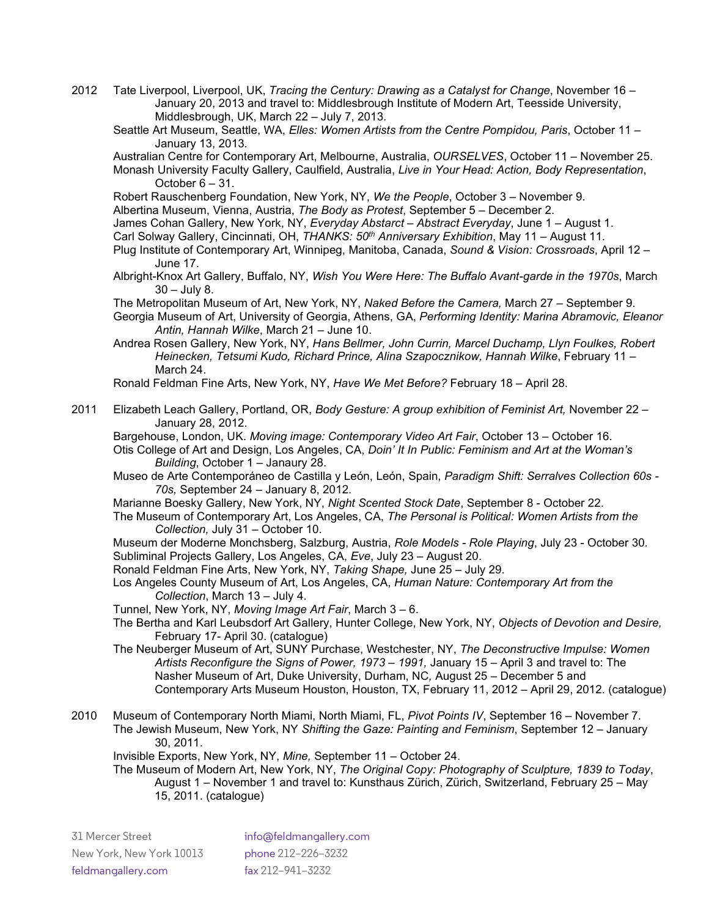2012 Tate Liverpool, Liverpool, UK, *Tracing the Century: Drawing as a Catalyst for Change*, November 16 – January 20, 2013 and travel to: Middlesbrough Institute of Modern Art, Teesside University, Middlesbrough, UK, March 22 – July 7, 2013.

Seattle Art Museum, Seattle, WA, *Elles: Women Artists from the Centre Pompidou, Paris*, October 11 – January 13, 2013.

Australian Centre for Contemporary Art, Melbourne, Australia, *OURSELVES*, October 11 – November 25.

Monash University Faculty Gallery, Caulfield, Australia, *Live in Your Head: Action, Body Representation*, October 6 – 31.

Robert Rauschenberg Foundation, New York, NY, *We the People*, October 3 – November 9.

Albertina Museum, Vienna, Austria, *The Body as Protest*, September 5 – December 2.

James Cohan Gallery, New York, NY, *Everyday Abstarct – Abstract Everyday*, June 1 – August 1.

Carl Solway Gallery, Cincinnati, OH, *THANKS: 50th Anniversary Exhibition*, May 11 – August 11.

Plug Institute of Contemporary Art, Winnipeg, Manitoba, Canada, *Sound & Vision: Crossroads*, April 12 – June 17.

Albright-Knox Art Gallery, Buffalo, NY, *Wish You Were Here: The Buffalo Avant-garde in the 1970s*, March 30 – July 8.

The Metropolitan Museum of Art, New York, NY, *Naked Before the Camera,* March 27 – September 9.

Georgia Museum of Art, University of Georgia, Athens, GA, *Performing Identity: Marina Abramovic, Eleanor Antin, Hannah Wilke*, March 21 – June 10.

Andrea Rosen Gallery, New York, NY, *Hans Bellmer, John Currin, Marcel Duchamp, Llyn Foulkes, Robert Heinecken, Tetsumi Kudo, Richard Prince, Alina Szapocznikow, Hannah Wilke*, February 11 – March 24.

Ronald Feldman Fine Arts, New York, NY, *Have We Met Before?* February 18 – April 28.

2011 Elizabeth Leach Gallery, Portland, OR, *Body Gesture: A group exhibition of Feminist Art,* November 22 – January 28, 2012.

Bargehouse, London, UK. *Moving image: Contemporary Video Art Fair*, October 13 – October 16.

Otis College of Art and Design, Los Angeles, CA, *Doin' It In Public: Feminism and Art at the Woman's Building*, October 1 – Janaury 28.

Museo de Arte Contemporáneo de Castilla y León, León, Spain, *Paradigm Shift: Serralves Collection 60s - 70s,* September 24 – January 8, 2012.

Marianne Boesky Gallery, New York, NY, *Night Scented Stock Date*, September 8 - October 22.

The Museum of Contemporary Art, Los Angeles, CA, *The Personal is Political: Women Artists from the Collection,* July 31 – October 10.

Museum der Moderne Monchsberg, Salzburg, Austria, *Role Models - Role Playing*, July 23 - October 30.

Subliminal Projects Gallery, Los Angeles, CA, *Eve*, July 23 – August 20.

Ronald Feldman Fine Arts, New York, NY, *Taking Shape,* June 25 – July 29.

Los Angeles County Museum of Art, Los Angeles, CA, *Human Nature: Contemporary Art from the Collection*, March 13 – July 4.

Tunnel, New York, NY, *Moving Image Art Fair*, March 3 – 6.

The Bertha and Karl Leubsdorf Art Gallery, Hunter College, New York, NY, *Objects of Devotion and Desire,* February 17- April 30. (catalogue)

The Neuberger Museum of Art, SUNY Purchase, Westchester, NY, *The Deconstructive Impulse: Women Artists Reconfigure the Signs of Power, 1973 – 1991,* January 15 – April 3 and travel to: The Nasher Museum of Art, Duke University, Durham, NC*,* August 25 – December 5 and Contemporary Arts Museum Houston, Houston, TX, February 11, 2012 – April 29, 2012. (catalogue)

2010 Museum of Contemporary North Miami, North Miami, FL, *Pivot Points IV*, September 16 – November 7.

The Jewish Museum, New York, NY *Shifting the Gaze: Painting and Feminism*, September 12 – January 30, 2011.

Invisible Exports, New York, NY, *Mine,* September 11 – October 24.

The Museum of Modern Art, New York, NY, *The Original Copy: Photography of Sculpture, 1839 to Today*, August 1 – November 1 and travel to: Kunsthaus Zürich, Zürich, Switzerland, February 25 – May 15, 2011. (catalogue)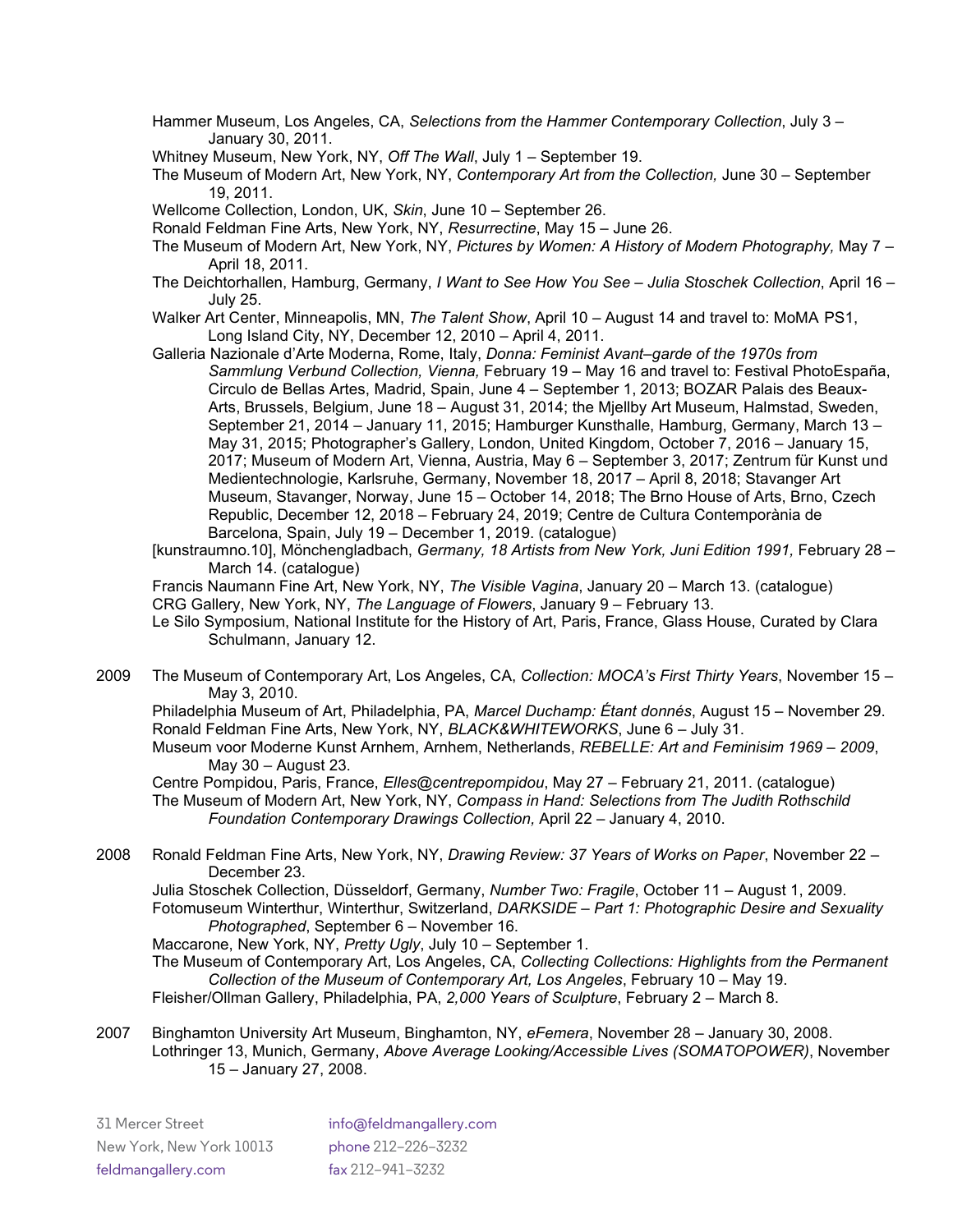Hammer Museum, Los Angeles, CA, *Selections from the Hammer Contemporary Collection*, July 3 – January 30, 2011.
Whitney Museum, New York, NY, *Off The Wall*, July 1 – September 19.
The Museum of Modern Art, New York, NY, *Contemporary Art from the Collection,* June 30 – September 19, 2011.
Wellcome Collection, London, UK, *Skin*, June 10 – September 26.
Ronald Feldman Fine Arts, New York, NY, *Resurrectine*, May 15 – June 26.
The Museum of Modern Art, New York, NY, *Pictures by Women: A History of Modern Photography,* May 7 – April 18, 2011.
The Deichtorhallen, Hamburg, Germany, *I Want to See How You See – Julia Stoschek Collection*, April 16 – July 25.
Walker Art Center, Minneapolis, MN, *The Talent Show*, April 10 – August 14 and travel to: MoMA PS1, Long Island City, NY, December 12, 2010 – April 4, 2011.
Galleria Nazionale d'Arte Moderna, Rome, Italy, *Donna: Feminist Avant–garde of the 1970s from Sammlung Verbund Collection, Vienna,* February 19 – May 16 and travel to: Festival PhotoEspaña, Circulo de Bellas Artes, Madrid, Spain, June 4 – September 1, 2013; BOZAR Palais des Beaux-Arts, Brussels, Belgium, June 18 – August 31, 2014; the Mjellby Art Museum, Halmstad, Sweden, September 21, 2014 – January 11, 2015; Hamburger Kunsthalle, Hamburg, Germany, March 13 – May 31, 2015; Photographer's Gallery, London, United Kingdom, October 7, 2016 – January 15, 2017; Museum of Modern Art, Vienna, Austria, May 6 – September 3, 2017; Zentrum für Kunst und Medientechnologie, Karlsruhe, Germany, November 18, 2017 – April 8, 2018; Stavanger Art Museum, Stavanger, Norway, June 15 – October 14, 2018; The Brno House of Arts, Brno, Czech Republic, December 12, 2018 – February 24, 2019; Centre de Cultura Contemporània de Barcelona, Spain, July 19 – December 1, 2019. (catalogue)
[kunstraumno.10], Mönchengladbach, *Germany, 18 Artists from New York, Juni Edition 1991,* February 28 – March 14. (catalogue)
Francis Naumann Fine Art, New York, NY, *The Visible Vagina*, January 20 – March 13. (catalogue)
CRG Gallery, New York, NY, *The Language of Flowers*, January 9 – February 13.
Le Silo Symposium, National Institute for the History of Art, Paris, France, Glass House, Curated by Clara Schulmann, January 12.

2009 The Museum of Contemporary Art, Los Angeles, CA, *Collection: MOCA's First Thirty Years*, November 15 – May 3, 2010.
Philadelphia Museum of Art, Philadelphia, PA, *Marcel Duchamp: Étant donnés*, August 15 – November 29.
Ronald Feldman Fine Arts, New York, NY, *BLACK&WHITEWORKS*, June 6 – July 31.
Museum voor Moderne Kunst Arnhem, Arnhem, Netherlands, *REBELLE: Art and Feminisim 1969 – 2009*, May 30 – August 23.
Centre Pompidou, Paris, France, *Elles@centrepompidou*, May 27 – February 21, 2011. (catalogue)
The Museum of Modern Art, New York, NY, *Compass in Hand: Selections from The Judith Rothschild Foundation Contemporary Drawings Collection,* April 22 – January 4, 2010.

2008 Ronald Feldman Fine Arts, New York, NY, *Drawing Review: 37 Years of Works on Paper*, November 22 – December 23.
Julia Stoschek Collection, Düsseldorf, Germany, *Number Two: Fragile*, October 11 – August 1, 2009.
Fotomuseum Winterthur, Winterthur, Switzerland, *DARKSIDE – Part 1: Photographic Desire and Sexuality Photographed*, September 6 – November 16.
Maccarone, New York, NY, *Pretty Ugly*, July 10 – September 1.
The Museum of Contemporary Art, Los Angeles, CA, *Collecting Collections: Highlights from the Permanent Collection of the Museum of Contemporary Art, Los Angeles*, February 10 – May 19.
Fleisher/Ollman Gallery, Philadelphia, PA, *2,000 Years of Sculpture*, February 2 – March 8.

2007 Binghamton University Art Museum, Binghamton, NY, *eFemera*, November 28 – January 30, 2008.
Lothringer 13, Munich, Germany, *Above Average Looking/Accessible Lives (SOMATOPOWER)*, November 15 – January 27, 2008.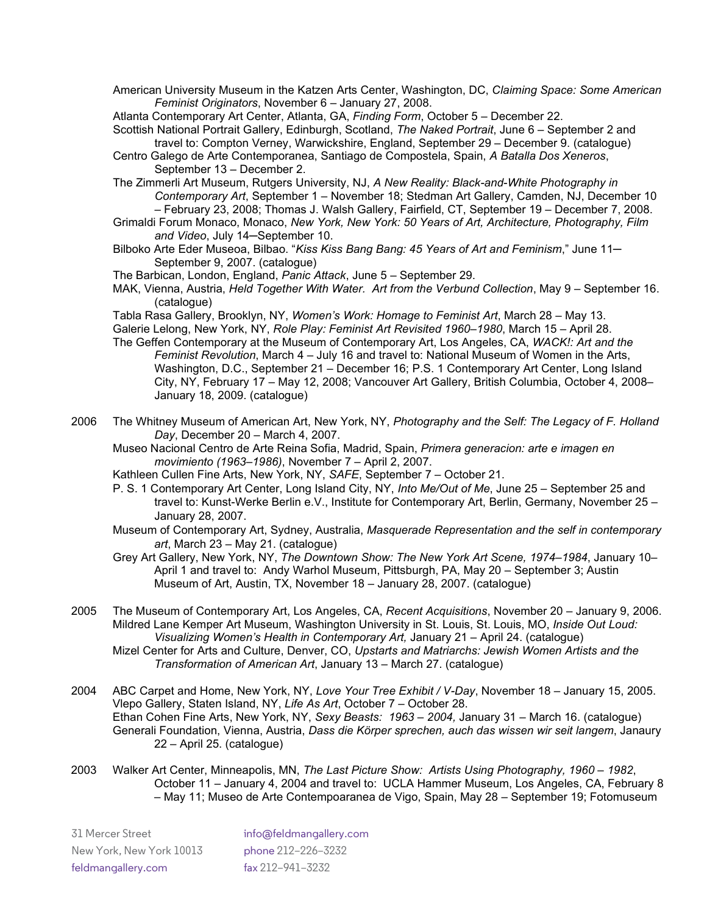American University Museum in the Katzen Arts Center, Washington, DC, *Claiming Space: Some American Feminist Originators*, November 6 – January 27, 2008.

Atlanta Contemporary Art Center, Atlanta, GA, *Finding Form*, October 5 – December 22.

Scottish National Portrait Gallery, Edinburgh, Scotland, *The Naked Portrait*, June 6 – September 2 and travel to: Compton Verney, Warwickshire, England, September 29 – December 9. (catalogue)

Centro Galego de Arte Contemporanea, Santiago de Compostela, Spain, *A Batalla Dos Xeneros*, September 13 – December 2.

The Zimmerli Art Museum, Rutgers University, NJ, *A New Reality: Black-and-White Photography in Contemporary Art*, September 1 – November 18; Stedman Art Gallery, Camden, NJ, December 10 – February 23, 2008; Thomas J. Walsh Gallery, Fairfield, CT, September 19 – December 7, 2008.

Grimaldi Forum Monaco, Monaco, *New York, New York: 50 Years of Art, Architecture, Photography, Film and Video*, July 14─September 10.

Bilboko Arte Eder Museoa, Bilbao. "*Kiss Kiss Bang Bang: 45 Years of Art and Feminism*," June 11─ September 9, 2007. (catalogue)

The Barbican, London, England, *Panic Attack*, June 5 – September 29.

MAK, Vienna, Austria, *Held Together With Water. Art from the Verbund Collection*, May 9 – September 16. (catalogue)

Tabla Rasa Gallery, Brooklyn, NY, *Women's Work: Homage to Feminist Art*, March 28 – May 13.

Galerie Lelong, New York, NY, *Role Play: Feminist Art Revisited 1960–1980*, March 15 – April 28.

The Geffen Contemporary at the Museum of Contemporary Art, Los Angeles, CA, *WACK!: Art and the Feminist Revolution*, March 4 – July 16 and travel to: National Museum of Women in the Arts, Washington, D.C., September 21 – December 16; P.S. 1 Contemporary Art Center, Long Island City, NY, February 17 – May 12, 2008; Vancouver Art Gallery, British Columbia, October 4, 2008– January 18, 2009. (catalogue)

2006 The Whitney Museum of American Art, New York, NY, *Photography and the Self: The Legacy of F. Holland Day*, December 20 – March 4, 2007.

Museo Nacional Centro de Arte Reina Sofia, Madrid, Spain, *Primera generacion: arte e imagen en movimiento (1963–1986)*, November 7 – April 2, 2007.

Kathleen Cullen Fine Arts, New York, NY, *SAFE*, September 7 – October 21.

P. S. 1 Contemporary Art Center, Long Island City, NY, *Into Me/Out of Me*, June 25 – September 25 and travel to: Kunst-Werke Berlin e.V., Institute for Contemporary Art, Berlin, Germany, November 25 – January 28, 2007.

Museum of Contemporary Art, Sydney, Australia, *Masquerade Representation and the self in contemporary art*, March 23 – May 21. (catalogue)

Grey Art Gallery, New York, NY, *The Downtown Show: The New York Art Scene, 1974–1984*, January 10– April 1 and travel to: Andy Warhol Museum, Pittsburgh, PA, May 20 – September 3; Austin Museum of Art, Austin, TX, November 18 – January 28, 2007. (catalogue)

2005 The Museum of Contemporary Art, Los Angeles, CA, *Recent Acquisitions*, November 20 – January 9, 2006.

Mildred Lane Kemper Art Museum, Washington University in St. Louis, St. Louis, MO, *Inside Out Loud: Visualizing Women's Health in Contemporary Art,* January 21 – April 24. (catalogue)

Mizel Center for Arts and Culture, Denver, CO, *Upstarts and Matriarchs: Jewish Women Artists and the Transformation of American Art*, January 13 – March 27. (catalogue)

2004 ABC Carpet and Home, New York, NY, *Love Your Tree Exhibit / V-Day*, November 18 – January 15, 2005.

Vlepo Gallery, Staten Island, NY, *Life As Art*, October 7 – October 28.

Ethan Cohen Fine Arts, New York, NY, *Sexy Beasts: 1963 – 2004,* January 31 – March 16. (catalogue)

Generali Foundation, Vienna, Austria, *Dass die Körper sprechen, auch das wissen wir seit langem*, Janaury 22 – April 25. (catalogue)

2003 Walker Art Center, Minneapolis, MN, *The Last Picture Show: Artists Using Photography, 1960 – 1982*, October 11 – January 4, 2004 and travel to: UCLA Hammer Museum, Los Angeles, CA, February 8 – May 11; Museo de Arte Contempoaranea de Vigo, Spain, May 28 – September 19; Fotomuseum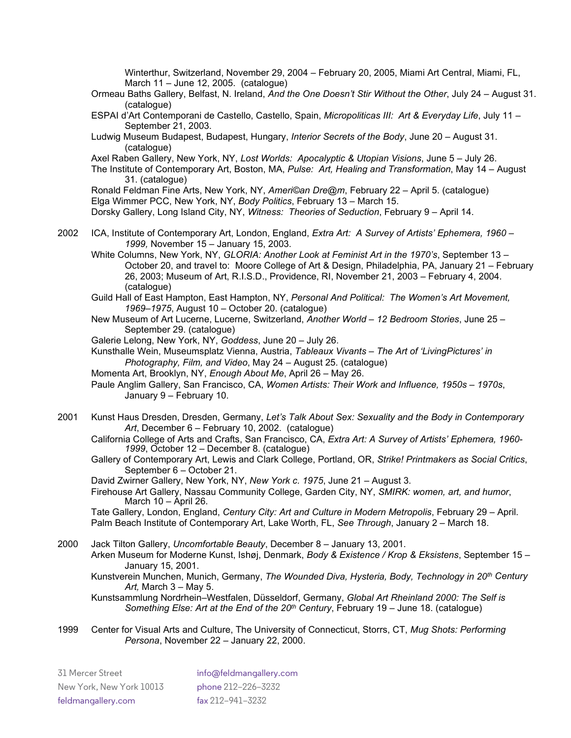Winterthur, Switzerland, November 29, 2004 – February 20, 2005, Miami Art Central, Miami, FL, March 11 – June 12, 2005. (catalogue)

Ormeau Baths Gallery, Belfast, N. Ireland, *And the One Doesn't Stir Without the Other*, July 24 – August 31. (catalogue)

ESPAI d'Art Contemporani de Castello, Castello, Spain, *Micropoliticas III: Art & Everyday Life*, July 11 – September 21, 2003.

Ludwig Museum Budapest, Budapest, Hungary, *Interior Secrets of the Body*, June 20 – August 31. (catalogue)

Axel Raben Gallery, New York, NY, *Lost Worlds: Apocalyptic & Utopian Visions*, June 5 – July 26.

The Institute of Contemporary Art, Boston, MA, *Pulse: Art, Healing and Transformation*, May 14 – August 31. (catalogue)

Ronald Feldman Fine Arts, New York, NY, *Ameri©an Dre@m*, February 22 – April 5. (catalogue)

Elga Wimmer PCC, New York, NY, *Body Politics*, February 13 – March 15.

Dorsky Gallery, Long Island City, NY, *Witness: Theories of Seduction*, February 9 – April 14.

2002 ICA, Institute of Contemporary Art, London, England, *Extra Art: A Survey of Artists' Ephemera, 1960 – 1999,* November 15 – January 15, 2003.

White Columns, New York, NY, *GLORIA: Another Look at Feminist Art in the 1970's*, September 13 – October 20, and travel to: Moore College of Art & Design, Philadelphia, PA, January 21 – February 26, 2003; Museum of Art, R.I.S.D., Providence, RI, November 21, 2003 – February 4, 2004. (catalogue)

Guild Hall of East Hampton, East Hampton, NY, *Personal And Political: The Women's Art Movement, 1969–1975*, August 10 – October 20. (catalogue)

New Museum of Art Lucerne, Lucerne, Switzerland, *Another World – 12 Bedroom Stories*, June 25 – September 29. (catalogue)

Galerie Lelong, New York, NY, *Goddess*, June 20 – July 26.

Kunsthalle Wein, Museumsplatz Vienna, Austria, *Tableaux Vivants – The Art of 'LivingPictures' in Photography, Film, and Video*, May 24 – August 25. (catalogue)

Momenta Art, Brooklyn, NY, *Enough About Me*, April 26 – May 26.

Paule Anglim Gallery, San Francisco, CA, *Women Artists: Their Work and Influence, 1950s – 1970s*, January 9 – February 10.

2001 Kunst Haus Dresden, Dresden, Germany, *Let's Talk About Sex: Sexuality and the Body in Contemporary Art*, December 6 – February 10, 2002. (catalogue)

California College of Arts and Crafts, San Francisco, CA, *Extra Art: A Survey of Artists' Ephemera, 1960-1999*, October 12 – December 8. (catalogue)

Gallery of Contemporary Art, Lewis and Clark College, Portland, OR, *Strike! Printmakers as Social Critics*, September 6 – October 21.

David Zwirner Gallery, New York, NY, *New York c. 1975*, June 21 – August 3.

Firehouse Art Gallery, Nassau Community College, Garden City, NY, *SMIRK: women, art, and humor*, March 10 – April 26.

Tate Gallery, London, England, *Century City: Art and Culture in Modern Metropolis*, February 29 – April.

Palm Beach Institute of Contemporary Art, Lake Worth, FL, *See Through*, January 2 – March 18.

2000 Jack Tilton Gallery, *Uncomfortable Beauty*, December 8 – January 13, 2001.

Arken Museum for Moderne Kunst, Ishøj, Denmark, *Body & Existence / Krop & Eksistens*, September 15 – January 15, 2001.

Kunstverein Munchen, Munich, Germany, *The Wounded Diva, Hysteria, Body, Technology in 20th Century Art,* March 3 – May 5.

Kunstsammlung Nordrhein–Westfalen, Düsseldorf, Germany, *Global Art Rheinland 2000: The Self is Something Else: Art at the End of the 20th Century*, February 19 – June 18. (catalogue)

1999 Center for Visual Arts and Culture, The University of Connecticut, Storrs, CT, *Mug Shots: Performing Persona*, November 22 – January 22, 2000.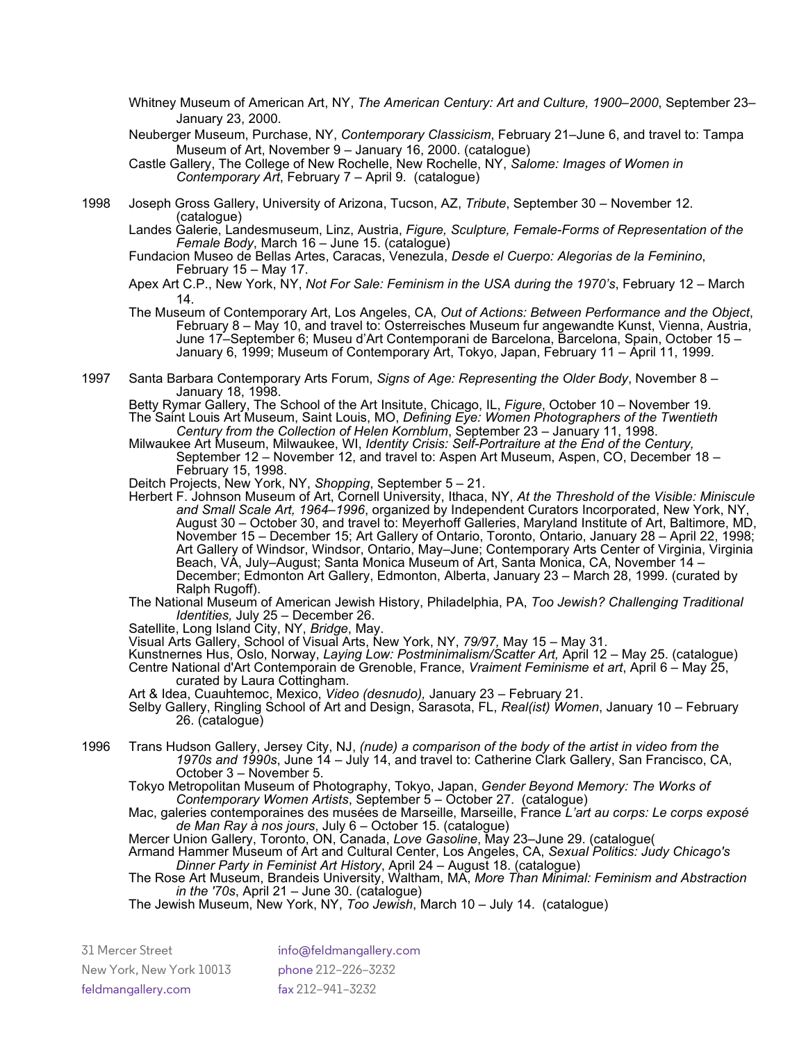Whitney Museum of American Art, NY, *The American Century: Art and Culture, 1900–2000*, September 23– January 23, 2000.

Neuberger Museum, Purchase, NY, *Contemporary Classicism*, February 21–June 6, and travel to: Tampa Museum of Art, November 9 – January 16, 2000. (catalogue)

Castle Gallery, The College of New Rochelle, New Rochelle, NY, *Salome: Images of Women in Contemporary Art*, February 7 – April 9. (catalogue)

1998 Joseph Gross Gallery, University of Arizona, Tucson, AZ, *Tribute*, September 30 – November 12. (catalogue)

Landes Galerie, Landesmuseum, Linz, Austria, *Figure, Sculpture, Female-Forms of Representation of the Female Body*, March 16 – June 15. (catalogue)

Fundacion Museo de Bellas Artes, Caracas, Venezula, *Desde el Cuerpo: Alegorias de la Feminino*, February 15 – May 17.

Apex Art C.P., New York, NY, *Not For Sale: Feminism in the USA during the 1970's*, February 12 – March 14.

The Museum of Contemporary Art, Los Angeles, CA, *Out of Actions: Between Performance and the Object*, February 8 – May 10, and travel to: Osterreisches Museum fur angewandte Kunst, Vienna, Austria, June 17–September 6; Museu d'Art Contemporani de Barcelona, Barcelona, Spain, October 15 – January 6, 1999; Museum of Contemporary Art, Tokyo, Japan, February 11 – April 11, 1999.

1997 Santa Barbara Contemporary Arts Forum, *Signs of Age: Representing the Older Body*, November 8 – January 18, 1998.

Betty Rymar Gallery, The School of the Art Insitute, Chicago, IL, *Figure*, October 10 – November 19.

The Saint Louis Art Museum, Saint Louis, MO, *Defining Eye: Women Photographers of the Twentieth Century from the Collection of Helen Kornblum*, September 23 – January 11, 1998.

Milwaukee Art Museum, Milwaukee, WI, *Identity Crisis: Self-Portraiture at the End of the Century,* September 12 – November 12, and travel to: Aspen Art Museum, Aspen, CO, December 18 – February 15, 1998.

Deitch Projects, New York, NY, *Shopping*, September 5 – 21.

Herbert F. Johnson Museum of Art, Cornell University, Ithaca, NY, *At the Threshold of the Visible: Miniscule and Small Scale Art, 1964–1996*, organized by Independent Curators Incorporated, New York, NY, August 30 – October 30, and travel to: Meyerhoff Galleries, Maryland Institute of Art, Baltimore, MD, November 15 – December 15; Art Gallery of Ontario, Toronto, Ontario, January 28 – April 22, 1998; Art Gallery of Windsor, Windsor, Ontario, May–June; Contemporary Arts Center of Virginia, Virginia Beach, VA, July–August; Santa Monica Museum of Art, Santa Monica, CA, November 14 – December; Edmonton Art Gallery, Edmonton, Alberta, January 23 – March 28, 1999. (curated by Ralph Rugoff).

The National Museum of American Jewish History, Philadelphia, PA, *Too Jewish? Challenging Traditional Identities,* July 25 – December 26.

Satellite, Long Island City, NY, *Bridge*, May.

Visual Arts Gallery, School of Visual Arts, New York, NY, *79/97,* May 15 – May 31.

Kunstnernes Hus, Oslo, Norway, *Laying Low: Postminimalism/Scatter Art,* April 12 – May 25. (catalogue)

Centre National d'Art Contemporain de Grenoble, France, *Vraiment Feminisme et art*, April 6 – May 25, curated by Laura Cottingham.

Art & Idea, Cuauhtemoc, Mexico, *Video (desnudo),* January 23 – February 21.

Selby Gallery, Ringling School of Art and Design, Sarasota, FL, *Real(ist) Women*, January 10 – February 26. (catalogue)

1996 Trans Hudson Gallery, Jersey City, NJ, *(nude) a comparison of the body of the artist in video from the 1970s and 1990s*, June 14 – July 14, and travel to: Catherine Clark Gallery, San Francisco, CA, October 3 – November 5.

Tokyo Metropolitan Museum of Photography, Tokyo, Japan, *Gender Beyond Memory: The Works of Contemporary Women Artists*, September 5 – October 27. (catalogue)

Mac, galeries contemporaines des musées de Marseille, Marseille, France *L'art au corps: Le corps exposé de Man Ray à nos jours*, July 6 – October 15. (catalogue)

Mercer Union Gallery, Toronto, ON, Canada, *Love Gasoline*, May 23–June 29. (catalogue(

Armand Hammer Museum of Art and Cultural Center, Los Angeles, CA, *Sexual Politics: Judy Chicago's Dinner Party in Feminist Art History*, April 24 – August 18. (catalogue)

The Rose Art Museum, Brandeis University, Waltham, MA, *More Than Minimal: Feminism and Abstraction in the '70s*, April 21 – June 30. (catalogue)

The Jewish Museum, New York, NY, *Too Jewish*, March 10 – July 14. (catalogue)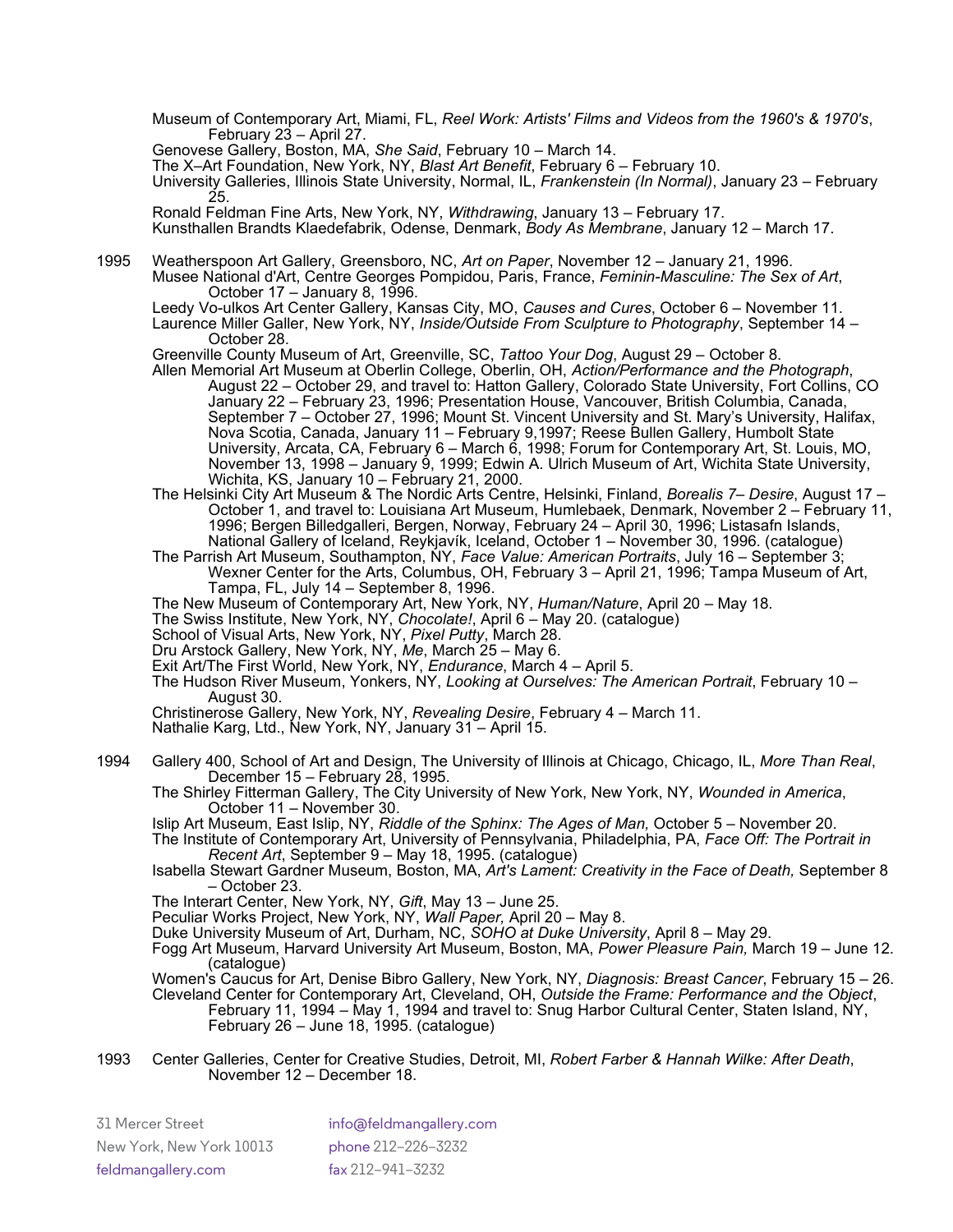Museum of Contemporary Art, Miami, FL, *Reel Work: Artists' Films and Videos from the 1960's & 1970's*, February 23 – April 27.
Genovese Gallery, Boston, MA, *She Said*, February 10 – March 14.
The X–Art Foundation, New York, NY, *Blast Art Benefit*, February 6 – February 10.
University Galleries, Illinois State University, Normal, IL, *Frankenstein (In Normal)*, January 23 – February 25.
Ronald Feldman Fine Arts, New York, NY, *Withdrawing*, January 13 – February 17.
Kunsthallen Brandts Klaedefabrik, Odense, Denmark, *Body As Membrane*, January 12 – March 17.

1995 Weatherspoon Art Gallery, Greensboro, NC, *Art on Paper*, November 12 – January 21, 1996.
Musee National d'Art, Centre Georges Pompidou, Paris, France, *Feminin-Masculine: The Sex of Art*, October 17 – January 8, 1996.
Leedy Vo-ulkos Art Center Gallery, Kansas City, MO, *Causes and Cures*, October 6 – November 11.
Laurence Miller Galler, New York, NY, *Inside/Outside From Sculpture to Photography*, September 14 – October 28.
Greenville County Museum of Art, Greenville, SC, *Tattoo Your Dog*, August 29 – October 8.
Allen Memorial Art Museum at Oberlin College, Oberlin, OH, *Action/Performance and the Photograph*, August 22 – October 29, and travel to: Hatton Gallery, Colorado State University, Fort Collins, CO January 22 – February 23, 1996; Presentation House, Vancouver, British Columbia, Canada, September 7 – October 27, 1996; Mount St. Vincent University and St. Mary's University, Halifax, Nova Scotia, Canada, January 11 – February 9,1997; Reese Bullen Gallery, Humbolt State University, Arcata, CA, February 6 – March 6, 1998; Forum for Contemporary Art, St. Louis, MO, November 13, 1998 – January 9, 1999; Edwin A. Ulrich Museum of Art, Wichita State University, Wichita, KS, January 10 – February 21, 2000.
The Helsinki City Art Museum & The Nordic Arts Centre, Helsinki, Finland, *Borealis 7– Desire*, August 17 – October 1, and travel to: Louisiana Art Museum, Humlebaek, Denmark, November 2 – February 11, 1996; Bergen Billedgalleri, Bergen, Norway, February 24 – April 30, 1996; Listasafn Islands, National Gallery of Iceland, Reykjavík, Iceland, October 1 – November 30, 1996. (catalogue)
The Parrish Art Museum, Southampton, NY, *Face Value: American Portraits*, July 16 – September 3; Wexner Center for the Arts, Columbus, OH, February 3 – April 21, 1996; Tampa Museum of Art, Tampa, FL, July 14 – September 8, 1996.
The New Museum of Contemporary Art, New York, NY, *Human/Nature*, April 20 – May 18.
The Swiss Institute, New York, NY, *Chocolate!*, April 6 – May 20. (catalogue)
School of Visual Arts, New York, NY, *Pixel Putty*, March 28.
Dru Arstock Gallery, New York, NY, *Me*, March 25 – May 6.
Exit Art/The First World, New York, NY, *Endurance*, March 4 – April 5.
The Hudson River Museum, Yonkers, NY, *Looking at Ourselves: The American Portrait*, February 10 – August 30.
Christinerose Gallery, New York, NY, *Revealing Desire*, February 4 – March 11.
Nathalie Karg, Ltd., New York, NY, January 31 – April 15.

1994 Gallery 400, School of Art and Design, The University of Illinois at Chicago, Chicago, IL, *More Than Real*, December 15 – February 28, 1995.
The Shirley Fitterman Gallery, The City University of New York, New York, NY, *Wounded in America*, October 11 – November 30.
Islip Art Museum, East Islip, NY, *Riddle of the Sphinx: The Ages of Man,* October 5 – November 20.
The Institute of Contemporary Art, University of Pennsylvania, Philadelphia, PA, *Face Off: The Portrait in Recent Art*, September 9 – May 18, 1995. (catalogue)
Isabella Stewart Gardner Museum, Boston, MA, *Art's Lament: Creativity in the Face of Death,* September 8 – October 23.
The Interart Center, New York, NY, *Gift*, May 13 – June 25.
Peculiar Works Project, New York, NY, *Wall Paper,* April 20 – May 8.
Duke University Museum of Art, Durham, NC, *SOHO at Duke University*, April 8 – May 29.
Fogg Art Museum, Harvard University Art Museum, Boston, MA, *Power Pleasure Pain,* March 19 – June 12. (catalogue)
Women's Caucus for Art, Denise Bibro Gallery, New York, NY, *Diagnosis: Breast Cancer*, February 15 – 26.
Cleveland Center for Contemporary Art, Cleveland, OH, *Outside the Frame: Performance and the Object*, February 11, 1994 – May 1, 1994 and travel to: Snug Harbor Cultural Center, Staten Island, NY, February 26 – June 18, 1995. (catalogue)

1993 Center Galleries, Center for Creative Studies, Detroit, MI, *Robert Farber & Hannah Wilke: After Death*, November 12 – December 18.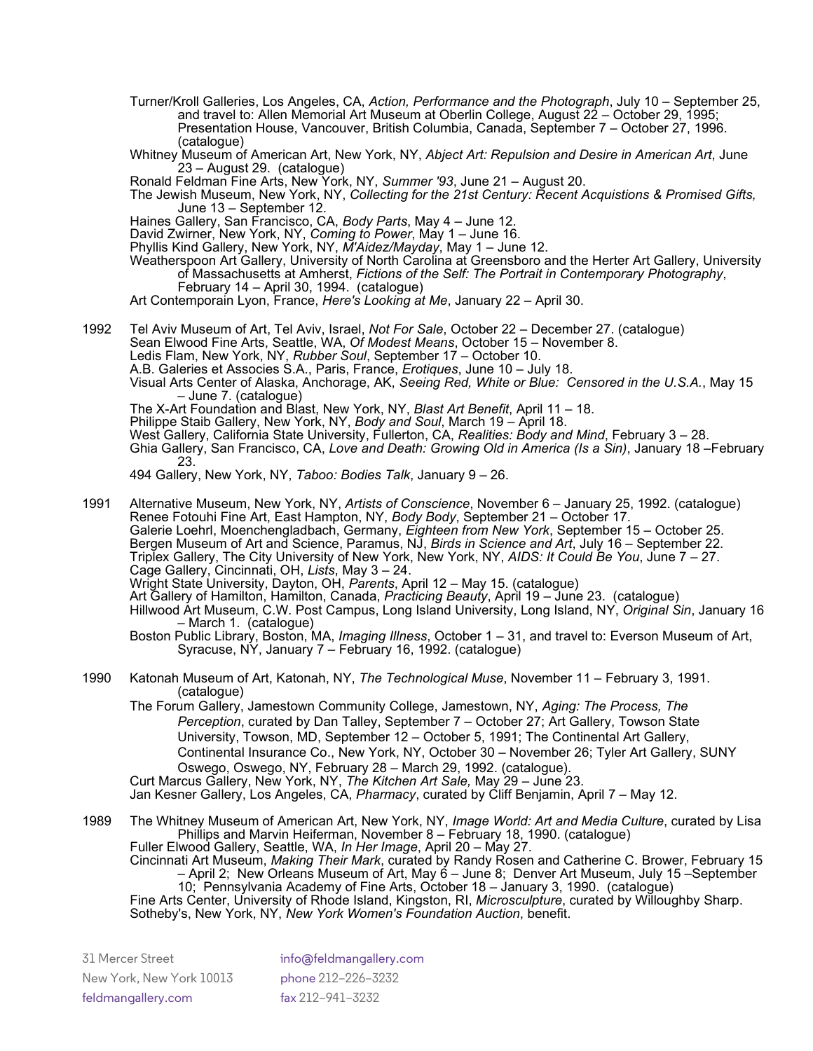Turner/Kroll Galleries, Los Angeles, CA, *Action, Performance and the Photograph*, July 10 – September 25, and travel to: Allen Memorial Art Museum at Oberlin College, August 22 – October 29, 1995; Presentation House, Vancouver, British Columbia, Canada, September 7 – October 27, 1996. (catalogue)

Whitney Museum of American Art, New York, NY, *Abject Art: Repulsion and Desire in American Art*, June 23 – August 29. (catalogue)

Ronald Feldman Fine Arts, New York, NY, *Summer '93*, June 21 – August 20.

The Jewish Museum, New York, NY, *Collecting for the 21st Century: Recent Acquistions & Promised Gifts,* June 13 – September 12.

Haines Gallery, San Francisco, CA, *Body Parts*, May 4 – June 12.

David Zwirner, New York, NY, *Coming to Power*, May 1 – June 16.

Phyllis Kind Gallery, New York, NY, *M'Aidez/Mayday*, May 1 – June 12.

Weatherspoon Art Gallery, University of North Carolina at Greensboro and the Herter Art Gallery, University of Massachusetts at Amherst, *Fictions of the Self: The Portrait in Contemporary Photography*, February 14 – April 30, 1994. (catalogue)

Art Contemporain Lyon, France, *Here's Looking at Me*, January 22 – April 30.

1992 Tel Aviv Museum of Art, Tel Aviv, Israel, *Not For Sale*, October 22 – December 27. (catalogue)

Sean Elwood Fine Arts, Seattle, WA, *Of Modest Means*, October 15 – November 8.

Ledis Flam, New York, NY, *Rubber Soul*, September 17 – October 10.

A.B. Galeries et Associes S.A., Paris, France, *Erotiques*, June 10 – July 18.

Visual Arts Center of Alaska, Anchorage, AK, *Seeing Red, White or Blue: Censored in the U.S.A.*, May 15 – June 7. (catalogue)

The X-Art Foundation and Blast, New York, NY, *Blast Art Benefit*, April 11 – 18.

Philippe Staib Gallery, New York, NY, *Body and Soul*, March 19 – April 18.

West Gallery, California State University, Fullerton, CA, *Realities: Body and Mind*, February 3 – 28.

Ghia Gallery, San Francisco, CA, *Love and Death: Growing Old in America (Is a Sin)*, January 18 –February 23.

494 Gallery, New York, NY, *Taboo: Bodies Talk*, January 9 – 26.

1991 Alternative Museum, New York, NY, *Artists of Conscience*, November 6 – January 25, 1992. (catalogue)

Renee Fotouhi Fine Art, East Hampton, NY, *Body Body*, September 21 – October 17.

Galerie Loehrl, Moenchengladbach, Germany, *Eighteen from New York*, September 15 – October 25.

Bergen Museum of Art and Science, Paramus, NJ, *Birds in Science and Art*, July 16 – September 22.

Triplex Gallery, The City University of New York, New York, NY, *AIDS: It Could Be You*, June 7 – 27.

Cage Gallery, Cincinnati, OH, *Lists*, May 3 – 24.

Wright State University, Dayton, OH, *Parents*, April 12 – May 15. (catalogue)

Art Gallery of Hamilton, Hamilton, Canada, *Practicing Beauty*, April 19 – June 23. (catalogue)

Hillwood Art Museum, C.W. Post Campus, Long Island University, Long Island, NY, *Original Sin*, January 16 – March 1. (catalogue)

Boston Public Library, Boston, MA, *Imaging Illness*, October 1 – 31, and travel to: Everson Museum of Art, Syracuse, NY, January 7 – February 16, 1992. (catalogue)

1990 Katonah Museum of Art, Katonah, NY, *The Technological Muse*, November 11 – February 3, 1991. (catalogue)

The Forum Gallery, Jamestown Community College, Jamestown, NY, *Aging: The Process, The Perception*, curated by Dan Talley, September 7 – October 27; Art Gallery, Towson State University, Towson, MD, September 12 – October 5, 1991; The Continental Art Gallery, Continental Insurance Co., New York, NY, October 30 – November 26; Tyler Art Gallery, SUNY Oswego, Oswego, NY, February 28 – March 29, 1992. (catalogue).

Curt Marcus Gallery, New York, NY, *The Kitchen Art Sale,* May 29 – June 23.

Jan Kesner Gallery, Los Angeles, CA, *Pharmacy*, curated by Cliff Benjamin, April 7 – May 12.

1989 The Whitney Museum of American Art, New York, NY, *Image World: Art and Media Culture*, curated by Lisa Phillips and Marvin Heiferman, November 8 – February 18, 1990. (catalogue)

Fuller Elwood Gallery, Seattle, WA, *In Her Image*, April 20 – May 27.

Cincinnati Art Museum, *Making Their Mark*, curated by Randy Rosen and Catherine C. Brower, February 15 – April 2; New Orleans Museum of Art, May 6 – June 8; Denver Art Museum, July 15 –September 10; Pennsylvania Academy of Fine Arts, October 18 – January 3, 1990. (catalogue)

Fine Arts Center, University of Rhode Island, Kingston, RI, *Microsculpture*, curated by Willoughby Sharp.

Sotheby's, New York, NY, *New York Women's Foundation Auction*, benefit.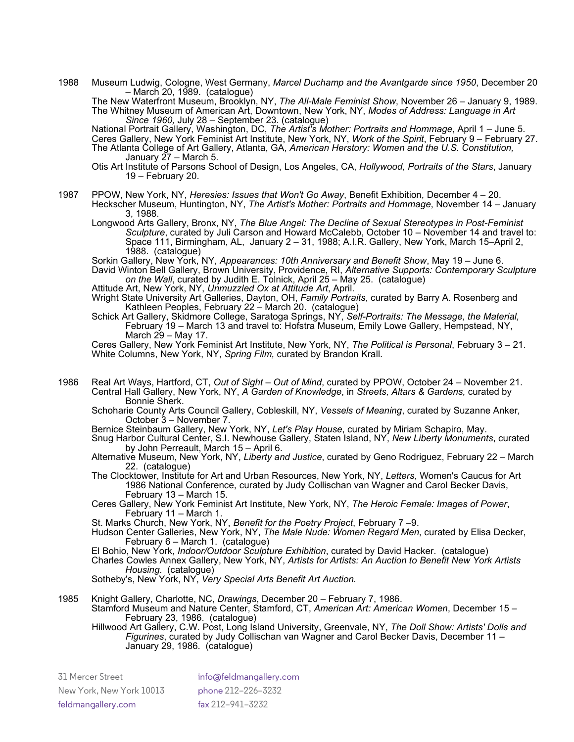1988 Museum Ludwig, Cologne, West Germany, *Marcel Duchamp and the Avantgarde since 1950*, December 20 – March 20, 1989. (catalogue)
The New Waterfront Museum, Brooklyn, NY, *The All-Male Feminist Show*, November 26 – January 9, 1989.
The Whitney Museum of American Art, Downtown, New York, NY, *Modes of Address: Language in Art Since 1960,* July 28 – September 23. (catalogue)
National Portrait Gallery, Washington, DC, *The Artist's Mother: Portraits and Hommage*, April 1 – June 5.
Ceres Gallery, New York Feminist Art Institute, New York, NY, *Work of the Spirit*, February 9 – February 27.
The Atlanta College of Art Gallery, Atlanta, GA, *American Herstory: Women and the U.S. Constitution,* January 27 – March 5.
Otis Art Institute of Parsons School of Design, Los Angeles, CA, *Hollywood, Portraits of the Stars*, January 19 – February 20.

1987 PPOW, New York, NY, *Heresies: Issues that Won't Go Away*, Benefit Exhibition, December 4 – 20.
Heckscher Museum, Huntington, NY, *The Artist's Mother: Portraits and Hommage*, November 14 – January 3, 1988.
Longwood Arts Gallery, Bronx, NY, *The Blue Angel: The Decline of Sexual Stereotypes in Post-Feminist Sculpture*, curated by Juli Carson and Howard McCalebb, October 10 – November 14 and travel to: Space 111, Birmingham, AL, January 2 – 31, 1988; A.I.R. Gallery, New York, March 15–April 2, 1988. (catalogue)
Sorkin Gallery, New York, NY, *Appearances: 10th Anniversary and Benefit Show*, May 19 – June 6.
David Winton Bell Gallery, Brown University, Providence, RI, *Alternative Supports: Contemporary Sculpture on the Wall*, curated by Judith E. Tolnick, April 25 – May 25. (catalogue)
Attitude Art, New York, NY, *Unmuzzled Ox at Attitude Art*, April.
Wright State University Art Galleries, Dayton, OH, *Family Portraits*, curated by Barry A. Rosenberg and Kathleen Peoples, February 22 – March 20. (catalogue)
Schick Art Gallery, Skidmore College, Saratoga Springs, NY, *Self-Portraits: The Message, the Material,* February 19 – March 13 and travel to: Hofstra Museum, Emily Lowe Gallery, Hempstead, NY, March 29 – May 17.
Ceres Gallery, New York Feminist Art Institute, New York, NY, *The Political is Personal*, February 3 – 21.
White Columns, New York, NY, *Spring Film,* curated by Brandon Krall.

1986 Real Art Ways, Hartford, CT, *Out of Sight – Out of Mind*, curated by PPOW, October 24 – November 21.
Central Hall Gallery, New York, NY, *A Garden of Knowledge*, in *Streets, Altars & Gardens,* curated by Bonnie Sherk.
Schoharie County Arts Council Gallery, Cobleskill, NY, *Vessels of Meaning*, curated by Suzanne Anker, October 3 – November 7.
Bernice Steinbaum Gallery, New York, NY, *Let's Play House*, curated by Miriam Schapiro, May.
Snug Harbor Cultural Center, S.I. Newhouse Gallery, Staten Island, NY, *New Liberty Monuments*, curated by John Perreault, March 15 – April 6.
Alternative Museum, New York, NY, *Liberty and Justice*, curated by Geno Rodriguez, February 22 – March 22. (catalogue)
The Clocktower, Institute for Art and Urban Resources, New York, NY, *Letters*, Women's Caucus for Art 1986 National Conference, curated by Judy Collischan van Wagner and Carol Becker Davis, February 13 – March 15.
Ceres Gallery, New York Feminist Art Institute, New York, NY, *The Heroic Female: Images of Power*, February 11 – March 1.
St. Marks Church, New York, NY, *Benefit for the Poetry Project*, February 7 –9.
Hudson Center Galleries, New York, NY, *The Male Nude: Women Regard Men*, curated by Elisa Decker, February 6 – March 1. (catalogue)
El Bohio, New York, *Indoor/Outdoor Sculpture Exhibition*, curated by David Hacker. (catalogue)
Charles Cowles Annex Gallery, New York, NY, *Artists for Artists: An Auction to Benefit New York Artists Housing*. (catalogue)
Sotheby's, New York, NY, *Very Special Arts Benefit Art Auction.*

1985 Knight Gallery, Charlotte, NC, *Drawings*, December 20 – February 7, 1986.
Stamford Museum and Nature Center, Stamford, CT, *American Art: American Women*, December 15 – February 23, 1986. (catalogue)
Hillwood Art Gallery, C.W. Post, Long Island University, Greenvale, NY, *The Doll Show: Artists' Dolls and Figurines*, curated by Judy Collischan van Wagner and Carol Becker Davis, December 11 – January 29, 1986. (catalogue)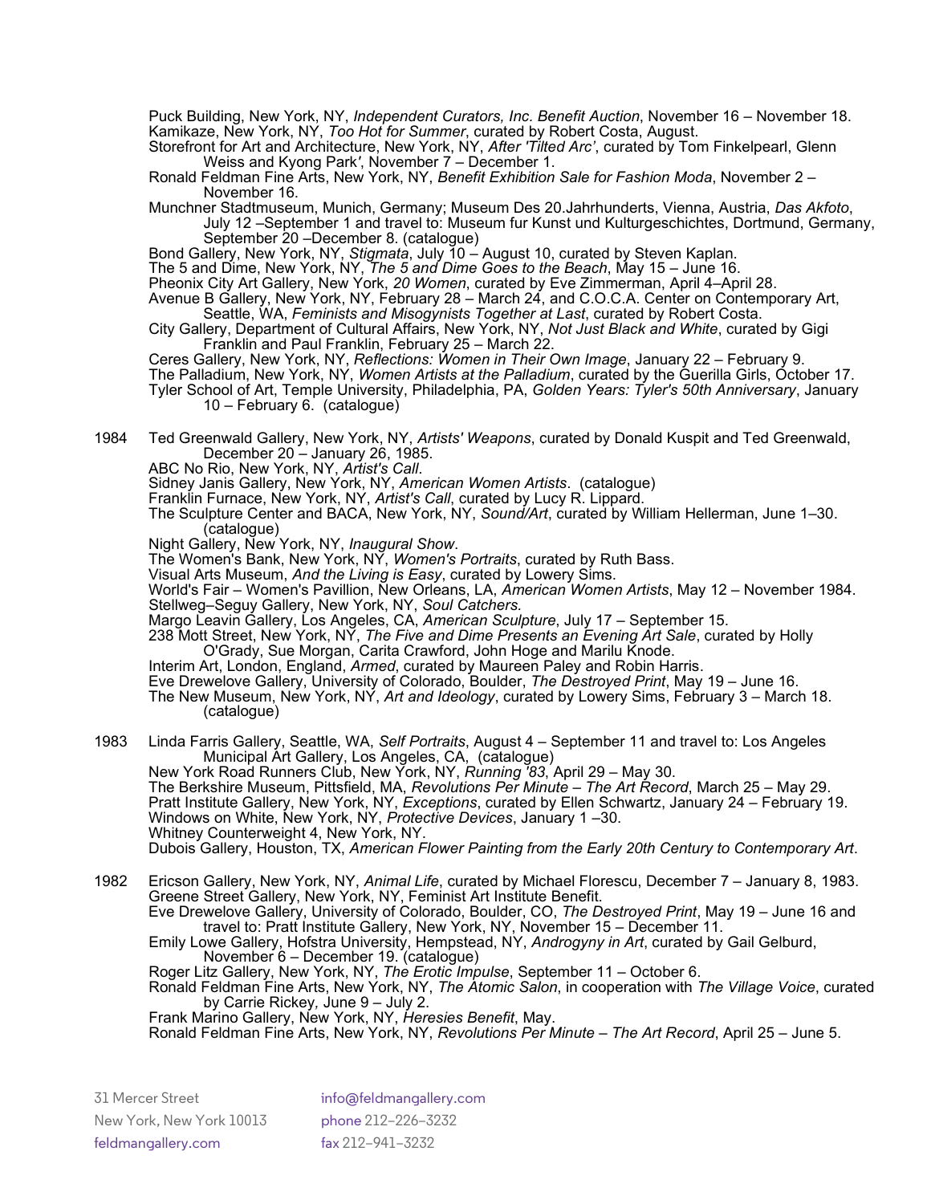Puck Building, New York, NY, *Independent Curators, Inc. Benefit Auction*, November 16 – November 18.
Kamikaze, New York, NY, *Too Hot for Summer*, curated by Robert Costa, August.
Storefront for Art and Architecture, New York, NY, *After 'Tilted Arc'*, curated by Tom Finkelpearl, Glenn Weiss and Kyong Park', November 7 – December 1.
Ronald Feldman Fine Arts, New York, NY, *Benefit Exhibition Sale for Fashion Moda*, November 2 – November 16.
Munchner Stadtmuseum, Munich, Germany; Museum Des 20.Jahrhunderts, Vienna, Austria, *Das Akfoto*, July 12 –September 1 and travel to: Museum fur Kunst und Kulturgeschichtes, Dortmund, Germany, September 20 –December 8. (catalogue)
Bond Gallery, New York, NY, *Stigmata*, July 10 – August 10, curated by Steven Kaplan.
The 5 and Dime, New York, NY, *The 5 and Dime Goes to the Beach*, May 15 – June 16.
Pheonix City Art Gallery, New York, *20 Women*, curated by Eve Zimmerman, April 4–April 28.
Avenue B Gallery, New York, NY, February 28 – March 24, and C.O.C.A. Center on Contemporary Art, Seattle, WA, *Feminists and Misogynists Together at Last*, curated by Robert Costa.
City Gallery, Department of Cultural Affairs, New York, NY, *Not Just Black and White*, curated by Gigi Franklin and Paul Franklin, February 25 – March 22.
Ceres Gallery, New York, NY, *Reflections: Women in Their Own Image*, January 22 – February 9.
The Palladium, New York, NY, *Women Artists at the Palladium*, curated by the Guerilla Girls, October 17.
Tyler School of Art, Temple University, Philadelphia, PA, *Golden Years: Tyler's 50th Anniversary*, January 10 – February 6. (catalogue)

1984 Ted Greenwald Gallery, New York, NY, *Artists' Weapons*, curated by Donald Kuspit and Ted Greenwald, December 20 – January 26, 1985.
ABC No Rio, New York, NY, *Artist's Call*.
Sidney Janis Gallery, New York, NY, *American Women Artists*. (catalogue)
Franklin Furnace, New York, NY, *Artist's Call*, curated by Lucy R. Lippard.
The Sculpture Center and BACA, New York, NY, *Sound/Art*, curated by William Hellerman, June 1–30. (catalogue)
Night Gallery, New York, NY, *Inaugural Show*.
The Women's Bank, New York, NY, *Women's Portraits*, curated by Ruth Bass.
Visual Arts Museum, *And the Living is Easy*, curated by Lowery Sims.
World's Fair – Women's Pavillion, New Orleans, LA, *American Women Artists*, May 12 – November 1984.
Stellweg–Seguy Gallery, New York, NY, *Soul Catchers.*
Margo Leavin Gallery, Los Angeles, CA, *American Sculpture*, July 17 – September 15.
238 Mott Street, New York, NY, *The Five and Dime Presents an Evening Art Sale*, curated by Holly O'Grady, Sue Morgan, Carita Crawford, John Hoge and Marilu Knode.
Interim Art, London, England, *Armed*, curated by Maureen Paley and Robin Harris.
Eve Drewelove Gallery, University of Colorado, Boulder, *The Destroyed Print*, May 19 – June 16.
The New Museum, New York, NY, *Art and Ideology*, curated by Lowery Sims, February 3 – March 18. (catalogue)

1983 Linda Farris Gallery, Seattle, WA, *Self Portraits*, August 4 – September 11 and travel to: Los Angeles Municipal Art Gallery, Los Angeles, CA, (catalogue)
New York Road Runners Club, New York, NY, *Running '83*, April 29 – May 30.
The Berkshire Museum, Pittsfield, MA, *Revolutions Per Minute – The Art Record*, March 25 – May 29.
Pratt Institute Gallery, New York, NY, *Exceptions*, curated by Ellen Schwartz, January 24 – February 19.
Windows on White, New York, NY, *Protective Devices*, January 1 –30.
Whitney Counterweight 4, New York, NY.
Dubois Gallery, Houston, TX, *American Flower Painting from the Early 20th Century to Contemporary Art*.

1982 Ericson Gallery, New York, NY, *Animal Life*, curated by Michael Florescu, December 7 – January 8, 1983.
Greene Street Gallery, New York, NY, Feminist Art Institute Benefit.
Eve Drewelove Gallery, University of Colorado, Boulder, CO, *The Destroyed Print*, May 19 – June 16 and travel to: Pratt Institute Gallery, New York, NY, November 15 – December 11.
Emily Lowe Gallery, Hofstra University, Hempstead, NY, *Androgyny in Art*, curated by Gail Gelburd, November 6 – December 19. (catalogue)
Roger Litz Gallery, New York, NY, *The Erotic Impulse*, September 11 – October 6.
Ronald Feldman Fine Arts, New York, NY, *The Atomic Salon*, in cooperation with *The Village Voice*, curated by Carrie Rickey, June 9 – July 2.
Frank Marino Gallery, New York, NY, *Heresies Benefit*, May.
Ronald Feldman Fine Arts, New York, NY, *Revolutions Per Minute – The Art Record*, April 25 – June 5.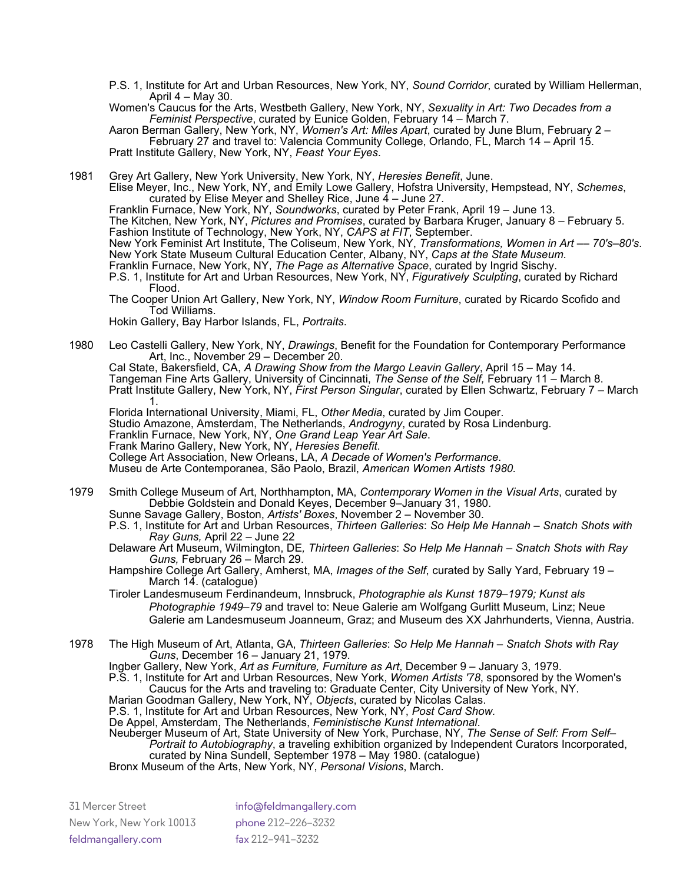P.S. 1, Institute for Art and Urban Resources, New York, NY, *Sound Corridor*, curated by William Hellerman, April 4 – May 30.
Women's Caucus for the Arts, Westbeth Gallery, New York, NY, *Sexuality in Art: Two Decades from a Feminist Perspective*, curated by Eunice Golden, February 14 – March 7.
Aaron Berman Gallery, New York, NY, *Women's Art: Miles Apart*, curated by June Blum, February 2 – February 27 and travel to: Valencia Community College, Orlando, FL, March 14 – April 15.
Pratt Institute Gallery, New York, NY, *Feast Your Eyes*.

1981 Grey Art Gallery, New York University, New York, NY, *Heresies Benefit*, June.
Elise Meyer, Inc., New York, NY, and Emily Lowe Gallery, Hofstra University, Hempstead, NY, *Schemes*, curated by Elise Meyer and Shelley Rice, June 4 – June 27.
Franklin Furnace, New York, NY, *Soundworks*, curated by Peter Frank, April 19 – June 13.
The Kitchen, New York, NY, *Pictures and Promises*, curated by Barbara Kruger, January 8 – February 5.
Fashion Institute of Technology, New York, NY, *CAPS at FIT*, September.
New York Feminist Art Institute, The Coliseum, New York, NY, *Transformations, Women in Art — 70's–80's*.
New York State Museum Cultural Education Center, Albany, NY, *Caps at the State Museum*.
Franklin Furnace, New York, NY, *The Page as Alternative Space*, curated by Ingrid Sischy.
P.S. 1, Institute for Art and Urban Resources, New York, NY, *Figuratively Sculpting*, curated by Richard Flood.
The Cooper Union Art Gallery, New York, NY, *Window Room Furniture*, curated by Ricardo Scofido and Tod Williams.
Hokin Gallery, Bay Harbor Islands, FL, *Portraits*.

1980 Leo Castelli Gallery, New York, NY, *Drawings*, Benefit for the Foundation for Contemporary Performance Art, Inc., November 29 – December 20.
Cal State, Bakersfield, CA, *A Drawing Show from the Margo Leavin Gallery*, April 15 – May 14.
Tangeman Fine Arts Gallery, University of Cincinnati, *The Sense of the Self,* February 11 – March 8.
Pratt Institute Gallery, New York, NY, *First Person Singular*, curated by Ellen Schwartz, February 7 – March 1.
Florida International University, Miami, FL, *Other Media*, curated by Jim Couper.
Studio Amazone, Amsterdam, The Netherlands, *Androgyny*, curated by Rosa Lindenburg.
Franklin Furnace, New York, NY, *One Grand Leap Year Art Sale*.
Frank Marino Gallery, New York, NY, *Heresies Benefit*.
College Art Association, New Orleans, LA, *A Decade of Women's Performance*.
Museu de Arte Contemporanea, São Paolo, Brazil, *American Women Artists 1980.*

1979 Smith College Museum of Art, Northhampton, MA, *Contemporary Women in the Visual Arts*, curated by Debbie Goldstein and Donald Keyes, December 9–January 31, 1980.
Sunne Savage Gallery, Boston, *Artists' Boxes*, November 2 – November 30.
P.S. 1, Institute for Art and Urban Resources, *Thirteen Galleries*: *So Help Me Hannah – Snatch Shots with Ray Guns,* April 22 – June 22
Delaware Art Museum, Wilmington, DE, *Thirteen Galleries*: *So Help Me Hannah – Snatch Shots with Ray Guns,* February 26 – March 29.
Hampshire College Art Gallery, Amherst, MA, *Images of the Self*, curated by Sally Yard, February 19 – March 14. (catalogue)
Tiroler Landesmuseum Ferdinandeum, Innsbruck, *Photographie als Kunst 1879–1979; Kunst als Photographie 1949–79* and travel to: Neue Galerie am Wolfgang Gurlitt Museum, Linz; Neue Galerie am Landesmuseum Joanneum, Graz; and Museum des XX Jahrhunderts, Vienna, Austria.

1978 The High Museum of Art, Atlanta, GA, *Thirteen Galleries*: *So Help Me Hannah – Snatch Shots with Ray Guns*, December 16 – January 21, 1979.
Ingber Gallery, New York, *Art as Furniture, Furniture as Art*, December 9 – January 3, 1979.
P.S. 1, Institute for Art and Urban Resources, New York, *Women Artists '78*, sponsored by the Women's Caucus for the Arts and traveling to: Graduate Center, City University of New York, NY.
Marian Goodman Gallery, New York, NY, *Objects*, curated by Nicolas Calas.
P.S. 1, Institute for Art and Urban Resources, New York, NY, *Post Card Show.*
De Appel, Amsterdam, The Netherlands, *Feministische Kunst International*.
Neuberger Museum of Art, State University of New York, Purchase, NY, *The Sense of Self: From Self–Portrait to Autobiography*, a traveling exhibition organized by Independent Curators Incorporated, curated by Nina Sundell, September 1978 – May 1980. (catalogue)
Bronx Museum of the Arts, New York, NY, *Personal Visions*, March.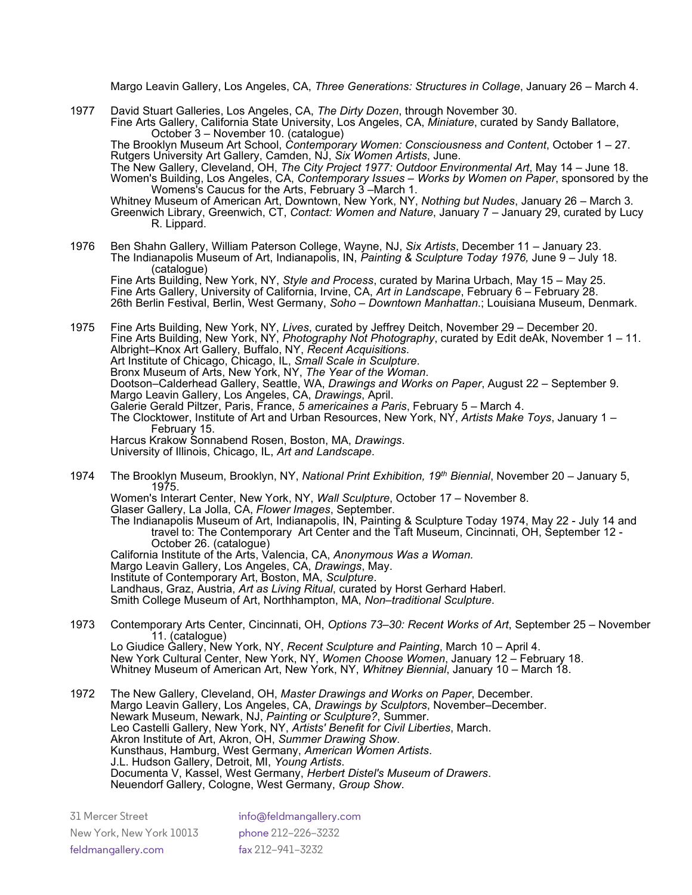Margo Leavin Gallery, Los Angeles, CA, *Three Generations: Structures in Collage*, January 26 – March 4.

1977 David Stuart Galleries, Los Angeles, CA, *The Dirty Dozen*, through November 30.
Fine Arts Gallery, California State University, Los Angeles, CA, *Miniature*, curated by Sandy Ballatore, October 3 – November 10. (catalogue)
The Brooklyn Museum Art School, *Contemporary Women: Consciousness and Content*, October 1 – 27.
Rutgers University Art Gallery, Camden, NJ, *Six Women Artists*, June.
The New Gallery, Cleveland, OH, *The City Project 1977: Outdoor Environmental Art*, May 14 – June 18.
Women's Building, Los Angeles, CA, *Contemporary Issues – Works by Women on Paper*, sponsored by the Womens's Caucus for the Arts, February 3 –March 1.
Whitney Museum of American Art, Downtown, New York, NY, *Nothing but Nudes*, January 26 – March 3.
Greenwich Library, Greenwich, CT, *Contact: Women and Nature*, January 7 – January 29, curated by Lucy R. Lippard.

1976 Ben Shahn Gallery, William Paterson College, Wayne, NJ, *Six Artists*, December 11 – January 23.
The Indianapolis Museum of Art, Indianapolis, IN, *Painting & Sculpture Today 1976,* June 9 – July 18. (catalogue)
Fine Arts Building, New York, NY, *Style and Process*, curated by Marina Urbach, May 15 – May 25.
Fine Arts Gallery, University of California, Irvine, CA, *Art in Landscape*, February 6 – February 28.
26th Berlin Festival, Berlin, West Germany, *Soho – Downtown Manhattan*.; Louisiana Museum, Denmark.

1975 Fine Arts Building, New York, NY, *Lives*, curated by Jeffrey Deitch, November 29 – December 20.
Fine Arts Building, New York, NY, *Photography Not Photography*, curated by Edit deAk, November 1 – 11.
Albright–Knox Art Gallery, Buffalo, NY, *Recent Acquisitions*.
Art Institute of Chicago, Chicago, IL, *Small Scale in Sculpture*.
Bronx Museum of Arts, New York, NY, *The Year of the Woman*.
Dootson–Calderhead Gallery, Seattle, WA, *Drawings and Works on Paper*, August 22 – September 9.
Margo Leavin Gallery, Los Angeles, CA, *Drawings*, April.
Galerie Gerald Piltzer, Paris, France, *5 americaines a Paris*, February 5 – March 4.
The Clocktower, Institute of Art and Urban Resources, New York, NY, *Artists Make Toys*, January 1 – February 15.
Harcus Krakow Sonnabend Rosen, Boston, MA, *Drawings*.
University of Illinois, Chicago, IL, *Art and Landscape*.

1974 The Brooklyn Museum, Brooklyn, NY, *National Print Exhibition, 19th Biennial*, November 20 – January 5, 1975.
Women's Interart Center, New York, NY, *Wall Sculpture*, October 17 – November 8.
Glaser Gallery, La Jolla, CA, *Flower Images*, September.
The Indianapolis Museum of Art, Indianapolis, IN, Painting & Sculpture Today 1974, May 22 - July 14 and travel to: The Contemporary Art Center and the Taft Museum, Cincinnati, OH, September 12 - October 26. (catalogue)
California Institute of the Arts, Valencia, CA, *Anonymous Was a Woman.*
Margo Leavin Gallery, Los Angeles, CA, *Drawings*, May.
Institute of Contemporary Art, Boston, MA, *Sculpture*.
Landhaus, Graz, Austria, *Art as Living Ritual*, curated by Horst Gerhard Haberl.
Smith College Museum of Art, Northhampton, MA, *Non–traditional Sculpture*.

1973 Contemporary Arts Center, Cincinnati, OH, *Options 73–30: Recent Works of Art*, September 25 – November 11. (catalogue)
Lo Giudice Gallery, New York, NY, *Recent Sculpture and Painting*, March 10 – April 4.
New York Cultural Center, New York, NY, *Women Choose Women*, January 12 – February 18.
Whitney Museum of American Art, New York, NY, *Whitney Biennial*, January 10 – March 18.

1972 The New Gallery, Cleveland, OH, *Master Drawings and Works on Paper*, December.
Margo Leavin Gallery, Los Angeles, CA, *Drawings by Sculptors*, November–December.
Newark Museum, Newark, NJ, *Painting or Sculpture?*, Summer.
Leo Castelli Gallery, New York, NY, *Artists' Benefit for Civil Liberties*, March.
Akron Institute of Art, Akron, OH, *Summer Drawing Show*.
Kunsthaus, Hamburg, West Germany, *American Women Artists*.
J.L. Hudson Gallery, Detroit, MI, *Young Artists*.
Documenta V, Kassel, West Germany, *Herbert Distel's Museum of Drawers*.
Neuendorf Gallery, Cologne, West Germany, *Group Show*.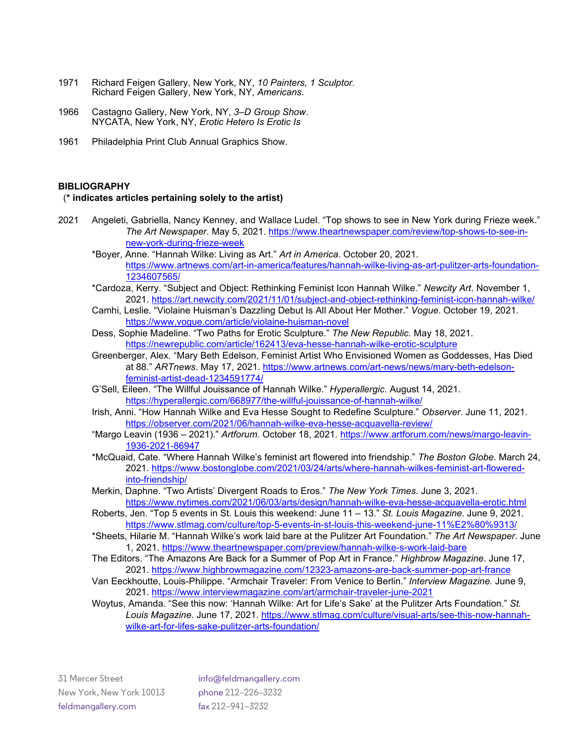1971 Richard Feigen Gallery, New York, NY, *10 Painters, 1 Sculptor*.
Richard Feigen Gallery, New York, NY, *Americans*.

1966 Castagno Gallery, New York, NY, *3–D Group Show*.
NYCATA, New York, NY, *Erotic Hetero Is Erotic Is*

1961 Philadelphia Print Club Annual Graphics Show.

**BIBLIOGRAPHY**
**(* indicates articles pertaining solely to the artist)**

2021 Angeleti, Gabriella, Nancy Kenney, and Wallace Ludel. "Top shows to see in New York during Frieze week." *The Art Newspaper*. May 5, 2021. https://www.theartnewspaper.com/review/top-shows-to-see-in-new-york-during-frieze-week

*Boyer, Anne. "Hannah Wilke: Living as Art." *Art in America*. October 20, 2021. https://www.artnews.com/art-in-america/features/hannah-wilke-living-as-art-pulitzer-arts-foundation-1234607565/

*Cardoza, Kerry. "Subject and Object: Rethinking Feminist Icon Hannah Wilke." *Newcity Art*. November 1, 2021. https://art.newcity.com/2021/11/01/subject-and-object-rethinking-feminist-icon-hannah-wilke/

Camhi, Leslie. "Violaine Huisman's Dazzling Debut Is All About Her Mother." *Vogue*. October 19, 2021. https://www.vogue.com/article/violaine-huisman-novel

Dess, Sophie Madeline. "Two Paths for Erotic Sculpture." *The New Republic.* May 18, 2021. https://newrepublic.com/article/162413/eva-hesse-hannah-wilke-erotic-sculpture

Greenberger, Alex. "Mary Beth Edelson, Feminist Artist Who Envisioned Women as Goddesses, Has Died at 88." *ARTnews*. May 17, 2021. https://www.artnews.com/art-news/news/mary-beth-edelson-feminist-artist-dead-1234591774/

G'Sell, Eileen. "The Willful Jouissance of Hannah Wilke." *Hyperallergic*. August 14, 2021. https://hyperallergic.com/668977/the-willful-jouissance-of-hannah-wilke/

Irish, Anni. "How Hannah Wilke and Eva Hesse Sought to Redefine Sculpture." *Observer*. June 11, 2021. https://observer.com/2021/06/hannah-wilke-eva-hesse-acquavella-review/

"Margo Leavin (1936 – 2021)." *Artforum*. October 18, 2021. https://www.artforum.com/news/margo-leavin-1936-2021-86947

*McQuaid, Cate. "Where Hannah Wilke's feminist art flowered into friendship." *The Boston Globe*. March 24, 2021. https://www.bostonglobe.com/2021/03/24/arts/where-hannah-wilkes-feminist-art-flowered-into-friendship/

Merkin, Daphne. "Two Artists' Divergent Roads to Eros." *The New York Times*. June 3, 2021. https://www.nytimes.com/2021/06/03/arts/design/hannah-wilke-eva-hesse-acquavella-erotic.html

Roberts, Jen. "Top 5 events in St. Louis this weekend: June 11 – 13." *St. Louis Magazine*. June 9, 2021. https://www.stlmag.com/culture/top-5-events-in-st-louis-this-weekend-june-11%E2%80%9313/

*Sheets, Hilarie M. "Hannah Wilke's work laid bare at the Pulitzer Art Foundation." *The Art Newspaper*. June 1, 2021. https://www.theartnewspaper.com/preview/hannah-wilke-s-work-laid-bare

The Editors. "The Amazons Are Back for a Summer of Pop Art in France." *Highbrow Magazine*. June 17, 2021. https://www.highbrowmagazine.com/12323-amazons-are-back-summer-pop-art-france

Van Eeckhoutte, Louis-Philippe. "Armchair Traveler: From Venice to Berlin." *Interview Magazine.* June 9, 2021. https://www.interviewmagazine.com/art/armchair-traveler-june-2021

Woytus, Amanda. "See this now: 'Hannah Wilke: Art for Life's Sake' at the Pulitzer Arts Foundation." *St. Louis Magazine*. June 17, 2021. https://www.stlmag.com/culture/visual-arts/see-this-now-hannah-wilke-art-for-lifes-sake-pulitzer-arts-foundation/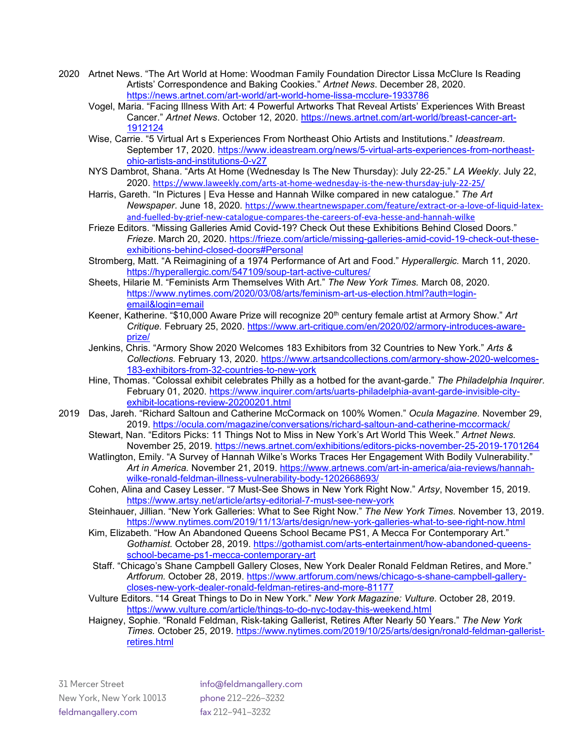2020 Artnet News. "The Art World at Home: Woodman Family Foundation Director Lissa McClure Is Reading Artists' Correspondence and Baking Cookies." *Artnet News*. December 28, 2020. https://news.artnet.com/art-world/art-world-home-lissa-mcclure-1933786

Vogel, Maria. "Facing Illness With Art: 4 Powerful Artworks That Reveal Artists' Experiences With Breast Cancer." *Artnet News*. October 12, 2020. https://news.artnet.com/art-world/breast-cancer-art-1912124

Wise, Carrie. "5 Virtual Art s Experiences From Northeast Ohio Artists and Institutions." *Ideastream*. September 17, 2020. https://www.ideastream.org/news/5-virtual-arts-experiences-from-northeast-ohio-artists-and-institutions-0-v27

NYS Dambrot, Shana. "Arts At Home (Wednesday Is The New Thursday): July 22-25." *LA Weekly*. July 22, 2020. https://www.laweekly.com/arts-at-home-wednesday-is-the-new-thursday-july-22-25/

Harris, Gareth. "In Pictures | Eva Hesse and Hannah Wilke compared in new catalogue." *The Art Newspaper*. June 18, 2020. https://www.theartnewspaper.com/feature/extract-or-a-love-of-liquid-latex-and-fuelled-by-grief-new-catalogue-compares-the-careers-of-eva-hesse-and-hannah-wilke

Frieze Editors. "Missing Galleries Amid Covid-19? Check Out these Exhibitions Behind Closed Doors." *Frieze*. March 20, 2020. https://frieze.com/article/missing-galleries-amid-covid-19-check-out-these-exhibitions-behind-closed-doors#Personal

Stromberg, Matt. "A Reimagining of a 1974 Performance of Art and Food." *Hyperallergic.* March 11, 2020. https://hyperallergic.com/547109/soup-tart-active-cultures/

Sheets, Hilarie M. "Feminists Arm Themselves With Art." *The New York Times.* March 08, 2020. https://www.nytimes.com/2020/03/08/arts/feminism-art-us-election.html?auth=login-email&login=email

Keener, Katherine. "$10,000 Aware Prize will recognize 20th century female artist at Armory Show." *Art Critique.* February 25, 2020. https://www.art-critique.com/en/2020/02/armory-introduces-aware-prize/

Jenkins, Chris. "Armory Show 2020 Welcomes 183 Exhibitors from 32 Countries to New York." *Arts & Collections.* February 13, 2020. https://www.artsandcollections.com/armory-show-2020-welcomes-183-exhibitors-from-32-countries-to-new-york

Hine, Thomas. "Colossal exhibit celebrates Philly as a hotbed for the avant-garde." *The Philadelphia Inquirer*. February 01, 2020. https://www.inquirer.com/arts/uarts-philadelphia-avant-garde-invisible-city-exhibit-locations-review-20200201.html

2019 Das, Jareh. "Richard Saltoun and Catherine McCormack on 100% Women." *Ocula Magazine.* November 29, 2019. https://ocula.com/magazine/conversations/richard-saltoun-and-catherine-mccormack/

Stewart, Nan. "Editors Picks: 11 Things Not to Miss in New York's Art World This Week." *Artnet News.* November 25, 2019. https://news.artnet.com/exhibitions/editors-picks-november-25-2019-1701264

Watlington, Emily. "A Survey of Hannah Wilke's Works Traces Her Engagement With Bodily Vulnerability." *Art in America.* November 21, 2019. https://www.artnews.com/art-in-america/aia-reviews/hannah-wilke-ronald-feldman-illness-vulnerability-body-1202668693/

Cohen, Alina and Casey Lesser. "7 Must-See Shows in New York Right Now." *Artsy*, November 15, 2019. https://www.artsy.net/article/artsy-editorial-7-must-see-new-york

Steinhauer, Jillian. "New York Galleries: What to See Right Now." *The New York Times.* November 13, 2019. https://www.nytimes.com/2019/11/13/arts/design/new-york-galleries-what-to-see-right-now.html

Kim, Elizabeth. "How An Abandoned Queens School Became PS1, A Mecca For Contemporary Art." *Gothamist.* October 28, 2019. https://gothamist.com/arts-entertainment/how-abandoned-queens-school-became-ps1-mecca-contemporary-art

Staff. "Chicago's Shane Campbell Gallery Closes, New York Dealer Ronald Feldman Retires, and More." *Artforum.* October 28, 2019. https://www.artforum.com/news/chicago-s-shane-campbell-gallery-closes-new-york-dealer-ronald-feldman-retires-and-more-81177

Vulture Editors. "14 Great Things to Do in New York." *New York Magazine: Vulture.* October 28, 2019. https://www.vulture.com/article/things-to-do-nyc-today-this-weekend.html

Haigney, Sophie. "Ronald Feldman, Risk-taking Gallerist, Retires After Nearly 50 Years." *The New York Times.* October 25, 2019. https://www.nytimes.com/2019/10/25/arts/design/ronald-feldman-gallerist-retires.html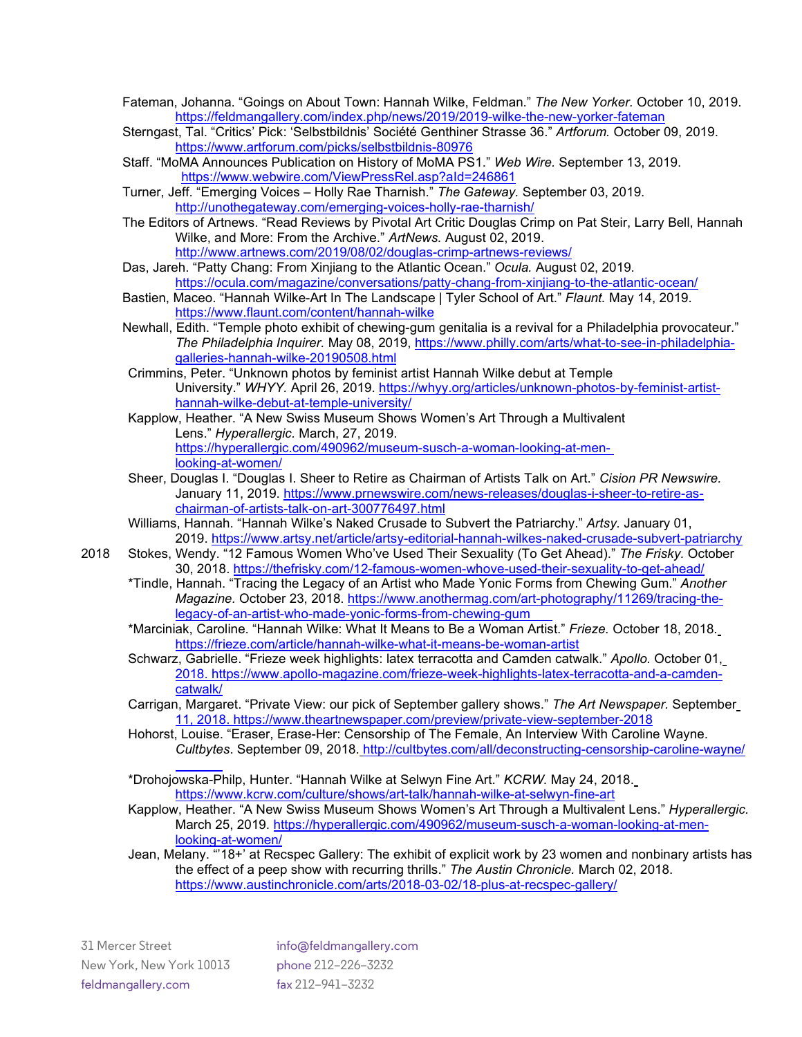Fateman, Johanna. “Goings on About Town: Hannah Wilke, Feldman.” *The New Yorker.* October 10, 2019. https://feldmangallery.com/index.php/news/2019/2019-wilke-the-new-yorker-fateman

Sterngast, Tal. “Critics’ Pick: ‘Selbstbildnis’ Société Genthiner Strasse 36.” *Artforum.* October 09, 2019. https://www.artforum.com/picks/selbstbildnis-80976

Staff. “MoMA Announces Publication on History of MoMA PS1.” *Web Wire.* September 13, 2019. https://www.webwire.com/ViewPressRel.asp?aId=246861

Turner, Jeff. “Emerging Voices – Holly Rae Tharnish.” *The Gateway.* September 03, 2019. http://unothegateway.com/emerging-voices-holly-rae-tharnish/

The Editors of Artnews. “Read Reviews by Pivotal Art Critic Douglas Crimp on Pat Steir, Larry Bell, Hannah Wilke, and More: From the Archive.” *ArtNews.* August 02, 2019. http://www.artnews.com/2019/08/02/douglas-crimp-artnews-reviews/

Das, Jareh. “Patty Chang: From Xinjiang to the Atlantic Ocean.” *Ocula.* August 02, 2019. https://ocula.com/magazine/conversations/patty-chang-from-xinjiang-to-the-atlantic-ocean/

Bastien, Maceo. “Hannah Wilke-Art In The Landscape | Tyler School of Art.” *Flaunt.* May 14, 2019. https://www.flaunt.com/content/hannah-wilke

Newhall, Edith. “Temple photo exhibit of chewing-gum genitalia is a revival for a Philadelphia provocateur.” *The Philadelphia Inquirer.* May 08, 2019, https://www.philly.com/arts/what-to-see-in-philadelphia-galleries-hannah-wilke-20190508.html

Crimmins, Peter. “Unknown photos by feminist artist Hannah Wilke debut at Temple University.” *WHYY.* April 26, 2019. https://whyy.org/articles/unknown-photos-by-feminist-artist-hannah-wilke-debut-at-temple-university/

Kapplow, Heather. “A New Swiss Museum Shows Women’s Art Through a Multivalent Lens.” *Hyperallergic.* March, 27, 2019. https://hyperallergic.com/490962/museum-susch-a-woman-looking-at-men-looking-at-women/

Sheer, Douglas I. “Douglas I. Sheer to Retire as Chairman of Artists Talk on Art.” *Cision PR Newswire.* January 11, 2019. https://www.prnewswire.com/news-releases/douglas-i-sheer-to-retire-as-chairman-of-artists-talk-on-art-300776497.html

Williams, Hannah. “Hannah Wilke’s Naked Crusade to Subvert the Patriarchy.” *Artsy.* January 01, 2019. https://www.artsy.net/article/artsy-editorial-hannah-wilkes-naked-crusade-subvert-patriarchy

2018

Stokes, Wendy. “12 Famous Women Who’ve Used Their Sexuality (To Get Ahead).” *The Frisky.* October 30, 2018. https://thefrisky.com/12-famous-women-whove-used-their-sexuality-to-get-ahead/

*Tindle, Hannah. “Tracing the Legacy of an Artist who Made Yonic Forms from Chewing Gum.” *Another Magazine.* October 23, 2018. https://www.anothermag.com/art-photography/11269/tracing-the-legacy-of-an-artist-who-made-yonic-forms-from-chewing-gum

*Marciniak, Caroline. “Hannah Wilke: What It Means to Be a Woman Artist.” *Frieze.* October 18, 2018. https://frieze.com/article/hannah-wilke-what-it-means-be-woman-artist

Schwarz, Gabrielle. “Frieze week highlights: latex terracotta and Camden catwalk.” *Apollo.* October 01, 2018. https://www.apollo-magazine.com/frieze-week-highlights-latex-terracotta-and-a-camden-catwalk/

Carrigan, Margaret. “Private View: our pick of September gallery shows.” *The Art Newspaper.* September 11, 2018. https://www.theartnewspaper.com/preview/private-view-september-2018

Hohorst, Louise. “Eraser, Erase-Her: Censorship of The Female, An Interview With Caroline Wayne. *Cultbytes*. September 09, 2018. http://cultbytes.com/all/deconstructing-censorship-caroline-wayne/

*Drohojowska-Philp, Hunter. “Hannah Wilke at Selwyn Fine Art.” *KCRW.* May 24, 2018. https://www.kcrw.com/culture/shows/art-talk/hannah-wilke-at-selwyn-fine-art

Kapplow, Heather. “A New Swiss Museum Shows Women’s Art Through a Multivalent Lens.” *Hyperallergic.* March 25, 2019. https://hyperallergic.com/490962/museum-susch-a-woman-looking-at-men-looking-at-women/

Jean, Melany. “‘18+’ at Recspec Gallery: The exhibit of explicit work by 23 women and nonbinary artists has the effect of a peep show with recurring thrills.” *The Austin Chronicle.* March 02, 2018. https://www.austinchronicle.com/arts/2018-03-02/18-plus-at-recspec-gallery/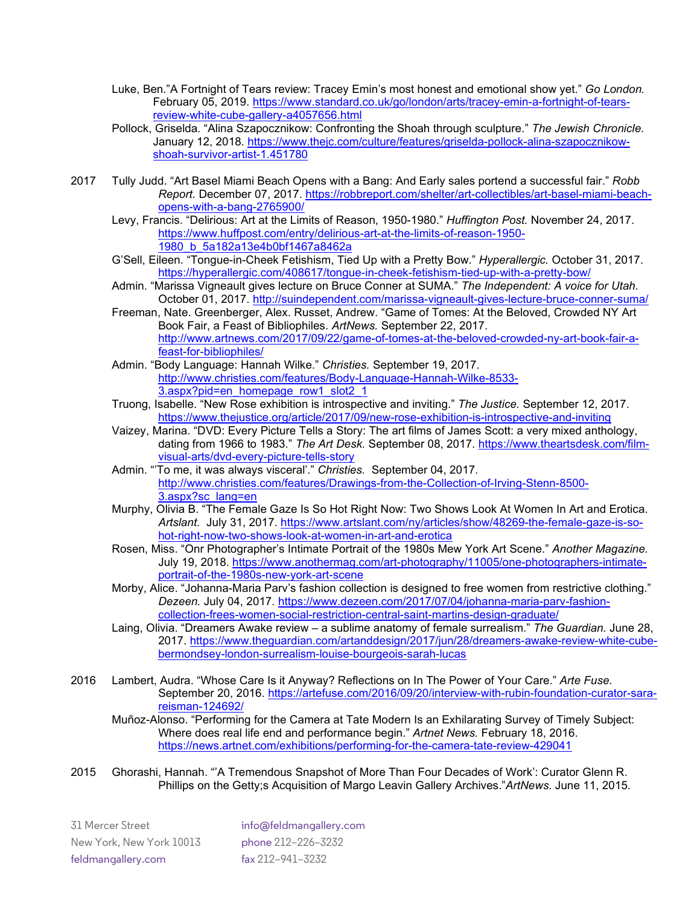Luke, Ben."A Fortnight of Tears review: Tracey Emin's most honest and emotional show yet." *Go London.* February 05, 2019. https://www.standard.co.uk/go/london/arts/tracey-emin-a-fortnight-of-tears-review-white-cube-gallery-a4057656.html

Pollock, Griselda. "Alina Szapocznikow: Confronting the Shoah through sculpture." *The Jewish Chronicle.* January 12, 2018. https://www.thejc.com/culture/features/griselda-pollock-alina-szapocznikow-shoah-survivor-artist-1.451780

2017 Tully Judd. "Art Basel Miami Beach Opens with a Bang: And Early sales portend a successful fair." *Robb Report.* December 07, 2017. https://robbreport.com/shelter/art-collectibles/art-basel-miami-beach-opens-with-a-bang-2765900/

Levy, Francis. "Delirious: Art at the Limits of Reason, 1950-1980." *Huffington Post.* November 24, 2017. https://www.huffpost.com/entry/delirious-art-at-the-limits-of-reason-1950-1980_b_5a182a13e4b0bf1467a8462a

G'Sell, Eileen. "Tongue-in-Cheek Fetishism, Tied Up with a Pretty Bow." *Hyperallergic.* October 31, 2017. https://hyperallergic.com/408617/tongue-in-cheek-fetishism-tied-up-with-a-pretty-bow/

Admin. "Marissa Vigneault gives lecture on Bruce Conner at SUMA." *The Independent: A voice for Utah.* October 01, 2017. http://suindependent.com/marissa-vigneault-gives-lecture-bruce-conner-suma/

Freeman, Nate. Greenberger, Alex. Russet, Andrew. "Game of Tomes: At the Beloved, Crowded NY Art Book Fair, a Feast of Bibliophiles." *ArtNews.* September 22, 2017. http://www.artnews.com/2017/09/22/game-of-tomes-at-the-beloved-crowded-ny-art-book-fair-a-feast-for-bibliophiles/

Admin. "Body Language: Hannah Wilke." *Christies.* September 19, 2017. http://www.christies.com/features/Body-Language-Hannah-Wilke-8533-3.aspx?pid=en_homepage_row1_slot2_1

Truong, Isabelle. "New Rose exhibition is introspective and inviting." *The Justice.* September 12, 2017. https://www.thejustice.org/article/2017/09/new-rose-exhibition-is-introspective-and-inviting

Vaizey, Marina. "DVD: Every Picture Tells a Story: The art films of James Scott: a very mixed anthology, dating from 1966 to 1983." *The Art Desk.* September 08, 2017. https://www.theartsdesk.com/film-visual-arts/dvd-every-picture-tells-story

Admin. "'To me, it was always visceral'." *Christies.* September 04, 2017. http://www.christies.com/features/Drawings-from-the-Collection-of-Irving-Stenn-8500-3.aspx?sc_lang=en

Murphy, Olivia B. "The Female Gaze Is So Hot Right Now: Two Shows Look At Women In Art and Erotica. *Artslant.* July 31, 2017. https://www.artslant.com/ny/articles/show/48269-the-female-gaze-is-so-hot-right-now-two-shows-look-at-women-in-art-and-erotica

Rosen, Miss. "Onr Photographer's Intimate Portrait of the 1980s Mew York Art Scene." *Another Magazine.* July 19, 2018. https://www.anothermag.com/art-photography/11005/one-photographers-intimate-portrait-of-the-1980s-new-york-art-scene

Morby, Alice. "Johanna-Maria Parv's fashion collection is designed to free women from restrictive clothing." *Dezeen.* July 04, 2017. https://www.dezeen.com/2017/07/04/johanna-maria-parv-fashion-collection-frees-women-social-restriction-central-saint-martins-design-graduate/

Laing, Olivia. "Dreamers Awake review – a sublime anatomy of female surrealism." *The Guardian.* June 28, 2017. https://www.theguardian.com/artanddesign/2017/jun/28/dreamers-awake-review-white-cube-bermondsey-london-surrealism-louise-bourgeois-sarah-lucas

2016 Lambert, Audra. "Whose Care Is it Anyway? Reflections on In The Power of Your Care." *Arte Fuse.* September 20, 2016. https://artefuse.com/2016/09/20/interview-with-rubin-foundation-curator-sara-reisman-124692/

Muñoz-Alonso. "Performing for the Camera at Tate Modern Is an Exhilarating Survey of Timely Subject: Where does real life end and performance begin." *Artnet News.* February 18, 2016. https://news.artnet.com/exhibitions/performing-for-the-camera-tate-review-429041

2015 Ghorashi, Hannah. "'A Tremendous Snapshot of More Than Four Decades of Work': Curator Glenn R. Phillips on the Getty;s Acquisition of Margo Leavin Gallery Archives."*ArtNews.* June 11, 2015.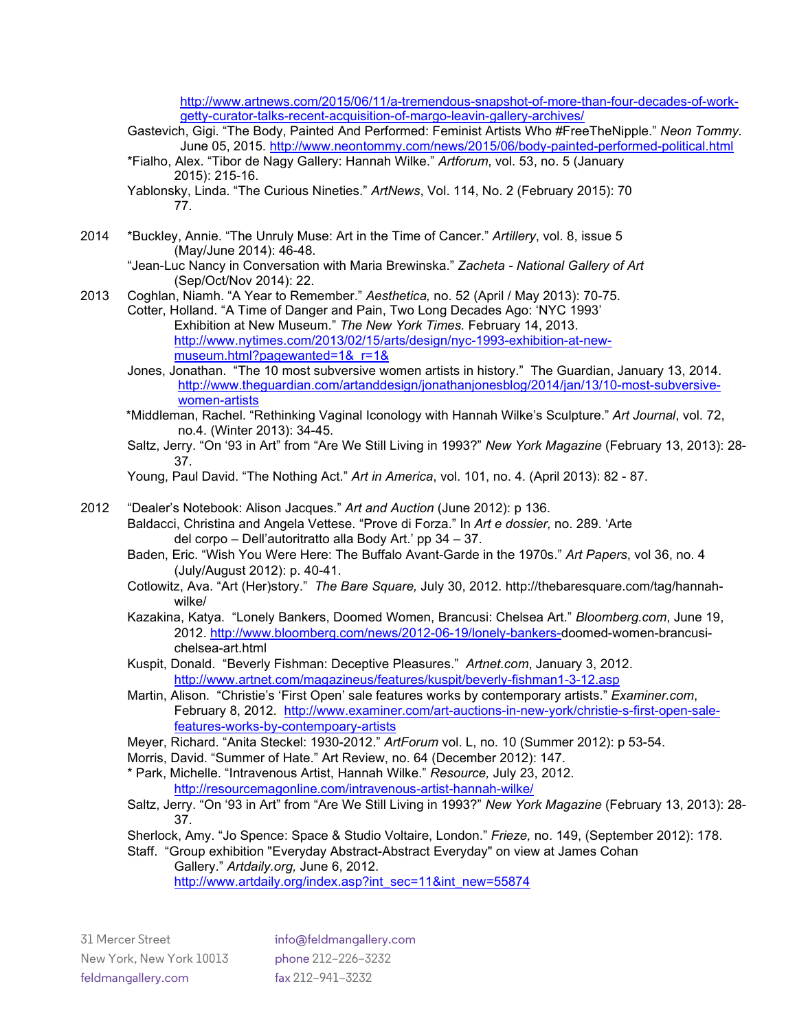http://www.artnews.com/2015/06/11/a-tremendous-snapshot-of-more-than-four-decades-of-work-getty-curator-talks-recent-acquisition-of-margo-leavin-gallery-archives/

Gastevich, Gigi. "The Body, Painted And Performed: Feminist Artists Who #FreeTheNipple." *Neon Tommy.* June 05, 2015. http://www.neontommy.com/news/2015/06/body-painted-performed-political.html

*Fialho, Alex. "Tibor de Nagy Gallery: Hannah Wilke." *Artforum*, vol. 53, no. 5 (January 2015): 215-16.

Yablonsky, Linda. "The Curious Nineties." *ArtNews*, Vol. 114, No. 2 (February 2015): 70 77.

2014 *Buckley, Annie. "The Unruly Muse: Art in the Time of Cancer." *Artillery*, vol. 8, issue 5 (May/June 2014): 46-48.

"Jean-Luc Nancy in Conversation with Maria Brewinska." *Zacheta - National Gallery of Art* (Sep/Oct/Nov 2014): 22.

2013 Coghlan, Niamh. "A Year to Remember." *Aesthetica,* no. 52 (April / May 2013): 70-75.

Cotter, Holland. "A Time of Danger and Pain, Two Long Decades Ago: 'NYC 1993' Exhibition at New Museum." *The New York Times.* February 14, 2013. http://www.nytimes.com/2013/02/15/arts/design/nyc-1993-exhibition-at-new-museum.html?pagewanted=1&_r=1&

Jones, Jonathan. "The 10 most subversive women artists in history." The Guardian, January 13, 2014. http://www.theguardian.com/artanddesign/jonathanjonesblog/2014/jan/13/10-most-subversive-women-artists

*Middleman, Rachel. "Rethinking Vaginal Iconology with Hannah Wilke's Sculpture." *Art Journal*, vol. 72, no.4. (Winter 2013): 34-45.

Saltz, Jerry. "On '93 in Art" from "Are We Still Living in 1993?" *New York Magazine* (February 13, 2013): 28-37.

Young, Paul David. "The Nothing Act." *Art in America*, vol. 101, no. 4. (April 2013): 82 - 87.

2012 "Dealer's Notebook: Alison Jacques." *Art and Auction* (June 2012): p 136.

Baldacci, Christina and Angela Vettese. "Prove di Forza." In *Art e dossier,* no. 289. 'Arte del corpo – Dell'autoritratto alla Body Art.' pp 34 – 37.

Baden, Eric. "Wish You Were Here: The Buffalo Avant-Garde in the 1970s." *Art Papers*, vol 36, no. 4 (July/August 2012): p. 40-41.

Cotlowitz, Ava. "Art (Her)story." *The Bare Square,* July 30, 2012. http://thebaresquare.com/tag/hannah-wilke/

Kazakina, Katya. "Lonely Bankers, Doomed Women, Brancusi: Chelsea Art." *Bloomberg.com*, June 19, 2012. http://www.bloomberg.com/news/2012-06-19/lonely-bankers-doomed-women-brancusi-chelsea-art.html

Kuspit, Donald. "Beverly Fishman: Deceptive Pleasures." *Artnet.com*, January 3, 2012. http://www.artnet.com/magazineus/features/kuspit/beverly-fishman1-3-12.asp

Martin, Alison. "Christie's 'First Open' sale features works by contemporary artists." *Examiner.com*, February 8, 2012. http://www.examiner.com/art-auctions-in-new-york/christie-s-first-open-sale-features-works-by-contempoary-artists

Meyer, Richard. "Anita Steckel: 1930-2012." *ArtForum* vol. L, no. 10 (Summer 2012): p 53-54.

Morris, David. "Summer of Hate." Art Review, no. 64 (December 2012): 147.

* Park, Michelle. "Intravenous Artist, Hannah Wilke." *Resource,* July 23, 2012. http://resourcemagonline.com/intravenous-artist-hannah-wilke/

Saltz, Jerry. "On '93 in Art" from "Are We Still Living in 1993?" *New York Magazine* (February 13, 2013): 28-37.

Sherlock, Amy. "Jo Spence: Space & Studio Voltaire, London." *Frieze,* no. 149, (September 2012): 178.

Staff. "Group exhibition "Everyday Abstract-Abstract Everyday" on view at James Cohan Gallery." *Artdaily.org,* June 6, 2012. http://www.artdaily.org/index.asp?int_sec=11&int_new=55874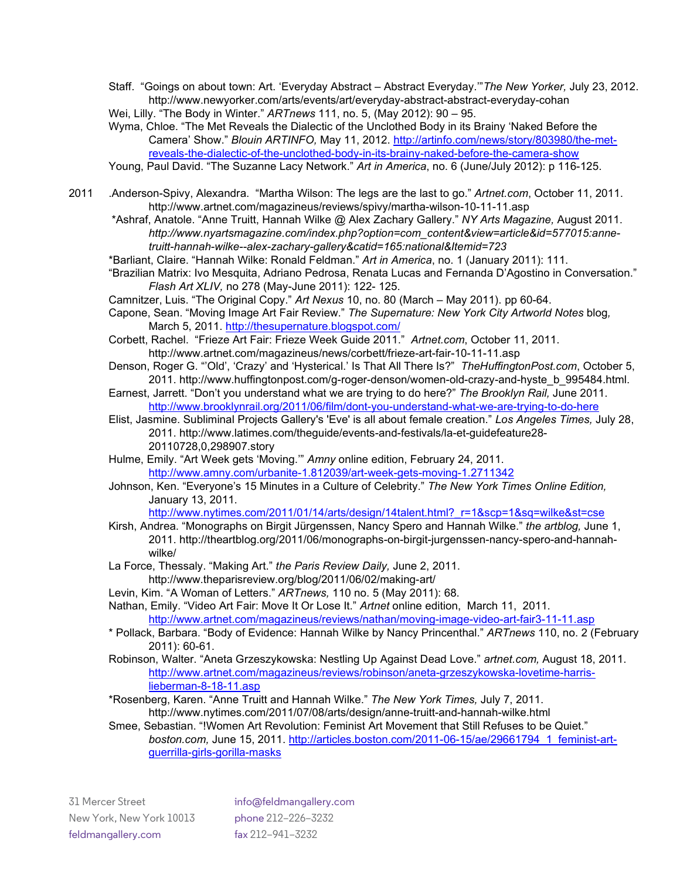Staff. “Goings on about town: Art. ‘Everyday Abstract – Abstract Everyday.’” *The New Yorker,* July 23, 2012. http://www.newyorker.com/arts/events/art/everyday-abstract-abstract-everyday-cohan

Wei, Lilly. “The Body in Winter.” *ARTnews* 111, no. 5, (May 2012): 90 – 95.

Wyma, Chloe. “The Met Reveals the Dialectic of the Unclothed Body in its Brainy ‘Naked Before the Camera’ Show.” *Blouin ARTINFO,* May 11, 2012. http://artinfo.com/news/story/803980/the-met-reveals-the-dialectic-of-the-unclothed-body-in-its-brainy-naked-before-the-camera-show

Young, Paul David. “The Suzanne Lacy Network.” *Art in America*, no. 6 (June/July 2012): p 116-125.

2011 .Anderson-Spivy, Alexandra. “Martha Wilson: The legs are the last to go.” *Artnet.com*, October 11, 2011. http://www.artnet.com/magazineus/reviews/spivy/martha-wilson-10-11-11.asp

*Ashraf, Anatole. “Anne Truitt, Hannah Wilke @ Alex Zachary Gallery.” *NY Arts Magazine,* August 2011. *http://www.nyartsmagazine.com/index.php?option=com_content&view=article&id=577015:anne-truitt-hannah-wilke--alex-zachary-gallery&catid=165:national&Itemid=723*

*Barliant, Claire. “Hannah Wilke: Ronald Feldman.” *Art in America*, no. 1 (January 2011): 111.

“Brazilian Matrix: Ivo Mesquita, Adriano Pedrosa, Renata Lucas and Fernanda D’Agostino in Conversation.” *Flash Art XLIV,* no 278 (May-June 2011): 122- 125.

Camnitzer, Luis. “The Original Copy.” *Art Nexus* 10, no. 80 (March – May 2011). pp 60-64.

Capone, Sean. “Moving Image Art Fair Review.” *The Supernature: New York City Artworld Notes* blog, March 5, 2011. http://thesupernature.blogspot.com/

Corbett, Rachel. “Frieze Art Fair: Frieze Week Guide 2011.” *Artnet.com*, October 11, 2011. http://www.artnet.com/magazineus/news/corbett/frieze-art-fair-10-11-11.asp

Denson, Roger G. “‘Old’, ‘Crazy’ and ‘Hysterical.’ Is That All There Is?” *TheHuffingtonPost.com*, October 5, 2011. http://www.huffingtonpost.com/g-roger-denson/women-old-crazy-and-hyste_b_995484.html.

Earnest, Jarrett. “Don’t you understand what we are trying to do here?” *The Brooklyn Rail,* June 2011. http://www.brooklynrail.org/2011/06/film/dont-you-understand-what-we-are-trying-to-do-here

Elist, Jasmine. Subliminal Projects Gallery's 'Eve' is all about female creation.” *Los Angeles Times,* July 28, 2011. http://www.latimes.com/theguide/events-and-festivals/la-et-guidefeature28-20110728,0,298907.story

Hulme, Emily. “Art Week gets ‘Moving.’” *Amny* online edition, February 24, 2011. http://www.amny.com/urbanite-1.812039/art-week-gets-moving-1.2711342

Johnson, Ken. “Everyone’s 15 Minutes in a Culture of Celebrity.” *The New York Times Online Edition,* January 13, 2011. http://www.nytimes.com/2011/01/14/arts/design/14talent.html?_r=1&scp=1&sq=wilke&st=cse

Kirsh, Andrea. “Monographs on Birgit Jürgenssen, Nancy Spero and Hannah Wilke.” *the artblog,* June 1, 2011. http://theartblog.org/2011/06/monographs-on-birgit-jurgenssen-nancy-spero-and-hannah-wilke/

La Force, Thessaly. “Making Art.” *the Paris Review Daily,* June 2, 2011. http://www.theparisreview.org/blog/2011/06/02/making-art/

Levin, Kim. “A Woman of Letters.” *ARTnews,* 110 no. 5 (May 2011): 68.

Nathan, Emily. “Video Art Fair: Move It Or Lose It.” *Artnet* online edition, March 11, 2011. http://www.artnet.com/magazineus/reviews/nathan/moving-image-video-art-fair3-11-11.asp

* Pollack, Barbara. “Body of Evidence: Hannah Wilke by Nancy Princenthal.” *ARTnews* 110, no. 2 (February 2011): 60-61.

Robinson, Walter. “Aneta Grzeszykowska: Nestling Up Against Dead Love.” *artnet.com,* August 18, 2011. http://www.artnet.com/magazineus/reviews/robinson/aneta-grzeszykowska-lovetime-harris-lieberman-8-18-11.asp

*Rosenberg, Karen. “Anne Truitt and Hannah Wilke.” *The New York Times,* July 7, 2011. http://www.nytimes.com/2011/07/08/arts/design/anne-truitt-and-hannah-wilke.html

Smee, Sebastian. “!Women Art Revolution: Feminist Art Movement that Still Refuses to be Quiet.” *boston.com,* June 15, 2011. http://articles.boston.com/2011-06-15/ae/29661794_1_feminist-art-guerrilla-girls-gorilla-masks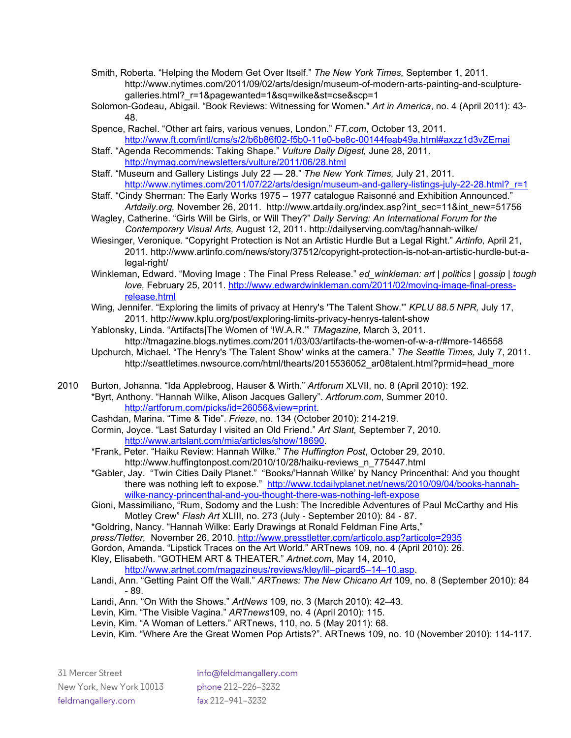Smith, Roberta. “Helping the Modern Get Over Itself.” *The New York Times,* September 1, 2011. http://www.nytimes.com/2011/09/02/arts/design/museum-of-modern-arts-painting-and-sculpture-galleries.html?_r=1&pagewanted=1&sq=wilke&st=cse&scp=1

Solomon-Godeau, Abigail. “Book Reviews: Witnessing for Women." *Art in America*, no. 4 (April 2011): 43-48.

Spence, Rachel. “Other art fairs, various venues, London.” *FT.com*, October 13, 2011. http://www.ft.com/intl/cms/s/2/b6b86f02-f5b0-11e0-be8c-00144feab49a.html#axzz1d3vZEmai

Staff. “Agenda Recommends: Taking Shape.” *Vulture Daily Digest,* June 28, 2011. http://nymag.com/newsletters/vulture/2011/06/28.html

Staff. “Museum and Gallery Listings July 22 — 28.” *The New York Times,* July 21, 2011. http://www.nytimes.com/2011/07/22/arts/design/museum-and-gallery-listings-july-22-28.html?_r=1

Staff. “Cindy Sherman: The Early Works 1975 – 1977 catalogue Raisonné and Exhibition Announced.” *Artdaily.org,* November 26, 2011. http://www.artdaily.org/index.asp?int_sec=11&int_new=51756

Wagley, Catherine. “Girls Will be Girls, or Will They?” *Daily Serving: An International Forum for the Contemporary Visual Arts,* August 12, 2011. http://dailyserving.com/tag/hannah-wilke/

Wiesinger, Veronique. “Copyright Protection is Not an Artistic Hurdle But a Legal Right.” *Artinfo,* April 21, 2011. http://www.artinfo.com/news/story/37512/copyright-protection-is-not-an-artistic-hurdle-but-a-legal-right/

Winkleman, Edward. “Moving Image : The Final Press Release.” *ed_winkleman: art | politics | gossip | tough love,* February 25, 2011. http://www.edwardwinkleman.com/2011/02/moving-image-final-press-release.html

Wing, Jennifer. “Exploring the limits of privacy at Henry's 'The Talent Show.'” *KPLU 88.5 NPR,* July 17, 2011. http://www.kplu.org/post/exploring-limits-privacy-henrys-talent-show

Yablonsky, Linda. “Artifacts|The Women of ‘!W.A.R.’” *TMagazine,* March 3, 2011. http://tmagazine.blogs.nytimes.com/2011/03/03/artifacts-the-women-of-w-a-r/#more-146558

Upchurch, Michael. “The Henry's 'The Talent Show' winks at the camera.” *The Seattle Times,* July 7, 2011. http://seattletimes.nwsource.com/html/thearts/2015536052_ar08talent.html?prmid=head_more

2010

Burton, Johanna. “Ida Applebroog, Hauser & Wirth.” *Artforum* XLVII, no. 8 (April 2010): 192.

*Byrt, Anthony. “Hannah Wilke, Alison Jacques Gallery”. *Artforum.com*, Summer 2010. http://artforum.com/picks/id=26056&view=print.

Cashdan, Marina. “Time & Tide”. *Frieze*, no. 134 (October 2010): 214-219.

Cormin, Joyce. “Last Saturday I visited an Old Friend.” *Art Slant,* September 7, 2010. http://www.artslant.com/mia/articles/show/18690.

*Frank, Peter. “Haiku Review: Hannah Wilke.” *The Huffington Post*, October 29, 2010. http://www.huffingtonpost.com/2010/10/28/haiku-reviews_n_775447.html

*Gabler, Jay. “Twin Cities Daily Planet.” “Books/'Hannah Wilke' by Nancy Princenthal: And you thought there was nothing left to expose.” http://www.tcdailyplanet.net/news/2010/09/04/books-hannah-wilke-nancy-princenthal-and-you-thought-there-was-nothing-left-expose

Gioni, Massimiliano, “Rum, Sodomy and the Lush: The Incredible Adventures of Paul McCarthy and His Motley Crew” *Flash Art* XLIII, no. 273 (July - September 2010): 84 - 87.

*Goldring, Nancy. “Hannah Wilke: Early Drawings at Ronald Feldman Fine Arts,” *press/Tletter,* November 26, 2010. http://www.presstletter.com/articolo.asp?articolo=2935

Gordon, Amanda. “Lipstick Traces on the Art World.” ARTnews 109, no. 4 (April 2010): 26.

Kley, Elisabeth. “GOTHEM ART & THEATER.” *Artnet.com*, May 14, 2010, http://www.artnet.com/magazineus/reviews/kley/lil–picard5–14–10.asp.

Landi, Ann. “Getting Paint Off the Wall.” *ARTnews: The New Chicano Art* 109, no. 8 (September 2010): 84 - 89.

Landi, Ann. “On With the Shows.” *ArtNews* 109, no. 3 (March 2010): 42–43.

Levin, Kim. “The Visible Vagina.” *ARTnews*109, no. 4 (April 2010): 115.

Levin, Kim. “A Woman of Letters.” ARTnews, 110, no. 5 (May 2011): 68.

Levin, Kim. “Where Are the Great Women Pop Artists?”. ARTnews 109, no. 10 (November 2010): 114-117.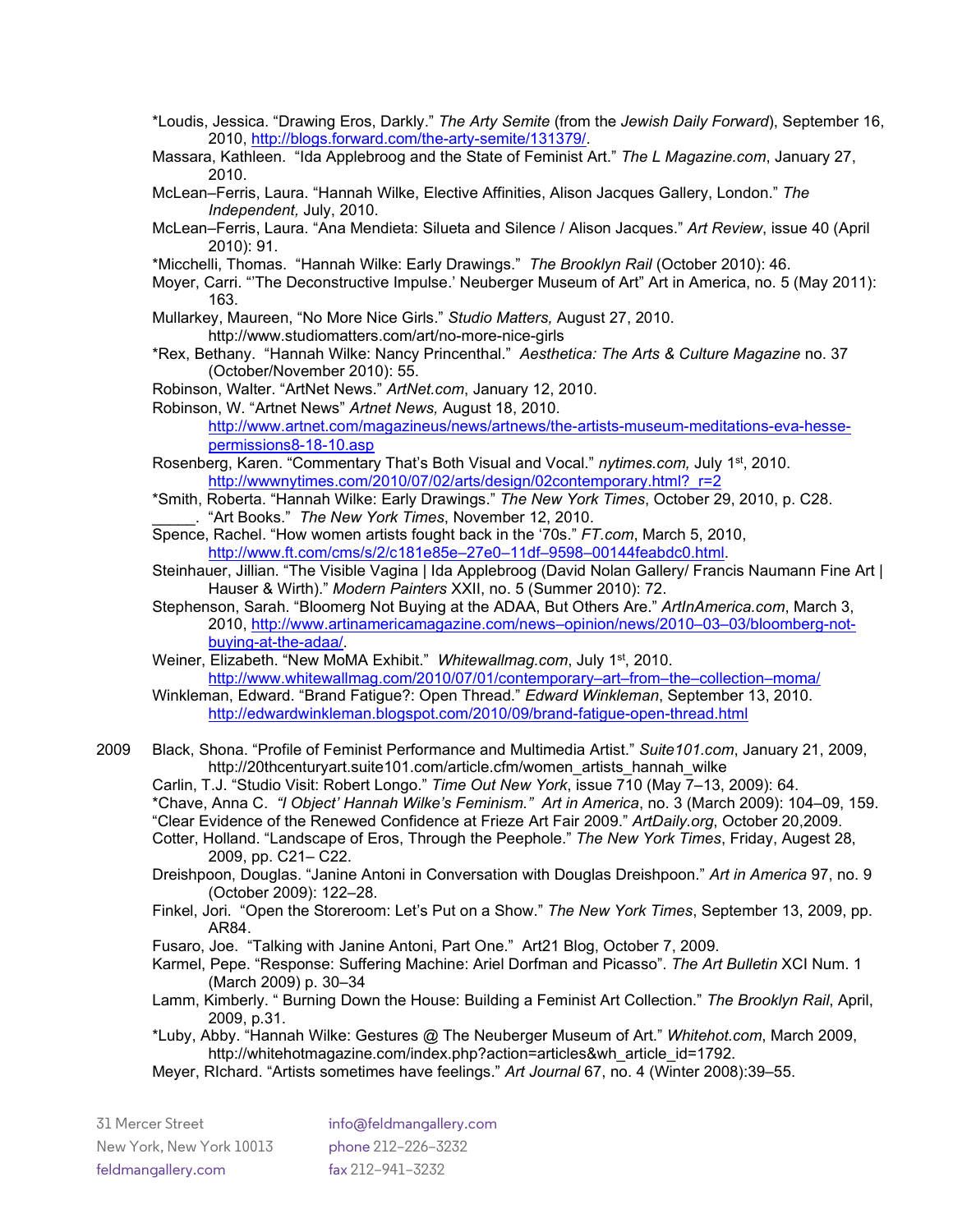*Loudis, Jessica. “Drawing Eros, Darkly.” *The Arty Semite* (from the *Jewish Daily Forward*), September 16, 2010, http://blogs.forward.com/the-arty-semite/131379/.

Massara, Kathleen. “Ida Applebroog and the State of Feminist Art.” *The L Magazine.com*, January 27, 2010.

McLean–Ferris, Laura. “Hannah Wilke, Elective Affinities, Alison Jacques Gallery, London.” *The Independent,* July, 2010.

McLean–Ferris, Laura. “Ana Mendieta: Silueta and Silence / Alison Jacques.” *Art Review*, issue 40 (April 2010): 91.

*Micchelli, Thomas. “Hannah Wilke: Early Drawings.” *The Brooklyn Rail* (October 2010): 46.

Moyer, Carri. “’The Deconstructive Impulse.’ Neuberger Museum of Art” Art in America, no. 5 (May 2011): 163.

Mullarkey, Maureen, “No More Nice Girls.” *Studio Matters,* August 27, 2010. http://www.studiomatters.com/art/no-more-nice-girls

*Rex, Bethany. “Hannah Wilke: Nancy Princenthal.” *Aesthetica: The Arts & Culture Magazine* no. 37 (October/November 2010): 55.

Robinson, Walter. “ArtNet News.” *ArtNet.com*, January 12, 2010.

Robinson, W. “Artnet News” *Artnet News,* August 18, 2010. http://www.artnet.com/magazineus/news/artnews/the-artists-museum-meditations-eva-hesse-permissions8-18-10.asp

Rosenberg, Karen. “Commentary That’s Both Visual and Vocal.” *nytimes.com,* July 1st, 2010. http://wwwnytimes.com/2010/07/02/arts/design/02contemporary.html?_r=2

*Smith, Roberta. “Hannah Wilke: Early Drawings.” *The New York Times*, October 29, 2010, p. C28.

_____. “Art Books.” *The New York Times*, November 12, 2010.

Spence, Rachel. “How women artists fought back in the ‘70s.” *FT.com*, March 5, 2010, http://www.ft.com/cms/s/2/c181e85e–27e0–11df–9598–00144feabdc0.html.

Steinhauer, Jillian. “The Visible Vagina | Ida Applebroog (David Nolan Gallery/ Francis Naumann Fine Art | Hauser & Wirth).” *Modern Painters* XXII, no. 5 (Summer 2010): 72.

Stephenson, Sarah. “Bloomerg Not Buying at the ADAA, But Others Are.” *ArtInAmerica.com*, March 3, 2010, http://www.artinamericamagazine.com/news–opinion/news/2010–03–03/bloomberg-not-buying-at-the-adaa/.

Weiner, Elizabeth. “New MoMA Exhibit.” *Whitewallmag.com*, July 1st, 2010. http://www.whitewallmag.com/2010/07/01/contemporary–art–from–the–collection–moma/

Winkleman, Edward. “Brand Fatigue?: Open Thread.” *Edward Winkleman*, September 13, 2010. http://edwardwinkleman.blogspot.com/2010/09/brand-fatigue-open-thread.html

2009 Black, Shona. “Profile of Feminist Performance and Multimedia Artist.” *Suite101.com*, January 21, 2009, http://20thcenturyart.suite101.com/article.cfm/women_artists_hannah_wilke

Carlin, T.J. “Studio Visit: Robert Longo.” *Time Out New York*, issue 710 (May 7–13, 2009): 64.

*Chave, Anna C. *“I Object’ Hannah Wilke’s Feminism.”* *Art in America*, no. 3 (March 2009): 104–09, 159.

“Clear Evidence of the Renewed Confidence at Frieze Art Fair 2009.” *ArtDaily.org*, October 20,2009.

Cotter, Holland. “Landscape of Eros, Through the Peephole.” *The New York Times*, Friday, Augest 28, 2009, pp. C21– C22.

Dreishpoon, Douglas. “Janine Antoni in Conversation with Douglas Dreishpoon.” *Art in America* 97, no. 9 (October 2009): 122–28.

Finkel, Jori. “Open the Storeroom: Let’s Put on a Show.” *The New York Times*, September 13, 2009, pp. AR84.

Fusaro, Joe. “Talking with Janine Antoni, Part One.” Art21 Blog, October 7, 2009.

Karmel, Pepe. “Response: Suffering Machine: Ariel Dorfman and Picasso”. *The Art Bulletin* XCI Num. 1 (March 2009) p. 30–34

Lamm, Kimberly. “ Burning Down the House: Building a Feminist Art Collection.” *The Brooklyn Rail*, April, 2009, p.31.

*Luby, Abby. “Hannah Wilke: Gestures @ The Neuberger Museum of Art.” *Whitehot.com*, March 2009, http://whitehotmagazine.com/index.php?action=articles&wh_article_id=1792.

Meyer, RIchard. “Artists sometimes have feelings.” *Art Journal* 67, no. 4 (Winter 2008):39–55.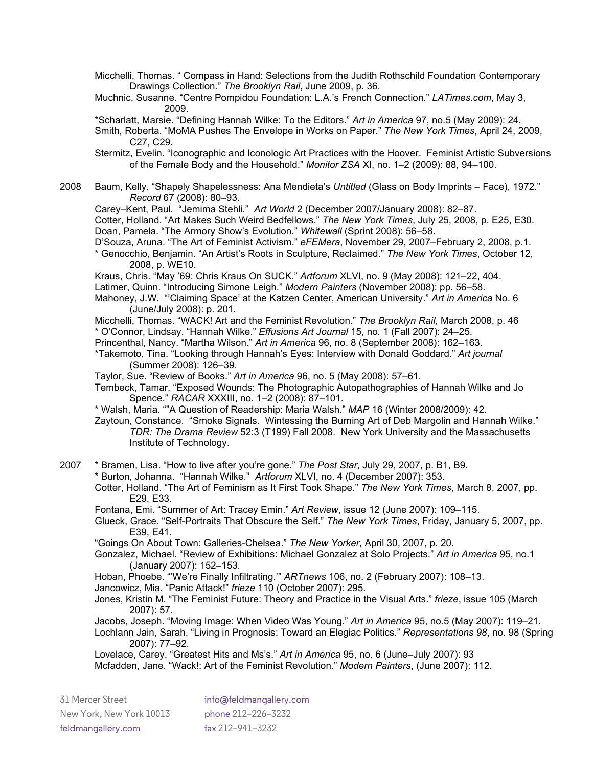Micchelli, Thomas. " Compass in Hand: Selections from the Judith Rothschild Foundation Contemporary Drawings Collection." *The Brooklyn Rail*, June 2009, p. 36.

Muchnic, Susanne. "Centre Pompidou Foundation: L.A.'s French Connection." *LATimes.com*, May 3, 2009.

*Scharlatt, Marsie. "Defining Hannah Wilke: To the Editors." *Art in America* 97, no.5 (May 2009): 24.

Smith, Roberta. "MoMA Pushes The Envelope in Works on Paper." *The New York Times*, April 24, 2009, C27, C29.

Stermitz, Evelin. "Iconographic and Iconologic Art Practices with the Hoover. Feminist Artistic Subversions of the Female Body and the Household." *Monitor ZSA* XI, no. 1–2 (2009): 88, 94–100.

2008 Baum, Kelly. "Shapely Shapelessness: Ana Mendieta's *Untitled* (Glass on Body Imprints – Face), 1972." *Record* 67 (2008): 80–93.

Carey–Kent, Paul. "Jemima Stehli." *Art World* 2 (December 2007/January 2008): 82–87.

Cotter, Holland. "Art Makes Such Weird Bedfellows." *The New York Times*, July 25, 2008, p. E25, E30.

Doan, Pamela. "The Armory Show's Evolution." *Whitewall* (Sprint 2008): 56–58.

D'Souza, Aruna. "The Art of Feminist Activism." *eFEMera*, November 29, 2007–February 2, 2008, p.1.

* Genocchio, Benjamin. "An Artist's Roots in Sculpture, Reclaimed." *The New York Times*, October 12, 2008, p. WE10.

Kraus, Chris. "May '69: Chris Kraus On SUCK." *Artforum* XLVI, no. 9 (May 2008): 121–22, 404.

Latimer, Quinn. "Introducing Simone Leigh." *Modern Painters* (November 2008): pp. 56–58.

Mahoney, J.W. "'Claiming Space' at the Katzen Center, American University." *Art in America* No. 6 (June/July 2008): p. 201.

Micchelli, Thomas. "WACK! Art and the Feminist Revolution." *The Brooklyn Rail*, March 2008, p. 46

* O'Connor, Lindsay. "Hannah Wilke." *Effusions Art Journal* 15, no. 1 (Fall 2007): 24–25.

Princenthal, Nancy. "Martha Wilson." *Art in America* 96, no. 8 (September 2008): 162–163.

*Takemoto, Tina. "Looking through Hannah's Eyes: Interview with Donald Goddard." *Art journal* (Summer 2008): 126–39.

Taylor, Sue. "Review of Books." *Art in America* 96, no. 5 (May 2008): 57–61.

Tembeck, Tamar. "Exposed Wounds: The Photographic Autopathographies of Hannah Wilke and Jo Spence." *RACAR* XXXIII, no. 1–2 (2008): 87–101.

* Walsh, Maria. ""A Question of Readership: Maria Walsh." *MAP* 16 (Winter 2008/2009): 42.

Zaytoun, Constance. "Smoke Signals. Wintessing the Burning Art of Deb Margolin and Hannah Wilke." *TDR: The Drama Review* 52:3 (T199) Fall 2008. New York University and the Massachusetts Institute of Technology.

2007 * Bramen, Lisa. "How to live after you're gone." *The Post Star*, July 29, 2007, p. B1, B9.

* Burton, Johanna. "Hannah Wilke." *Artforum* XLVI, no. 4 (December 2007): 353.

Cotter, Holland. "The Art of Feminism as It First Took Shape." *The New York Times*, March 8, 2007, pp. E29, E33.

Fontana, Emi. "Summer of Art: Tracey Emin." *Art Review*, issue 12 (June 2007): 109–115.

Glueck, Grace. "Self-Portraits That Obscure the Self." *The New York Times*, Friday, January 5, 2007, pp. E39, E41.

"Goings On About Town: Galleries-Chelsea." *The New Yorker*, April 30, 2007, p. 20.

Gonzalez, Michael. "Review of Exhibitions: Michael Gonzalez at Solo Projects." *Art in America* 95, no.1 (January 2007): 152–153.

Hoban, Phoebe. "'We're Finally Infiltrating.'" *ARTnews* 106, no. 2 (February 2007): 108–13.

Jancowicz, Mia. "Panic Attack!" *frieze* 110 (October 2007): 295.

Jones, Kristin M. "The Feminist Future: Theory and Practice in the Visual Arts." *frieze*, issue 105 (March 2007): 57.

Jacobs, Joseph. "Moving Image: When Video Was Young." *Art in America* 95, no.5 (May 2007): 119–21.

Lochlann Jain, Sarah. "Living in Prognosis: Toward an Elegiac Politics." *Representations 98*, no. 98 (Spring 2007): 77–92.

Lovelace, Carey. "Greatest Hits and Ms's." *Art in America* 95, no. 6 (June–July 2007): 93

Mcfadden, Jane. "Wack!: Art of the Feminist Revolution." *Modern Painters*, (June 2007): 112.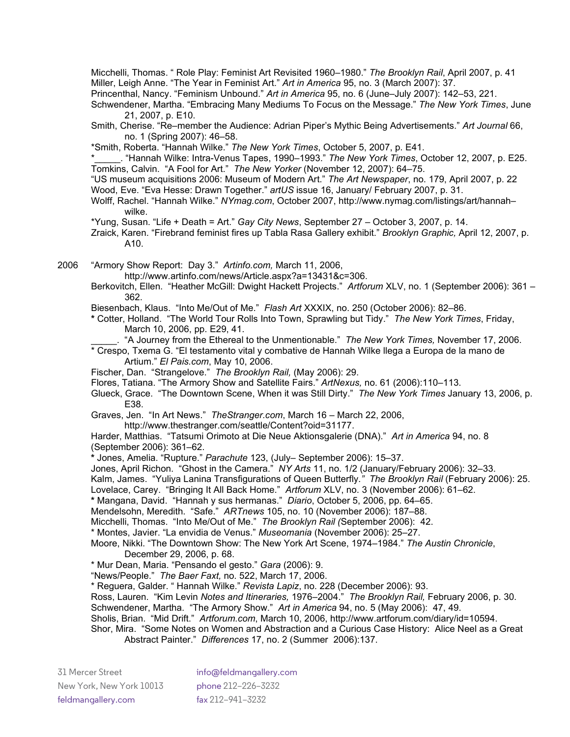Micchelli, Thomas. " Role Play: Feminist Art Revisited 1960–1980." *The Brooklyn Rail*, April 2007, p. 41
Miller, Leigh Anne. "The Year in Feminist Art." *Art in America* 95, no. 3 (March 2007): 37.
Princenthal, Nancy. "Feminism Unbound." *Art in America* 95, no. 6 (June–July 2007): 142–53, 221.
Schwendener, Martha. "Embracing Many Mediums To Focus on the Message." *The New York Times*, June 21, 2007, p. E10.
Smith, Cherise. "Re–member the Audience: Adrian Piper's Mythic Being Advertisements." *Art Journal* 66, no. 1 (Spring 2007): 46–58.
*Smith, Roberta. "Hannah Wilke." *The New York Times*, October 5, 2007, p. E41.
*_____. "Hannah Wilke: Intra-Venus Tapes, 1990–1993." *The New York Times*, October 12, 2007, p. E25.
Tomkins, Calvin. "A Fool for Art." *The New Yorker* (November 12, 2007): 64–75.
"US museum acquisitions 2006: Museum of Modern Art." *The Art Newspaper*, no. 179, April 2007, p. 22
Wood, Eve. "Eva Hesse: Drawn Together." *artUS* issue 16, January/ February 2007, p. 31.
Wolff, Rachel. "Hannah Wilke." *NYmag.com*, October 2007, http://www.nymag.com/listings/art/hannah–wilke.
*Yung, Susan. "Life + Death = Art." *Gay City News*, September 27 – October 3, 2007, p. 14.
Zraick, Karen. "Firebrand feminist fires up Tabla Rasa Gallery exhibit." *Brooklyn Graphic,* April 12, 2007, p. A10.

2006 "Armory Show Report: Day 3." *Artinfo.com,* March 11, 2006, http://www.artinfo.com/news/Article.aspx?a=13431&c=306.
Berkovitch, Ellen. "Heather McGill: Dwight Hackett Projects." *Artforum* XLV, no. 1 (September 2006): 361 – 362.
Biesenbach, Klaus. "Into Me/Out of Me." *Flash Art* XXXIX, no. 250 (October 2006): 82–86.
* Cotter, Holland. "The World Tour Rolls Into Town, Sprawling but Tidy." *The New York Times*, Friday, March 10, 2006, pp. E29, 41.
_____. "A Journey from the Ethereal to the Unmentionable." *The New York Times,* November 17, 2006.
* Crespo, Txema G. "El testamento vital y combative de Hannah Wilke llega a Europa de la mano de Artium." *El Pais.com*, May 10, 2006.
Fischer, Dan. "Strangelove." *The Brooklyn Rail,* (May 2006): 29.
Flores, Tatiana. "The Armory Show and Satellite Fairs." *ArtNexus,* no. 61 (2006):110–113.
Glueck, Grace. "The Downtown Scene, When it was Still Dirty." *The New York Times* January 13, 2006, p. E38.
Graves, Jen. "In Art News." *TheStranger.com*, March 16 – March 22, 2006, http://www.thestranger.com/seattle/Content?oid=31177.
Harder, Matthias. "Tatsumi Orimoto at Die Neue Aktionsgalerie (DNA)." *Art in America* 94, no. 8 (September 2006): 361–62.
* Jones, Amelia. "Rupture." *Parachute* 123, (July– September 2006): 15–37.
Jones, April Richon. "Ghost in the Camera." *NY Arts* 11, no. 1/2 (January/February 2006): 32–33.
Kalm, James. "Yuliya Lanina Transfigurations of Queen Butterfly." *The Brooklyn Rail* (February 2006): 25.
Lovelace, Carey. "Bringing It All Back Home." *Artforum* XLV, no. 3 (November 2006): 61–62.
* Mangana, David. "Hannah y sus hermanas." *Diario*, October 5, 2006, pp. 64–65.
Mendelsohn, Meredith. "Safe." *ARTnews* 105, no. 10 (November 2006): 187–88.
Micchelli, Thomas. "Into Me/Out of Me." *The Brooklyn Rail (*September 2006): 42.
* Montes, Javier. "La envidia de Venus." *Museomania* (November 2006): 25–27.
Moore, Nikki. "The Downtown Show: The New York Art Scene, 1974–1984." *The Austin Chronicle*, December 29, 2006, p. 68.
* Mur Dean, Maria. "Pensando el gesto." *Gara* (2006): 9.
"News/People." *The Baer Faxt,* no. 522, March 17, 2006.
* Reguera, Galder. " Hannah Wilke." *Revista Lapiz*, no. 228 (December 2006): 93.
Ross, Lauren. "Kim Levin *Notes and Itineraries,* 1976–2004." *The Brooklyn Rail,* February 2006, p. 30.
Schwendener, Martha. "The Armory Show." *Art in America* 94, no. 5 (May 2006): 47, 49.
Sholis, Brian. "Mid Drift." *Artforum.com*, March 10, 2006, http://www.artforum.com/diary/id=10594.
Shor, Mira. "Some Notes on Women and Abstraction and a Curious Case History: Alice Neel as a Great Abstract Painter." *Differences* 17, no. 2 (Summer 2006):137.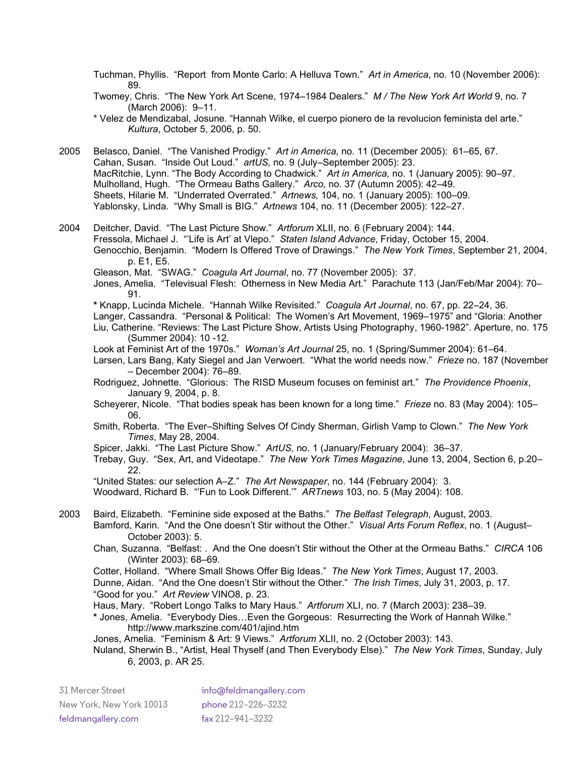Tuchman, Phyllis. "Report from Monte Carlo: A Helluva Town." *Art in America*, no. 10 (November 2006): 89.

Twomey, Chris. "The New York Art Scene, 1974–1984 Dealers." *M / The New York Art World* 9, no. 7 (March 2006): 9–11.

* Velez de Mendizabal, Josune. "Hannah Wilke, el cuerpo pionero de la revolucion feminista del arte." *Kultura*, October 5, 2006, p. 50.

2005 Belasco, Daniel. "The Vanished Prodigy." *Art in America,* no. 11 (December 2005): 61–65, 67.

Cahan, Susan. "Inside Out Loud." *artUS,* no. 9 (July–September 2005): 23.

MacRitchie, Lynn. "The Body According to Chadwick." *Art in America,* no. 1 (January 2005): 90–97.

Mulholland, Hugh. "The Ormeau Baths Gallery." *Arco,* no. 37 (Autumn 2005): 42–49.

Sheets, Hilarie M. "Underrated Overrated." *Artnews,* 104, no. 1 (January 2005): 100–09.

Yablonsky, Linda. "Why Small is BIG." *Artnews* 104, no. 11 (December 2005): 122–27.

2004 Deitcher, David. "The Last Picture Show." *Artforum* XLII, no. 6 (February 2004): 144.

Fressola, Michael J. "'Life is Art' at Vlepo." *Staten Island Advance*, Friday, October 15, 2004.

Genocchio, Benjamin. "Modern Is Offered Trove of Drawings." *The New York Times*, September 21, 2004, p. E1, E5.

Gleason, Mat. "SWAG." *Coagula Art Journal*, no. 77 (November 2005): 37.

Jones, Amelia. "Televisual Flesh: Otherness in New Media Art." Parachute 113 (Jan/Feb/Mar 2004): 70–91.

**\*** Knapp, Lucinda Michele. "Hannah Wilke Revisited." *Coagula Art Journal*, no. 67, pp. 22–24, 36.

Langer, Cassandra. "Personal & Political: The Women's Art Movement, 1969–1975" and "Gloria: Another

Liu, Catherine. "Reviews: The Last Picture Show, Artists Using Photography, 1960-1982". Aperture, no. 175 (Summer 2004): 10 -12.

Look at Feminist Art of the 1970s." *Woman's Art Journal* 25, no. 1 (Spring/Summer 2004): 61–64.

Larsen, Lars Bang, Katy Siegel and Jan Verwoert. "What the world needs now." *Frieze* no. 187 (November – December 2004): 76–89.

Rodriguez, Johnette. "Glorious: The RISD Museum focuses on feminist art." *The Providence Phoenix*, January 9, 2004, p. 8.

Scheyerer, Nicole. "That bodies speak has been known for a long time." *Frieze* no. 83 (May 2004): 105–06.

Smith, Roberta. "The Ever–Shifting Selves Of Cindy Sherman, Girlish Vamp to Clown." *The New York Times*, May 28, 2004.

Spicer, Jakki. "The Last Picture Show." *ArtUS,* no. 1 (January/February 2004): 36–37.

Trebay, Guy. "Sex, Art, and Videotape." *The New York Times Magazine*, June 13, 2004, Section 6, p.20–22.

"United States: our selection A–Z." *The Art Newspaper*, no. 144 (February 2004): 3.

Woodward, Richard B. "'Fun to Look Different.'" *ARTnews* 103, no. 5 (May 2004): 108.

2003 Baird, Elizabeth. "Feminine side exposed at the Baths." *The Belfast Telegraph*, August, 2003.

Bamford, Karin. "And the One doesn't Stir without the Other." *Visual Arts Forum Reflex*, no. 1 (August–October 2003): 5.

Chan, Suzanna. "Belfast: . And the One doesn't Stir without the Other at the Ormeau Baths." *CIRCA* 106 (Winter 2003): 68–69.

Cotter, Holland. "Where Small Shows Offer Big Ideas." *The New York Times*, August 17, 2003.

Dunne, Aidan. "And the One doesn't Stir without the Other." *The Irish Times*, July 31, 2003, p. 17.

"Good for you." *Art Review* VINO8, p. 23.

Haus, Mary. "Robert Longo Talks to Mary Haus." *Artforum* XLI, no. 7 (March 2003): 238–39.

**\*** Jones, Amelia. "Everybody Dies…Even the Gorgeous: Resurrecting the Work of Hannah Wilke." http://www.markszine.com/401/ajind.htm

Jones, Amelia. "Feminism & Art: 9 Views." *Artforum* XLII, no. 2 (October 2003): 143.

Nuland, Sherwin B., "Artist, Heal Thyself (and Then Everybody Else)." *The New York Times*, Sunday, July 6, 2003, p. AR 25.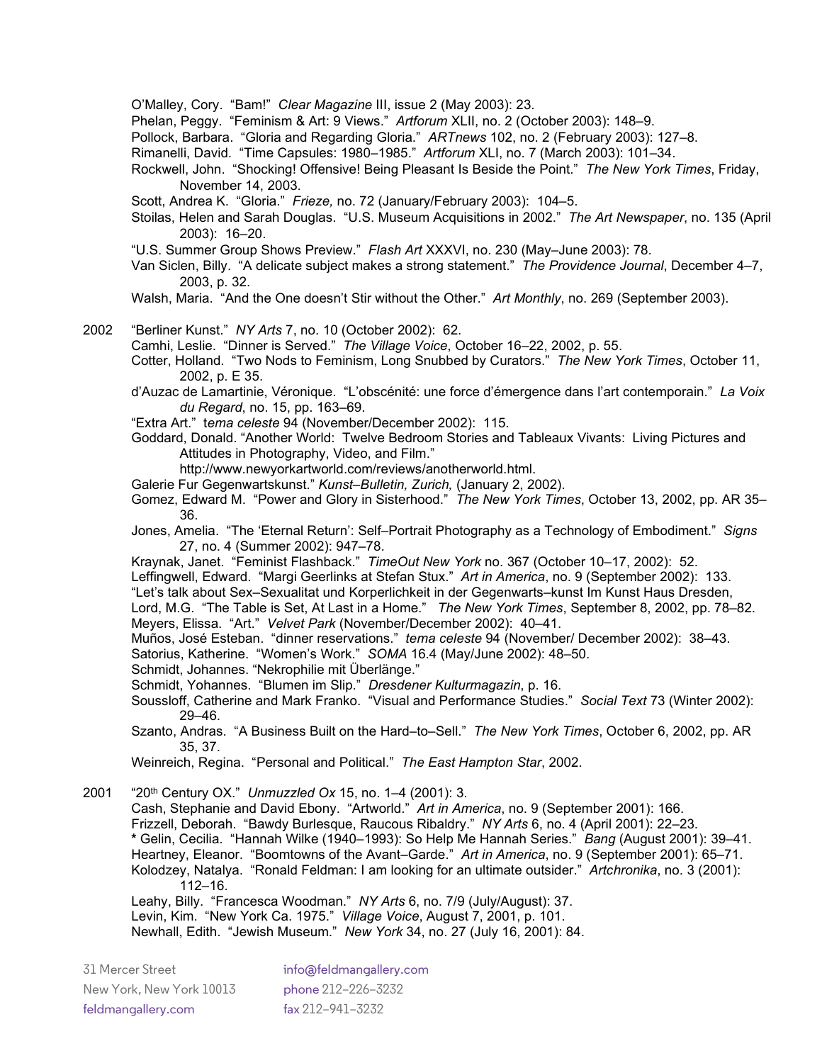O'Malley, Cory. "Bam!" *Clear Magazine* III, issue 2 (May 2003): 23.
Phelan, Peggy. "Feminism & Art: 9 Views." *Artforum* XLII, no. 2 (October 2003): 148–9.
Pollock, Barbara. "Gloria and Regarding Gloria." *ARTnews* 102, no. 2 (February 2003): 127–8.
Rimanelli, David. "Time Capsules: 1980–1985." *Artforum* XLI, no. 7 (March 2003): 101–34.
Rockwell, John. "Shocking! Offensive! Being Pleasant Is Beside the Point." *The New York Times*, Friday, November 14, 2003.
Scott, Andrea K. "Gloria." *Frieze,* no. 72 (January/February 2003): 104–5.
Stoilas, Helen and Sarah Douglas. "U.S. Museum Acquisitions in 2002." *The Art Newspaper*, no. 135 (April 2003): 16–20.
"U.S. Summer Group Shows Preview." *Flash Art* XXXVI, no. 230 (May–June 2003): 78.
Van Siclen, Billy. "A delicate subject makes a strong statement." *The Providence Journal*, December 4–7, 2003, p. 32.
Walsh, Maria. "And the One doesn't Stir without the Other." *Art Monthly*, no. 269 (September 2003).

2002 "Berliner Kunst." *NY Arts* 7, no. 10 (October 2002): 62.
Camhi, Leslie. "Dinner is Served." *The Village Voice*, October 16–22, 2002, p. 55.
Cotter, Holland. "Two Nods to Feminism, Long Snubbed by Curators." *The New York Times*, October 11, 2002, p. E 35.
d'Auzac de Lamartinie, Véronique. "L'obscénité: une force d'émergence dans l'art contemporain." *La Voix du Regard*, no. 15, pp. 163–69.
"Extra Art." t*ema celeste* 94 (November/December 2002): 115.
Goddard, Donald. "Another World: Twelve Bedroom Stories and Tableaux Vivants: Living Pictures and Attitudes in Photography, Video, and Film." http://www.newyorkartworld.com/reviews/anotherworld.html.
Galerie Fur Gegenwartskunst." *Kunst–Bulletin, Zurich,* (January 2, 2002).
Gomez, Edward M. "Power and Glory in Sisterhood." *The New York Times*, October 13, 2002, pp. AR 35–36.
Jones, Amelia. "The 'Eternal Return': Self–Portrait Photography as a Technology of Embodiment." *Signs* 27, no. 4 (Summer 2002): 947–78.
Kraynak, Janet. "Feminist Flashback." *TimeOut New York* no. 367 (October 10–17, 2002): 52.
Leffingwell, Edward. "Margi Geerlinks at Stefan Stux." *Art in America*, no. 9 (September 2002): 133.
"Let's talk about Sex–Sexualitat und Korperlichkeit in der Gegenwarts–kunst Im Kunst Haus Dresden,
Lord, M.G. "The Table is Set, At Last in a Home." *The New York Times*, September 8, 2002, pp. 78–82.
Meyers, Elissa. "Art." *Velvet Park* (November/December 2002): 40–41.
Muños, José Esteban. "dinner reservations." *tema celeste* 94 (November/ December 2002): 38–43.
Satorius, Katherine. "Women's Work." *SOMA* 16.4 (May/June 2002): 48–50.
Schmidt, Johannes. "Nekrophilie mit Überlänge."
Schmidt, Yohannes. "Blumen im Slip." *Dresdener Kulturmagazin*, p. 16.
Sousslo﻿ff, Catherine and Mark Franko. "Visual and Performance Studies." *Social Text* 73 (Winter 2002): 29–46.
Szanto, Andras. "A Business Built on the Hard–to–Sell." *The New York Times*, October 6, 2002, pp. AR 35, 37.
Weinreich, Regina. "Personal and Political." *The East Hampton Star*, 2002.

2001 "20th Century OX." *Unmuzzled Ox* 15, no. 1–4 (2001): 3.
Cash, Stephanie and David Ebony. "Artworld." *Art in America*, no. 9 (September 2001): 166.
Frizzell, Deborah. "Bawdy Burlesque, Raucous Ribaldry." *NY Arts* 6, no. 4 (April 2001): 22–23.
**\*** Gelin, Cecilia. "Hannah Wilke (1940–1993): So Help Me Hannah Series." *Bang* (August 2001): 39–41.
Heartney, Eleanor. "Boomtowns of the Avant–Garde." *Art in America*, no. 9 (September 2001): 65–71.
Kolodzey, Natalya. "Ronald Feldman: I am looking for an ultimate outsider." *Artchronika*, no. 3 (2001): 112–16.
Leahy, Billy. "Francesca Woodman." *NY Arts* 6, no. 7/9 (July/August): 37.
Levin, Kim. "New York Ca. 1975." *Village Voice*, August 7, 2001, p. 101.
Newhall, Edith. "Jewish Museum." *New York* 34, no. 27 (July 16, 2001): 84.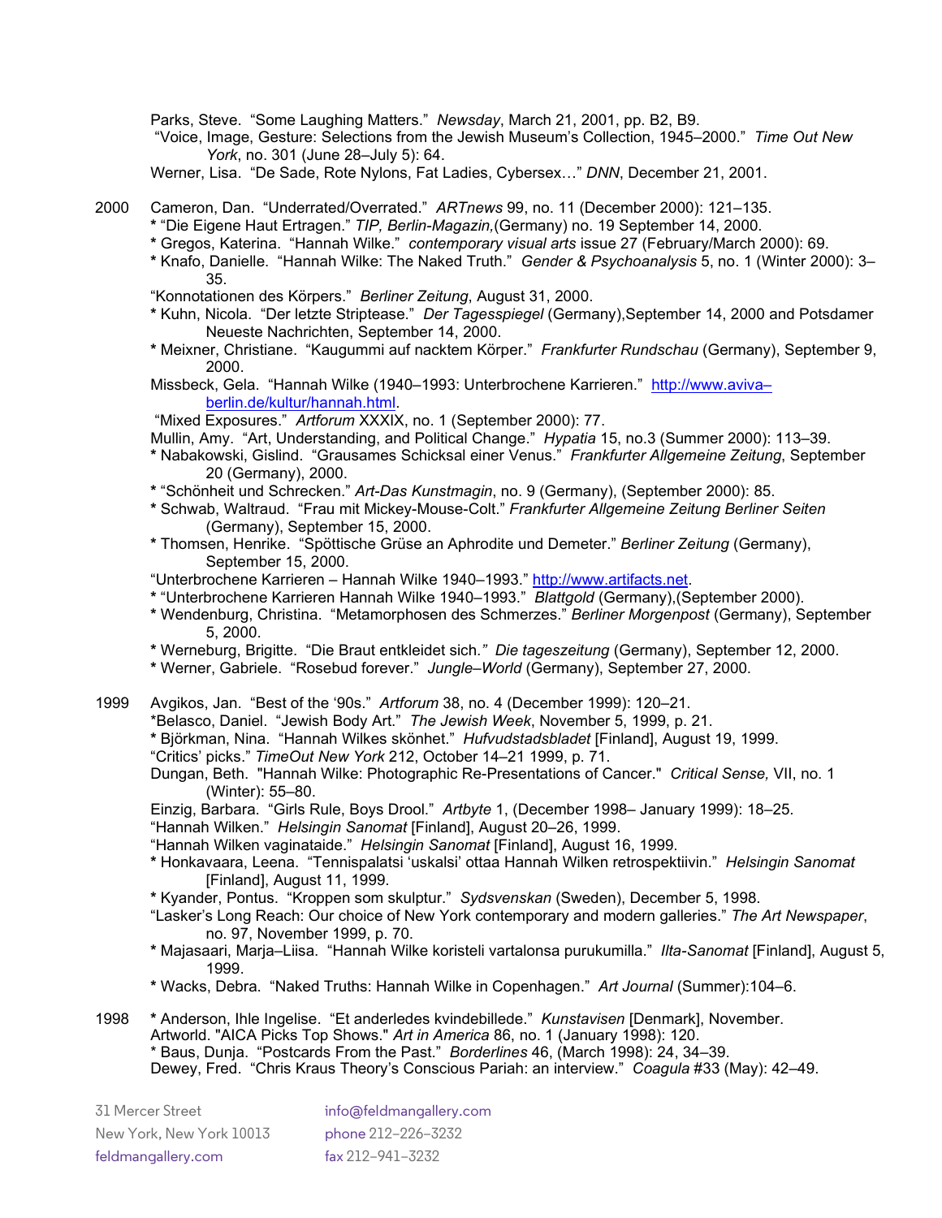Parks, Steve. "Some Laughing Matters." *Newsday*, March 21, 2001, pp. B2, B9.

"Voice, Image, Gesture: Selections from the Jewish Museum's Collection, 1945–2000." *Time Out New York*, no. 301 (June 28–July 5): 64.

Werner, Lisa. "De Sade, Rote Nylons, Fat Ladies, Cybersex…" *DNN*, December 21, 2001.

2000

Cameron, Dan. "Underrated/Overrated." *ARTnews* 99, no. 11 (December 2000): 121–135.

* "Die Eigene Haut Ertragen." *TIP, Berlin-Magazin,*(Germany) no. 19 September 14, 2000.

* Gregos, Katerina. "Hannah Wilke." *contemporary visual arts* issue 27 (February/March 2000): 69.

* Knafo, Danielle. "Hannah Wilke: The Naked Truth." *Gender & Psychoanalysis* 5, no. 1 (Winter 2000): 3–35.

"Konnotationen des Körpers." *Berliner Zeitung*, August 31, 2000.

* Kuhn, Nicola. "Der letzte Striptease." *Der Tagesspiegel* (Germany),September 14, 2000 and Potsdamer Neueste Nachrichten, September 14, 2000.

* Meixner, Christiane. "Kaugummi auf nacktem Körper." *Frankfurter Rundschau* (Germany), September 9, 2000.

Missbeck, Gela. "Hannah Wilke (1940–1993: Unterbrochene Karrieren." http://www.aviva–berlin.de/kultur/hannah.html.

"Mixed Exposures." *Artforum* XXXIX, no. 1 (September 2000): 77.

Mullin, Amy. "Art, Understanding, and Political Change." *Hypatia* 15, no.3 (Summer 2000): 113–39.

* Nabakowski, Gislind. "Grausames Schicksal einer Venus." *Frankfurter Allgemeine Zeitung*, September 20 (Germany), 2000.

* "Schönheit und Schrecken." *Art-Das Kunstmagin*, no. 9 (Germany), (September 2000): 85.

* Schwab, Waltraud. "Frau mit Mickey-Mouse-Colt." *Frankfurter Allgemeine Zeitung Berliner Seiten* (Germany), September 15, 2000.

* Thomsen, Henrike. "Spöttische Grüse an Aphrodite und Demeter." *Berliner Zeitung* (Germany), September 15, 2000.

"Unterbrochene Karrieren – Hannah Wilke 1940–1993." http://www.artifacts.net.

* "Unterbrochene Karrieren Hannah Wilke 1940–1993." *Blattgold* (Germany),(September 2000).

* Wendenburg, Christina. "Metamorphosen des Schmerzes." *Berliner Morgenpost* (Germany), September 5, 2000.

* Werneburg, Brigitte. "Die Braut entkleidet sich." *Die tageszeitung* (Germany), September 12, 2000.

* Werner, Gabriele. "Rosebud forever." *Jungle–World* (Germany), September 27, 2000.

1999

Avgikos, Jan. "Best of the '90s." *Artforum* 38, no. 4 (December 1999): 120–21.

*Belasco, Daniel. "Jewish Body Art." *The Jewish Week*, November 5, 1999, p. 21.

* Björkman, Nina. "Hannah Wilkes skönhet." *Hufvudstadsbladet* [Finland], August 19, 1999.

"Critics' picks." *TimeOut New York* 212, October 14–21 1999, p. 71.

Dungan, Beth. "Hannah Wilke: Photographic Re-Presentations of Cancer." *Critical Sense,* VII, no. 1 (Winter): 55–80.

Einzig, Barbara. "Girls Rule, Boys Drool." *Artbyte* 1, (December 1998– January 1999): 18–25.

"Hannah Wilken." *Helsingin Sanomat* [Finland], August 20–26, 1999.

"Hannah Wilken vaginataide." *Helsingin Sanomat* [Finland], August 16, 1999.

* Honkavaara, Leena. "Tennispalatsi 'uskalsi' ottaa Hannah Wilken retrospektiivin." *Helsingin Sanomat* [Finland], August 11, 1999.

* Kyander, Pontus. "Kroppen som skulptur." *Sydsvenskan* (Sweden), December 5, 1998.

"Lasker's Long Reach: Our choice of New York contemporary and modern galleries." *The Art Newspaper*, no. 97, November 1999, p. 70.

* Majasaari, Marja–Liisa. "Hannah Wilke koristeli vartalonsa purukumilla." *Ilta-Sanomat* [Finland], August 5, 1999.

* Wacks, Debra. "Naked Truths: Hannah Wilke in Copenhagen." *Art Journal* (Summer):104–6.

1998

* Anderson, Ihle Ingelise. "Et anderledes kvindebillede." *Kunstavisen* [Denmark], November.

Artworld. "AICA Picks Top Shows." *Art in America* 86, no. 1 (January 1998): 120.

* Baus, Dunja. "Postcards From the Past." *Borderlines* 46, (March 1998): 24, 34–39.

Dewey, Fred. "Chris Kraus Theory's Conscious Pariah: an interview." *Coagula* #33 (May): 42–49.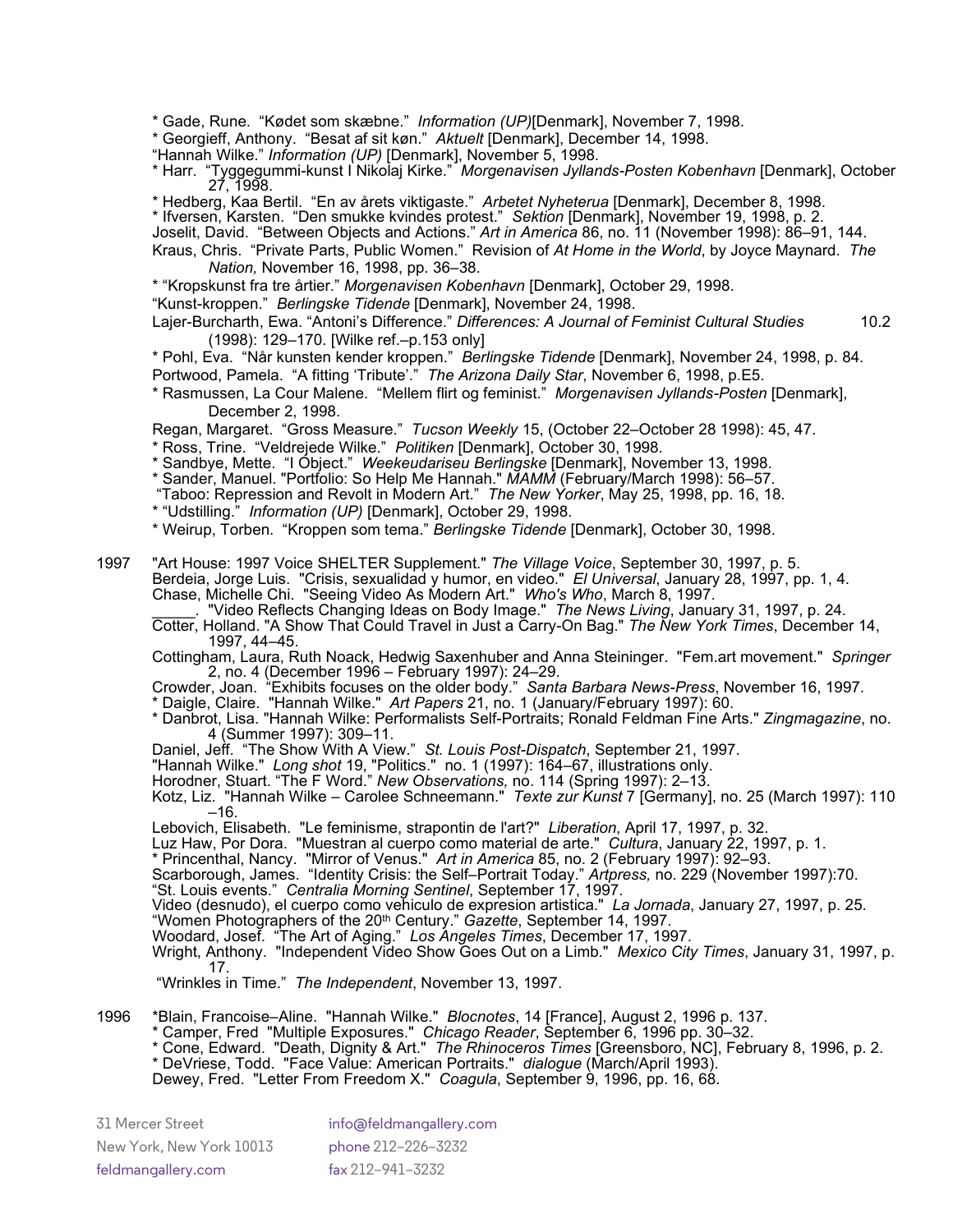* Gade, Rune. “Kødet som skæbne.” *Information (UP)*[Denmark], November 7, 1998.
* Georgieff, Anthony. “Besat af sit køn.” *Aktuelt* [Denmark], December 14, 1998.
“Hannah Wilke.” *Information (UP)* [Denmark], November 5, 1998.
* Harr. “Tyggegummi-kunst I Nikolaj Kirke.” *Morgenavisen Jyllands-Posten Kobenhavn* [Denmark], October 27, 1998.
* Hedberg, Kaa Bertil. “En av årets viktigaste.” *Arbetet Nyheterua* [Denmark], December 8, 1998.
* Ifversen, Karsten. “Den smukke kvindes protest.” *Sektion* [Denmark], November 19, 1998, p. 2.
Joselit, David. “Between Objects and Actions.” *Art in America* 86, no. 11 (November 1998): 86–91, 144.
Kraus, Chris. “Private Parts, Public Women.” Revision of *At Home in the World*, by Joyce Maynard. *The Nation,* November 16, 1998, pp. 36–38.
* “Kropskunst fra tre årtier.” *Morgenavisen Kobenhavn* [Denmark], October 29, 1998.
“Kunst-kroppen.” *Berlingske Tidende* [Denmark], November 24, 1998.
Lajer-Burcharth, Ewa. “Antoni’s Difference.” *Differences: A Journal of Feminist Cultural Studies* 10.2 (1998): 129–170. [Wilke ref.–p.153 only]
* Pohl, Eva. “Når kunsten kender kroppen.” *Berlingske Tidende* [Denmark], November 24, 1998, p. 84.
Portwood, Pamela. “A fitting ‘Tribute’.” *The Arizona Daily Star*, November 6, 1998, p.E5.
* Rasmussen, La Cour Malene. “Mellem flirt og feminist.” *Morgenavisen Jyllands-Posten* [Denmark], December 2, 1998.
Regan, Margaret. “Gross Measure.” *Tucson Weekly* 15, (October 22–October 28 1998): 45, 47.
* Ross, Trine. “Veldrejede Wilke.” *Politiken* [Denmark], October 30, 1998.
* Sandbye, Mette. “I Object.” *Weekeudariseu Berlingske* [Denmark], November 13, 1998.
* Sander, Manuel. "Portfolio: So Help Me Hannah." *MAMM* (February/March 1998): 56–57.
“Taboo: Repression and Revolt in Modern Art.” *The New Yorker*, May 25, 1998, pp. 16, 18.
* “Udstilling.” *Information (UP)* [Denmark], October 29, 1998.
* Weirup, Torben. “Kroppen som tema.” *Berlingske Tidende* [Denmark], October 30, 1998.

1997 "Art House: 1997 Voice SHELTER Supplement." *The Village Voice*, September 30, 1997, p. 5.
Berdeia, Jorge Luis. "Crisis, sexualidad y humor, en video." *El Universal*, January 28, 1997, pp. 1, 4.
Chase, Michelle Chi. "Seeing Video As Modern Art." *Who's Who*, March 8, 1997.
_____. "Video Reflects Changing Ideas on Body Image." *The News Living*, January 31, 1997, p. 24.
Cotter, Holland. "A Show That Could Travel in Just a Carry-On Bag." *The New York Times*, December 14, 1997, 44–45.
Cottingham, Laura, Ruth Noack, Hedwig Saxenhuber and Anna Steininger. "Fem.art movement." *Springer* 2, no. 4 (December 1996 – February 1997): 24–29.
Crowder, Joan. “Exhibits focuses on the older body.” *Santa Barbara News-Press*, November 16, 1997.
* Daigle, Claire. "Hannah Wilke." *Art Papers* 21, no. 1 (January/February 1997): 60.
* Danbrot, Lisa. "Hannah Wilke: Performalists Self-Portraits; Ronald Feldman Fine Arts." *Zingmagazine*, no. 4 (Summer 1997): 309–11.
Daniel, Jeff. “The Show With A View.” *St. Louis Post-Dispatch*, September 21, 1997.
"Hannah Wilke." *Long shot* 19, "Politics." no. 1 (1997): 164–67, illustrations only.
Horodner, Stuart. “The F Word.” *New Observations,* no. 114 (Spring 1997): 2–13.
Kotz, Liz. "Hannah Wilke – Carolee Schneemann." *Texte zur Kunst* 7 [Germany], no. 25 (March 1997): 110–16.
Lebovich, Elisabeth. "Le feminisme, strapontin de l'art?" *Liberation*, April 17, 1997, p. 32.
Luz Haw, Por Dora. "Muestran al cuerpo como material de arte." *Cultura*, January 22, 1997, p. 1.
* Princenthal, Nancy. "Mirror of Venus." *Art in America* 85, no. 2 (February 1997): 92–93.
Scarborough, James. “Identity Crisis: the Self–Portrait Today.” *Artpress,* no. 229 (November 1997):70.
“St. Louis events.” *Centralia Morning Sentinel*, September 17, 1997.
Video (desnudo), el cuerpo como vehiculo de expresion artistica." *La Jornada*, January 27, 1997, p. 25.
“Women Photographers of the 20th Century.” *Gazette*, September 14, 1997.
Woodard, Josef. “The Art of Aging.” *Los Angeles Times*, December 17, 1997.
Wright, Anthony. "Independent Video Show Goes Out on a Limb." *Mexico City Times*, January 31, 1997, p. 17.
“Wrinkles in Time.” *The Independent*, November 13, 1997.

1996 *Blain, Francoise–Aline. "Hannah Wilke." *Blocnotes*, 14 [France], August 2, 1996 p. 137.
* Camper, Fred "Multiple Exposures." *Chicago Reader*, September 6, 1996 pp. 30–32.
* Cone, Edward. "Death, Dignity & Art." *The Rhinoceros Times* [Greensboro, NC], February 8, 1996, p. 2.
* DeVriese, Todd. "Face Value: American Portraits." *dialogue* (March/April 1993).
Dewey, Fred. "Letter From Freedom X." *Coagula*, September 9, 1996, pp. 16, 68.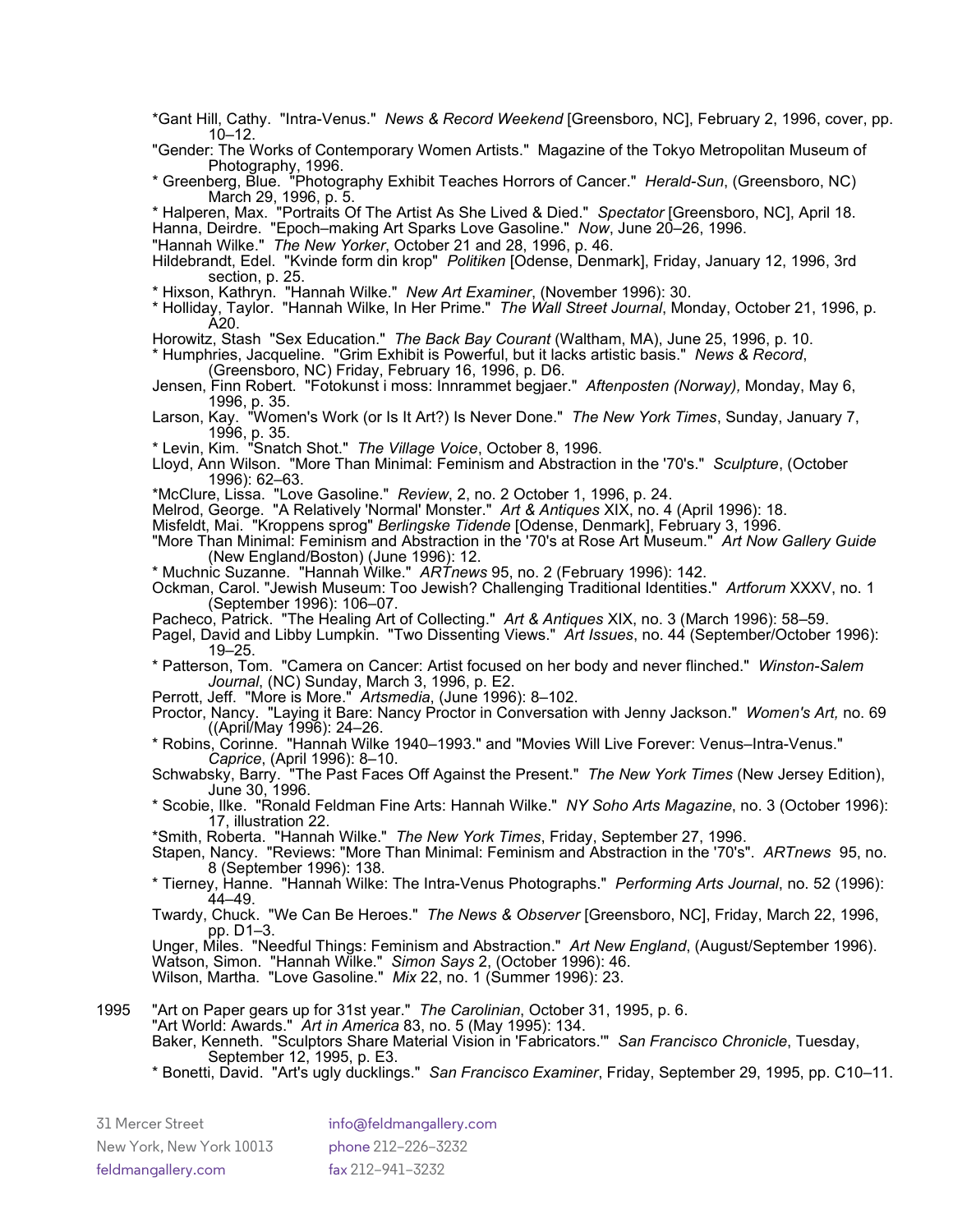*Gant Hill, Cathy. "Intra-Venus." *News & Record Weekend* [Greensboro, NC], February 2, 1996, cover, pp. 10–12.

"Gender: The Works of Contemporary Women Artists." Magazine of the Tokyo Metropolitan Museum of Photography, 1996.

* Greenberg, Blue. "Photography Exhibit Teaches Horrors of Cancer." *Herald-Sun*, (Greensboro, NC) March 29, 1996, p. 5.

* Halperen, Max. "Portraits Of The Artist As She Lived & Died." *Spectator* [Greensboro, NC], April 18.

Hanna, Deirdre. "Epoch–making Art Sparks Love Gasoline." *Now*, June 20–26, 1996.

"Hannah Wilke." *The New Yorker*, October 21 and 28, 1996, p. 46.

Hildebrandt, Edel. "Kvinde form din krop" *Politiken* [Odense, Denmark], Friday, January 12, 1996, 3rd section, p. 25.

* Hixson, Kathryn. "Hannah Wilke." *New Art Examiner*, (November 1996): 30.

* Holliday, Taylor. "Hannah Wilke, In Her Prime." *The Wall Street Journal*, Monday, October 21, 1996, p. A20.

Horowitz, Stash "Sex Education." *The Back Bay Courant* (Waltham, MA), June 25, 1996, p. 10.

* Humphries, Jacqueline. "Grim Exhibit is Powerful, but it lacks artistic basis." *News & Record*, (Greensboro, NC) Friday, February 16, 1996, p. D6.

Jensen, Finn Robert. "Fotokunst i moss: Innrammet begjaer." *Aftenposten (Norway),* Monday, May 6, 1996, p. 35.

Larson, Kay. "Women's Work (or Is It Art?) Is Never Done." *The New York Times*, Sunday, January 7, 1996, p. 35.

* Levin, Kim. "Snatch Shot." *The Village Voice*, October 8, 1996.

Lloyd, Ann Wilson. "More Than Minimal: Feminism and Abstraction in the '70's." *Sculpture*, (October 1996): 62–63.

*McClure, Lissa. "Love Gasoline." *Review*, 2, no. 2 October 1, 1996, p. 24.

Melrod, George. "A Relatively 'Normal' Monster." *Art & Antiques* XIX, no. 4 (April 1996): 18.

Misfeldt, Mai. "Kroppens sprog" *Berlingske Tidende* [Odense, Denmark], February 3, 1996.

"More Than Minimal: Feminism and Abstraction in the '70's at Rose Art Museum." *Art Now Gallery Guide* (New England/Boston) (June 1996): 12.

* Muchnic Suzanne. "Hannah Wilke." *ARTnews* 95, no. 2 (February 1996): 142.

Ockman, Carol. "Jewish Museum: Too Jewish? Challenging Traditional Identities." *Artforum* XXXV, no. 1 (September 1996): 106–07.

Pacheco, Patrick. "The Healing Art of Collecting." *Art & Antiques* XIX, no. 3 (March 1996): 58–59.

Pagel, David and Libby Lumpkin. "Two Dissenting Views." *Art Issues*, no. 44 (September/October 1996): 19–25.

* Patterson, Tom. "Camera on Cancer: Artist focused on her body and never flinched." *Winston-Salem Journal*, (NC) Sunday, March 3, 1996, p. E2.

Perrott, Jeff. "More is More." *Artsmedia*, (June 1996): 8–102.

Proctor, Nancy. "Laying it Bare: Nancy Proctor in Conversation with Jenny Jackson." *Women's Art,* no. 69 ((April/May 1996): 24–26.

* Robins, Corinne. "Hannah Wilke 1940–1993." and "Movies Will Live Forever: Venus–Intra-Venus." *Caprice*, (April 1996): 8–10.

Schwabsky, Barry. "The Past Faces Off Against the Present." *The New York Times* (New Jersey Edition), June 30, 1996.

* Scobie, Ilke. "Ronald Feldman Fine Arts: Hannah Wilke." *NY Soho Arts Magazine*, no. 3 (October 1996): 17, illustration 22.

*Smith, Roberta. "Hannah Wilke." *The New York Times*, Friday, September 27, 1996.

Stapen, Nancy. "Reviews: "More Than Minimal: Feminism and Abstraction in the '70's". *ARTnews* 95, no. 8 (September 1996): 138.

* Tierney, Hanne. "Hannah Wilke: The Intra-Venus Photographs." *Performing Arts Journal*, no. 52 (1996): 44–49.

Twardy, Chuck. "We Can Be Heroes." *The News & Observer* [Greensboro, NC], Friday, March 22, 1996, pp. D1–3.

Unger, Miles. "Needful Things: Feminism and Abstraction." *Art New England*, (August/September 1996).

Watson, Simon. "Hannah Wilke." *Simon Says* 2, (October 1996): 46.

Wilson, Martha. "Love Gasoline." *Mix* 22, no. 1 (Summer 1996): 23.

1995 "Art on Paper gears up for 31st year." *The Carolinian*, October 31, 1995, p. 6.

"Art World: Awards." *Art in America* 83, no. 5 (May 1995): 134.

Baker, Kenneth. "Sculptors Share Material Vision in 'Fabricators.'" *San Francisco Chronicle*, Tuesday, September 12, 1995, p. E3.

* Bonetti, David. "Art's ugly ducklings." *San Francisco Examiner*, Friday, September 29, 1995, pp. C10–11.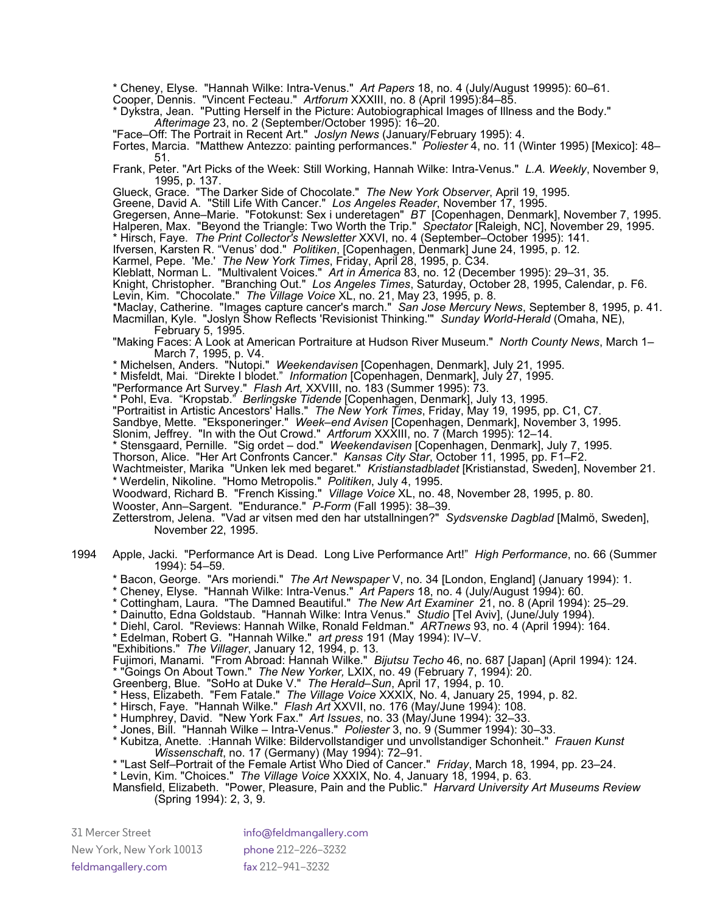\* Cheney, Elyse. "Hannah Wilke: Intra-Venus." *Art Papers* 18, no. 4 (July/August 19995): 60–61.
Cooper, Dennis. "Vincent Fecteau." *Artforum* XXXIII, no. 8 (April 1995):84–85.
\* Dykstra, Jean. "Putting Herself in the Picture: Autobiographical Images of Illness and the Body." *Afterimage* 23, no. 2 (September/October 1995): 16–20.
"Face–Off: The Portrait in Recent Art." *Joslyn News* (January/February 1995): 4.
Fortes, Marcia. "Matthew Antezzo: painting performances." *Poliester* 4, no. 11 (Winter 1995) [Mexico]: 48–51.
Frank, Peter. "Art Picks of the Week: Still Working, Hannah Wilke: Intra-Venus." *L.A. Weekly*, November 9, 1995, p. 137.
Glueck, Grace. "The Darker Side of Chocolate." *The New York Observer*, April 19, 1995.
Greene, David A. "Still Life With Cancer." *Los Angeles Reader*, November 17, 1995.
Gregersen, Anne–Marie. "Fotokunst: Sex i underetagen" *BT* [Copenhagen, Denmark], November 7, 1995.
Halperen, Max. "Beyond the Triangle: Two Worth the Trip." *Spectator* [Raleigh, NC], November 29, 1995.
\* Hirsch, Faye. *The Print Collector's Newsletter* XXVI, no. 4 (September–October 1995): 141.
Ifversen, Karsten R. "Venus' død." *Politiken*, [Copenhagen, Denmark] June 24, 1995, p. 12.
Karmel, Pepe. 'Me.' *The New York Times*, Friday, April 28, 1995, p. C34.
Kleblatt, Norman L. "Multivalent Voices." *Art in America* 83, no. 12 (December 1995): 29–31, 35.
Knight, Christopher. "Branching Out." *Los Angeles Times*, Saturday, October 28, 1995, Calendar, p. F6.
Levin, Kim. "Chocolate." *The Village Voice* XL, no. 21, May 23, 1995, p. 8.
\*Maclay, Catherine. "Images capture cancer's march." *San Jose Mercury News*, September 8, 1995, p. 41.
Macmillan, Kyle. "Joslyn Show Reflects 'Revisionist Thinking.'" *Sunday World-Herald* (Omaha, NE), February 5, 1995.
"Making Faces: A Look at American Portraiture at Hudson River Museum." *North County News*, March 1–March 7, 1995, p. V4.
\* Michelsen, Anders. "Nutopi." *Weekendavisen* [Copenhagen, Denmark], July 21, 1995.
\* Misfeldt, Mai. "Direkte I blodet." *Information* [Copenhagen, Denmark], July 27, 1995.
"Performance Art Survey." *Flash Art,* XXVIII, no. 183 (Summer 1995): 73.
\* Pohl, Eva. "Kropstab." *Berlingske Tidende* [Copenhagen, Denmark], July 13, 1995.
"Portraitist in Artistic Ancestors' Halls." *The New York Times*, Friday, May 19, 1995, pp. C1, C7.
Sandbye, Mette. "Eksponeringer." *Week–end Avisen* [Copenhagen, Denmark], November 3, 1995.
Slonim, Jeffrey. "In with the Out Crowd." *Artforum* XXXIII, no. 7 (March 1995): 12–14.
\* Stensgaard, Pernille. "Sig ordet – død." *Weekendavisen* [Copenhagen, Denmark], July 7, 1995.
Thorson, Alice. "Her Art Confronts Cancer." *Kansas City Star*, October 11, 1995, pp. F1–F2.
Wachtmeister, Marika "Unken lek med begaret." *Kristianstadbladet* [Kristianstad, Sweden], November 21.
\* Werdelin, Nikoline. "Homo Metropolis." *Politiken*, July 4, 1995.
Woodward, Richard B. "French Kissing." *Village Voice* XL, no. 48, November 28, 1995, p. 80.
Wooster, Ann–Sargent. "Endurance." *P-Form* (Fall 1995): 38–39.
Zetterstrom, Jelena. "Vad ar vitsen med den har utstallningen?" *Sydsvenske Dagblad* [Malmö, Sweden], November 22, 1995.

1994 Apple, Jacki. "Performance Art is Dead. Long Live Performance Art!" *High Performance*, no. 66 (Summer 1994): 54–59.
\* Bacon, George. "Ars moriendi." *The Art Newspaper* V, no. 34 [London, England] (January 1994): 1.
\* Cheney, Elyse. "Hannah Wilke: Intra-Venus." *Art Papers* 18, no. 4 (July/August 1994): 60.
\* Cottingham, Laura. "The Damned Beautiful." *The New Art Examiner* 21, no. 8 (April 1994): 25–29.
\* Dainutto, Edna Goldstaub. "Hannah Wilke: Intra Venus." *Studio* [Tel Aviv], (June/July 1994).
\* Diehl, Carol. "Reviews: Hannah Wilke, Ronald Feldman." *ARTnews* 93, no. 4 (April 1994): 164.
\* Edelman, Robert G. "Hannah Wilke." *art press* 191 (May 1994): IV–V.
"Exhibitions." *The Villager*, January 12, 1994, p. 13.
Fujimori, Manami. "From Abroad: Hannah Wilke." *Bijutsu Techo* 46, no. 687 [Japan] (April 1994): 124.
\* "Goings On About Town." *The New Yorker,* LXIX, no. 49 (February 7, 1994): 20.
Greenberg, Blue. "SoHo at Duke V." *The Herald–Sun*, April 17, 1994, p. 10.
\* Hess, Elizabeth. "Fem Fatale." *The Village Voice* XXXIX, No. 4, January 25, 1994, p. 82.
\* Hirsch, Faye. "Hannah Wilke." *Flash Art* XXVII, no. 176 (May/June 1994): 108.
\* Humphrey, David. "New York Fax." *Art Issues*, no. 33 (May/June 1994): 32–33.
\* Jones, Bill. "Hannah Wilke – Intra-Venus." *Poliester* 3, no. 9 (Summer 1994): 30–33.
\* Kubitza, Anette. :Hannah Wilke: Bildervollstandiger und unvollstandiger Schonheit." *Frauen Kunst Wissenschaft*, no. 17 (Germany) (May 1994): 72–91.
\* "Last Self–Portrait of the Female Artist Who Died of Cancer." *Friday*, March 18, 1994, pp. 23–24.
\* Levin, Kim. "Choices." *The Village Voice* XXXIX, No. 4, January 18, 1994, p. 63.
Mansfield, Elizabeth. "Power, Pleasure, Pain and the Public." *Harvard University Art Museums Review* (Spring 1994): 2, 3, 9.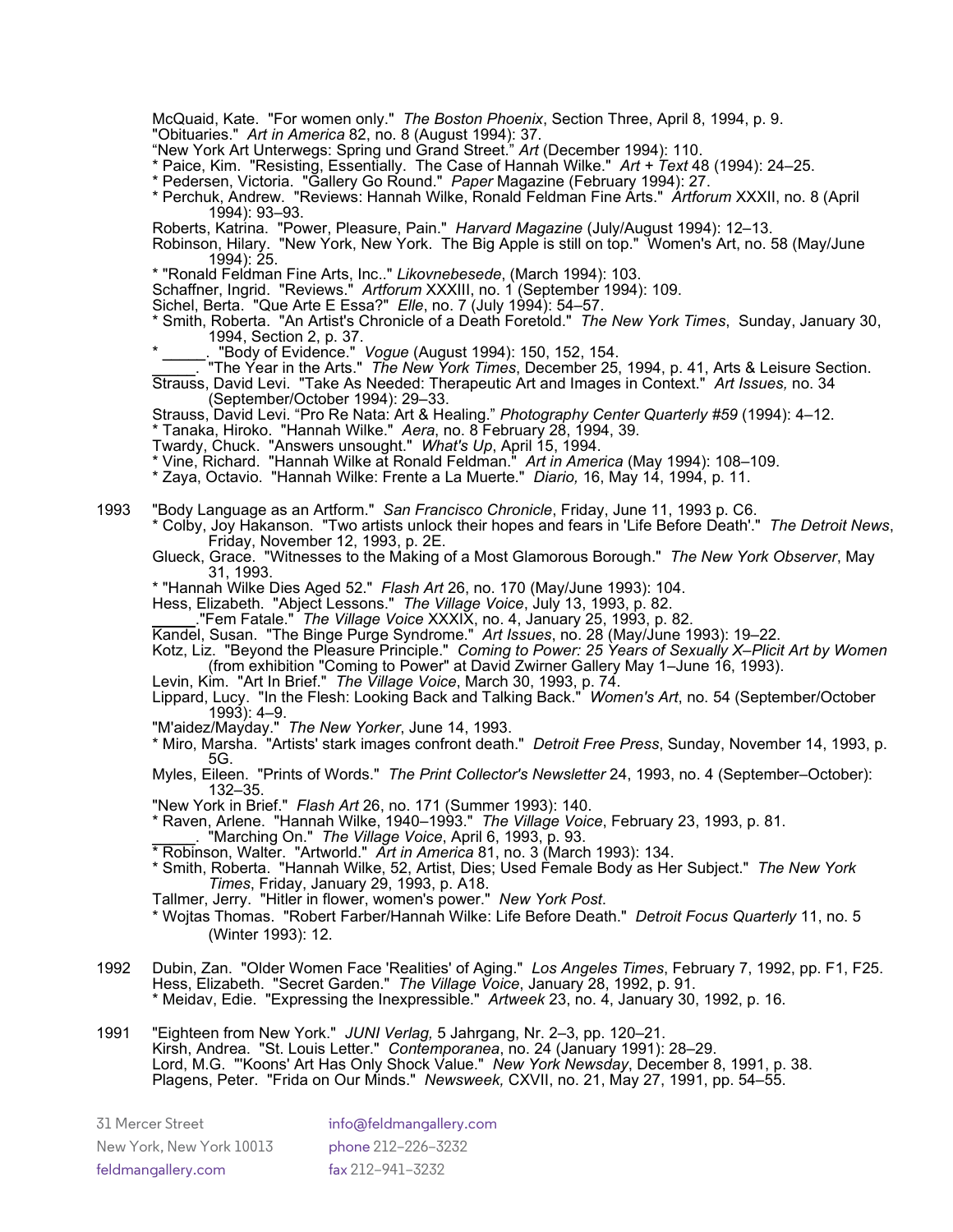McQuaid, Kate. "For women only." *The Boston Phoenix*, Section Three, April 8, 1994, p. 9.
"Obituaries." *Art in America* 82, no. 8 (August 1994): 37.
"New York Art Unterwegs: Spring und Grand Street." *Art* (December 1994): 110.
* Paice, Kim. "Resisting, Essentially. The Case of Hannah Wilke." *Art + Text* 48 (1994): 24–25.
* Pedersen, Victoria. "Gallery Go Round." *Paper* Magazine (February 1994): 27.
* Perchuk, Andrew. "Reviews: Hannah Wilke, Ronald Feldman Fine Arts." *Artforum* XXXII, no. 8 (April 1994): 93–93.
Roberts, Katrina. "Power, Pleasure, Pain." *Harvard Magazine* (July/August 1994): 12–13.
Robinson, Hilary. "New York, New York. The Big Apple is still on top." Women's Art, no. 58 (May/June 1994): 25.
* "Ronald Feldman Fine Arts, Inc.." *Likovnebesede*, (March 1994): 103.
Schaffner, Ingrid. "Reviews." *Artforum* XXXIII, no. 1 (September 1994): 109.
Sichel, Berta. "Que Arte E Essa?" *Elle*, no. 7 (July 1994): 54–57.
* Smith, Roberta. "An Artist's Chronicle of a Death Foretold." *The New York Times*, Sunday, January 30, 1994, Section 2, p. 37.
* _____. "Body of Evidence." *Vogue* (August 1994): 150, 152, 154.
_____. "The Year in the Arts." *The New York Times*, December 25, 1994, p. 41, Arts & Leisure Section.
Strauss, David Levi. "Take As Needed: Therapeutic Art and Images in Context." *Art Issues,* no. 34 (September/October 1994): 29–33.
Strauss, David Levi. "Pro Re Nata: Art & Healing." *Photography Center Quarterly #59* (1994): 4–12.
* Tanaka, Hiroko. "Hannah Wilke." *Aera*, no. 8 February 28, 1994, 39.
Twardy, Chuck. "Answers unsought." *What's Up*, April 15, 1994.
* Vine, Richard. "Hannah Wilke at Ronald Feldman." *Art in America* (May 1994): 108–109.
* Zaya, Octavio. "Hannah Wilke: Frente a La Muerte." *Diario,* 16, May 14, 1994, p. 11.

1993 "Body Language as an Artform." *San Francisco Chronicle*, Friday, June 11, 1993 p. C6.
* Colby, Joy Hakanson. "Two artists unlock their hopes and fears in 'Life Before Death'." *The Detroit News*, Friday, November 12, 1993, p. 2E.
Glueck, Grace. "Witnesses to the Making of a Most Glamorous Borough." *The New York Observer*, May 31, 1993.
* "Hannah Wilke Dies Aged 52." *Flash Art* 26, no. 170 (May/June 1993): 104.
Hess, Elizabeth. "Abject Lessons." *The Village Voice*, July 13, 1993, p. 82.
_____."Fem Fatale." *The Village Voice* XXXIX, no. 4, January 25, 1993, p. 82.
Kandel, Susan. "The Binge Purge Syndrome." *Art Issues*, no. 28 (May/June 1993): 19–22.
Kotz, Liz. "Beyond the Pleasure Principle." *Coming to Power: 25 Years of Sexually X–Plicit Art by Women* (from exhibition "Coming to Power" at David Zwirner Gallery May 1–June 16, 1993).
Levin, Kim. "Art In Brief." *The Village Voice*, March 30, 1993, p. 74.
Lippard, Lucy. "In the Flesh: Looking Back and Talking Back." *Women's Art*, no. 54 (September/October 1993): 4–9.
"M'aidez/Mayday." *The New Yorker*, June 14, 1993.
* Miro, Marsha. "Artists' stark images confront death." *Detroit Free Press*, Sunday, November 14, 1993, p. 5G.
Myles, Eileen. "Prints of Words." *The Print Collector's Newsletter* 24, 1993, no. 4 (September–October): 132–35.
"New York in Brief." *Flash Art* 26, no. 171 (Summer 1993): 140.
* Raven, Arlene. "Hannah Wilke, 1940–1993." *The Village Voice*, February 23, 1993, p. 81.
_____. "Marching On." *The Village Voice*, April 6, 1993, p. 93.
* Robinson, Walter. "Artworld." *Art in America* 81, no. 3 (March 1993): 134.
* Smith, Roberta. "Hannah Wilke, 52, Artist, Dies; Used Female Body as Her Subject." *The New York Times*, Friday, January 29, 1993, p. A18.
Tallmer, Jerry. "Hitler in flower, women's power." *New York Post*.
* Wojtas Thomas. "Robert Farber/Hannah Wilke: Life Before Death." *Detroit Focus Quarterly* 11, no. 5 (Winter 1993): 12.

1992 Dubin, Zan. "Older Women Face 'Realities' of Aging." *Los Angeles Times*, February 7, 1992, pp. F1, F25.
Hess, Elizabeth. "Secret Garden." *The Village Voice*, January 28, 1992, p. 91.
* Meidav, Edie. "Expressing the Inexpressible." *Artweek* 23, no. 4, January 30, 1992, p. 16.

1991 "Eighteen from New York." *JUNI Verlag,* 5 Jahrgang, Nr. 2–3, pp. 120–21.
Kirsh, Andrea. "St. Louis Letter." *Contemporanea*, no. 24 (January 1991): 28–29.
Lord, M.G. "'Koons' Art Has Only Shock Value." *New York Newsday*, December 8, 1991, p. 38.
Plagens, Peter. "Frida on Our Minds." *Newsweek,* CXVII, no. 21, May 27, 1991, pp. 54–55.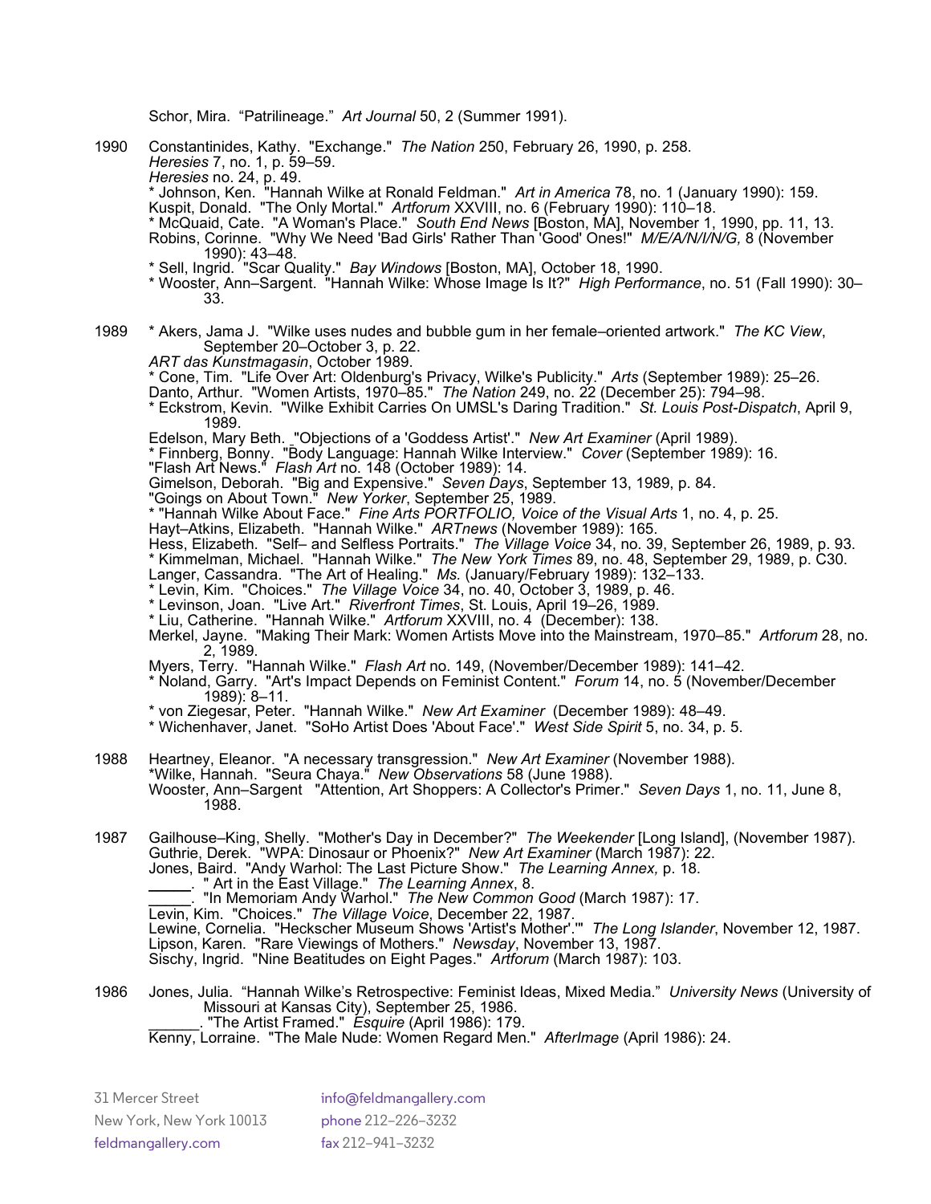Schor, Mira. “Patrilineage.” *Art Journal* 50, 2 (Summer 1991).

1990 Constantinides, Kathy. "Exchange." *The Nation* 250, February 26, 1990, p. 258.
*Heresies* 7, no. 1, p. 59–59.
*Heresies* no. 24, p. 49.
* Johnson, Ken. "Hannah Wilke at Ronald Feldman." *Art in America* 78, no. 1 (January 1990): 159.
Kuspit, Donald. "The Only Mortal." *Artforum* XXVIII, no. 6 (February 1990): 110–18.
* McQuaid, Cate. "A Woman's Place." *South End News* [Boston, MA], November 1, 1990, pp. 11, 13.
Robins, Corinne. "Why We Need 'Bad Girls' Rather Than 'Good' Ones!" *M/E/A/N/I/N/G,* 8 (November 1990): 43–48.
* Sell, Ingrid. "Scar Quality." *Bay Windows* [Boston, MA], October 18, 1990.
* Wooster, Ann–Sargent. "Hannah Wilke: Whose Image Is It?" *High Performance*, no. 51 (Fall 1990): 30–33.

1989 * Akers, Jama J. "Wilke uses nudes and bubble gum in her female–oriented artwork." *The KC View*, September 20–October 3, p. 22.
*ART das Kunstmagasin*, October 1989.
* Cone, Tim. "Life Over Art: Oldenburg's Privacy, Wilke's Publicity." *Arts* (September 1989): 25–26.
Danto, Arthur. "Women Artists, 1970–85." *The Nation* 249, no. 22 (December 25): 794–98.
* Eckstrom, Kevin. "Wilke Exhibit Carries On UMSL's Daring Tradition." *St. Louis Post-Dispatch*, April 9, 1989.
Edelson, Mary Beth. "Objections of a 'Goddess Artist'." *New Art Examiner* (April 1989).
* Finnberg, Bonny. "Body Language: Hannah Wilke Interview." *Cover* (September 1989): 16.
"Flash Art News." *Flash Art* no. 148 (October 1989): 14.
Gimelson, Deborah. "Big and Expensive." *Seven Days*, September 13, 1989, p. 84.
"Goings on About Town." *New Yorker*, September 25, 1989.
* "Hannah Wilke About Face." *Fine Arts PORTFOLIO, Voice of the Visual Arts* 1, no. 4, p. 25.
Hayt–Atkins, Elizabeth. "Hannah Wilke." *ARTnews* (November 1989): 165.
Hess, Elizabeth. "Self– and Selfless Portraits." *The Village Voice* 34, no. 39, September 26, 1989, p. 93.
* Kimmelman, Michael. "Hannah Wilke." *The New York Times* 89, no. 48, September 29, 1989, p. C30.
Langer, Cassandra. "The Art of Healing." *Ms.* (January/February 1989): 132–133.
* Levin, Kim. "Choices." *The Village Voice* 34, no. 40, October 3, 1989, p. 46.
* Levinson, Joan. "Live Art." *Riverfront Times*, St. Louis, April 19–26, 1989.
* Liu, Catherine. "Hannah Wilke." *Artforum* XXVIII, no. 4 (December): 138.
Merkel, Jayne. "Making Their Mark: Women Artists Move into the Mainstream, 1970–85." *Artforum* 28, no. 2, 1989.
Myers, Terry. "Hannah Wilke." *Flash Art* no. 149, (November/December 1989): 141–42.
* Noland, Garry. "Art's Impact Depends on Feminist Content." *Forum* 14, no. 5 (November/December 1989): 8–11.
* von Ziegesar, Peter. "Hannah Wilke." *New Art Examiner* (December 1989): 48–49.
* Wichenhaver, Janet. "SoHo Artist Does 'About Face'." *West Side Spirit* 5, no. 34, p. 5.

1988 Heartney, Eleanor. "A necessary transgression." *New Art Examiner* (November 1988).
*Wilke, Hannah. "Seura Chaya." *New Observations* 58 (June 1988).
Wooster, Ann–Sargent "Attention, Art Shoppers: A Collector's Primer." *Seven Days* 1, no. 11, June 8, 1988.

1987 Gailhouse–King, Shelly. "Mother's Day in December?" *The Weekender* [Long Island], (November 1987).
Guthrie, Derek. "WPA: Dinosaur or Phoenix?" *New Art Examiner* (March 1987): 22.
Jones, Baird. "Andy Warhol: The Last Picture Show." *The Learning Annex,* p. 18.
_____. " Art in the East Village." *The Learning Annex*, 8.
_____. "In Memoriam Andy Warhol." *The New Common Good* (March 1987): 17.
Levin, Kim. "Choices." *The Village Voice*, December 22, 1987.
Lewine, Cornelia. "Heckscher Museum Shows 'Artist's Mother'.'" *The Long Islander*, November 12, 1987.
Lipson, Karen. "Rare Viewings of Mothers." *Newsday*, November 13, 1987.
Sischy, Ingrid. "Nine Beatitudes on Eight Pages." *Artforum* (March 1987): 103.

1986 Jones, Julia. “Hannah Wilke’s Retrospective: Feminist Ideas, Mixed Media.” *University News* (University of Missouri at Kansas City), September 25, 1986.
______. "The Artist Framed." *Esquire* (April 1986): 179.
Kenny, Lorraine. "The Male Nude: Women Regard Men." *AfterImage* (April 1986): 24.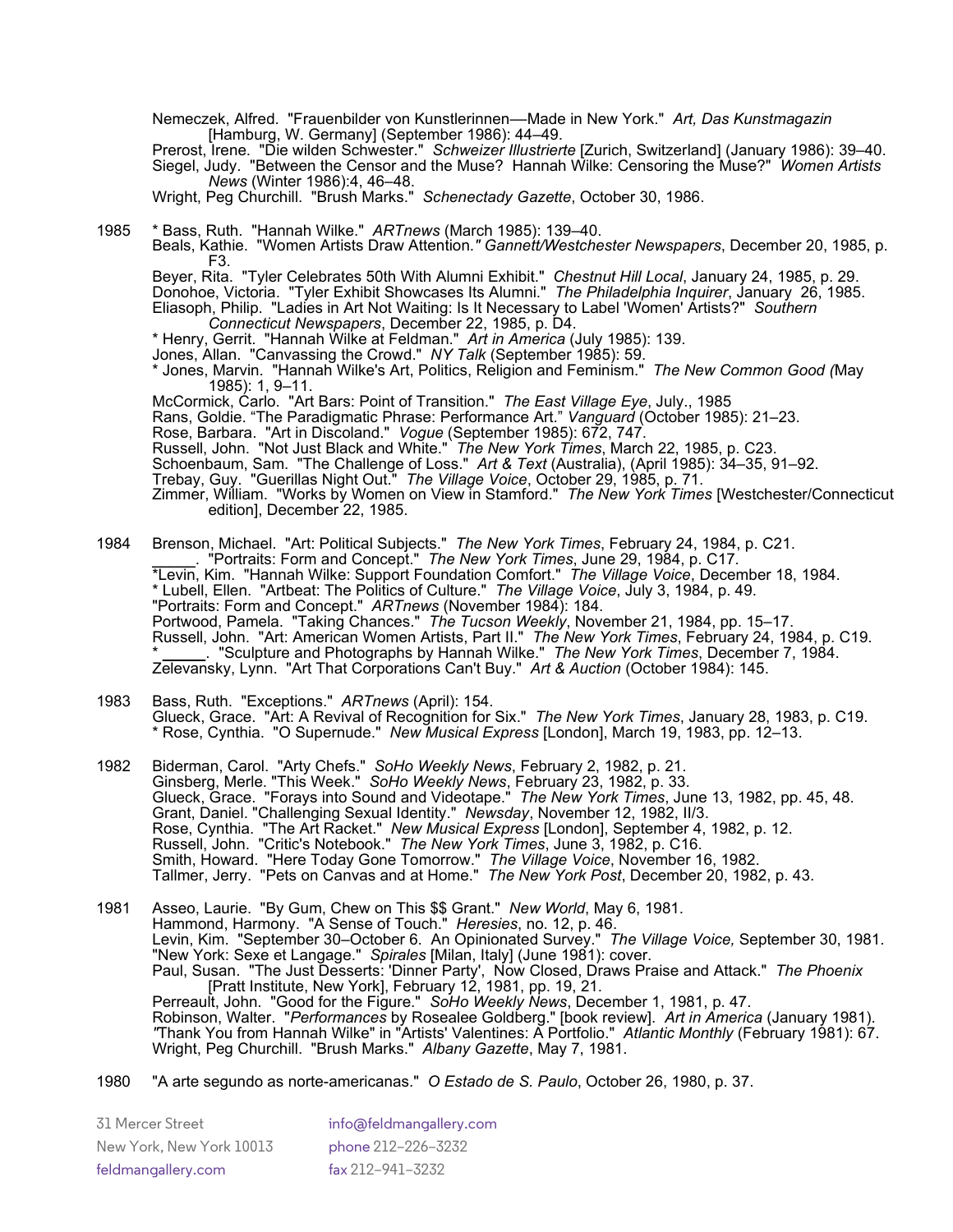Nemeczek, Alfred. "Frauenbilder von Kunstlerinnen—Made in New York." *Art, Das Kunstmagazin* [Hamburg, W. Germany] (September 1986): 44–49.
Prerost, Irene. "Die wilden Schwester." *Schweizer Illustrierte* [Zurich, Switzerland] (January 1986): 39–40.
Siegel, Judy. "Between the Censor and the Muse? Hannah Wilke: Censoring the Muse?" *Women Artists News* (Winter 1986):4, 46–48.
Wright, Peg Churchill. "Brush Marks." *Schenectady Gazette*, October 30, 1986.

1985 * Bass, Ruth. "Hannah Wilke." *ARTnews* (March 1985): 139–40.
Beals, Kathie. "Women Artists Draw Attention." *Gannett/Westchester Newspapers*, December 20, 1985, p. F3.
Beyer, Rita. "Tyler Celebrates 50th With Alumni Exhibit." *Chestnut Hill Local*, January 24, 1985, p. 29.
Donohoe, Victoria. "Tyler Exhibit Showcases Its Alumni." *The Philadelphia Inquirer*, January 26, 1985.
Eliasoph, Philip. "Ladies in Art Not Waiting: Is It Necessary to Label 'Women' Artists?" *Southern Connecticut Newspapers*, December 22, 1985, p. D4.
* Henry, Gerrit. "Hannah Wilke at Feldman." *Art in America* (July 1985): 139.
Jones, Allan. "Canvassing the Crowd." *NY Talk* (September 1985): 59.
* Jones, Marvin. "Hannah Wilke's Art, Politics, Religion and Feminism." *The New Common Good (*May 1985): 1, 9–11.
McCormick, Carlo. "Art Bars: Point of Transition." *The East Village Eye*, July., 1985
Rans, Goldie. "The Paradigmatic Phrase: Performance Art." *Vanguard* (October 1985): 21–23.
Rose, Barbara. "Art in Discoland." *Vogue* (September 1985): 672, 747.
Russell, John. "Not Just Black and White." *The New York Times*, March 22, 1985, p. C23.
Schoenbaum, Sam. "The Challenge of Loss." *Art & Text* (Australia), (April 1985): 34–35, 91–92.
Trebay, Guy. "Guerillas Night Out." *The Village Voice*, October 29, 1985, p. 71.
Zimmer, William. "Works by Women on View in Stamford." *The New York Times* [Westchester/Connecticut edition], December 22, 1985.

1984 Brenson, Michael. "Art: Political Subjects." *The New York Times*, February 24, 1984, p. C21.
_____. "Portraits: Form and Concept." *The New York Times*, June 29, 1984, p. C17.
*Levin, Kim. "Hannah Wilke: Support Foundation Comfort." *The Village Voice*, December 18, 1984.
* Lubell, Ellen. "Artbeat: The Politics of Culture." *The Village Voice*, July 3, 1984, p. 49.
"Portraits: Form and Concept." *ARTnews* (November 1984): 184.
Portwood, Pamela. "Taking Chances." *The Tucson Weekly*, November 21, 1984, pp. 15–17.
Russell, John. "Art: American Women Artists, Part II." *The New York Times*, February 24, 1984, p. C19.
* _____. "Sculpture and Photographs by Hannah Wilke." *The New York Times*, December 7, 1984.
Zelevansky, Lynn. "Art That Corporations Can't Buy." *Art & Auction* (October 1984): 145.

1983 Bass, Ruth. "Exceptions." *ARTnews* (April): 154.
Glueck, Grace. "Art: A Revival of Recognition for Six." *The New York Times*, January 28, 1983, p. C19.
* Rose, Cynthia. "O Supernude." *New Musical Express* [London], March 19, 1983, pp. 12–13.

1982 Biderman, Carol. "Arty Chefs." *SoHo Weekly News*, February 2, 1982, p. 21.
Ginsberg, Merle. "This Week." *SoHo Weekly News*, February 23, 1982, p. 33.
Glueck, Grace. "Forays into Sound and Videotape." *The New York Times*, June 13, 1982, pp. 45, 48.
Grant, Daniel. "Challenging Sexual Identity." *Newsday*, November 12, 1982, II/3.
Rose, Cynthia. "The Art Racket." *New Musical Express* [London], September 4, 1982, p. 12.
Russell, John. "Critic's Notebook." *The New York Times*, June 3, 1982, p. C16.
Smith, Howard. "Here Today Gone Tomorrow." *The Village Voice*, November 16, 1982.
Tallmer, Jerry. "Pets on Canvas and at Home." *The New York Post*, December 20, 1982, p. 43.

1981 Asseo, Laurie. "By Gum, Chew on This $$ Grant." *New World*, May 6, 1981.
Hammond, Harmony. "A Sense of Touch." *Heresies*, no. 12, p. 46.
Levin, Kim. "September 30–October 6. An Opinionated Survey." *The Village Voice,* September 30, 1981.
"New York: Sexe et Langage." *Spirales* [Milan, Italy] (June 1981): cover.
Paul, Susan. "The Just Desserts: 'Dinner Party', Now Closed, Draws Praise and Attack." *The Phoenix* [Pratt Institute, New York], February 12, 1981, pp. 19, 21.
Perreault, John. "Good for the Figure." *SoHo Weekly News*, December 1, 1981, p. 47.
Robinson, Walter. "*Performances* by Rosealee Goldberg." [book review]. *Art in America* (January 1981).
"Thank You from Hannah Wilke" in "Artists' Valentines: A Portfolio." *Atlantic Monthly* (February 1981): 67.
Wright, Peg Churchill. "Brush Marks." *Albany Gazette*, May 7, 1981.

1980 "A arte segundo as norte-americanas." *O Estado de S. Paulo*, October 26, 1980, p. 37.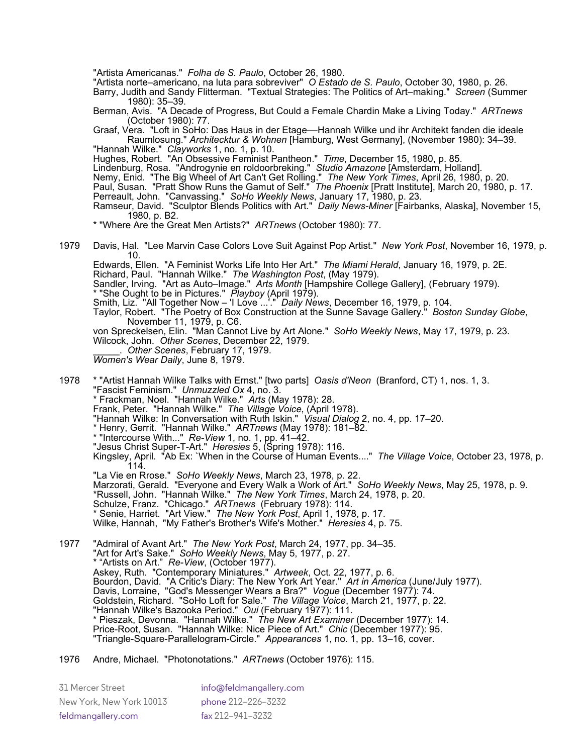"Artista Americanas." *Folha de S. Paulo*, October 26, 1980.
"Artista norte–americano, na luta para sobreviver" *O Estado de S. Paulo*, October 30, 1980, p. 26.
Barry, Judith and Sandy Flitterman. "Textual Strategies: The Politics of Art–making." *Screen* (Summer 1980): 35–39.
Berman, Avis. "A Decade of Progress, But Could a Female Chardin Make a Living Today." *ARTnews* (October 1980): 77.
Graaf, Vera. "Loft in SoHo: Das Haus in der Etage—Hannah Wilke und ihr Architekt fanden die ideale Raumlosung." *Architecktur & Wohnen* [Hamburg, West Germany], (November 1980): 34–39.
"Hannah Wilke." *Clayworks* 1, no. 1, p. 10.
Hughes, Robert. "An Obsessive Feminist Pantheon." *Time*, December 15, 1980, p. 85.
Lindenburg, Rosa. "Androgynie en roldoorbreking." *Studio Amazone* [Amsterdam, Holland].
Nemy, Enid. "The Big Wheel of Art Can't Get Rolling." *The New York Times*, April 26, 1980, p. 20.
Paul, Susan. "Pratt Show Runs the Gamut of Self." *The Phoenix* [Pratt Institute], March 20, 1980, p. 17.
Perreault, John. "Canvassing." *SoHo Weekly News*, January 17, 1980, p. 23.
Ramseur, David. "Sculptor Blends Politics with Art." *Daily News-Miner* [Fairbanks, Alaska], November 15, 1980, p. B2.
* "Where Are the Great Men Artists?" *ARTnews* (October 1980): 77.

1979 Davis, Hal. "Lee Marvin Case Colors Love Suit Against Pop Artist." *New York Post*, November 16, 1979, p. 10.
Edwards, Ellen. "A Feminist Works Life Into Her Art." *The Miami Herald*, January 16, 1979, p. 2E.
Richard, Paul. "Hannah Wilke." *The Washington Post*, (May 1979).
Sandler, Irving. "Art as Auto–Image." *Arts Month* [Hampshire College Gallery], (February 1979).
* "She Ought to be in Pictures." *Playboy* (April 1979).
Smith, Liz. "All Together Now – 'I Love ...'." *Daily News*, December 16, 1979, p. 104.
Taylor, Robert. "The Poetry of Box Construction at the Sunne Savage Gallery." *Boston Sunday Globe*, November 11, 1979, p. C6.
von Spreckelsen, Elin. "Man Cannot Live by Art Alone." *SoHo Weekly News*, May 17, 1979, p. 23.
Wilcock, John. *Other Scenes*, December 22, 1979.
_____. *Other Scenes*, February 17, 1979.
*Women's Wear Daily*, June 8, 1979.

1978 * "Artist Hannah Wilke Talks with Ernst." [two parts] *Oasis d'Neon* (Branford, CT) 1, nos. 1, 3.
"Fascist Feminism." *Unmuzzled Ox* 4, no. 3.
* Frackman, Noel. "Hannah Wilke." *Arts* (May 1978): 28.
Frank, Peter. "Hannah Wilke." *The Village Voice*, (April 1978).
"Hannah Wilke: In Conversation with Ruth Iskin." *Visual Dialog* 2, no. 4, pp. 17–20.
* Henry, Gerrit. "Hannah Wilke." *ARTnews* (May 1978): 181–82.
* "Intercourse With..." *Re-View* 1, no. 1, pp. 41–42.
"Jesus Christ Super-T-Art." *Heresies* 5, (Spring 1978): 116.
Kingsley, April. "Ab Ex: `When in the Course of Human Events...." *The Village Voice*, October 23, 1978, p. 114.
"La Vie en Rrose." *SoHo Weekly News*, March 23, 1978, p. 22.
Marzorati, Gerald. "Everyone and Every Walk a Work of Art." *SoHo Weekly News*, May 25, 1978, p. 9.
*Russell, John. "Hannah Wilke." *The New York Times*, March 24, 1978, p. 20.
Schulze, Franz. "Chicago." *ARTnews* (February 1978): 114.
* Senie, Harriet. "Art View." *The New York Post*, April 1, 1978, p. 17.
Wilke, Hannah, "My Father's Brother's Wife's Mother." *Heresies* 4, p. 75.

1977 "Admiral of Avant Art." *The New York Post*, March 24, 1977, pp. 34–35.
"Art for Art's Sake." *SoHo Weekly News*, May 5, 1977, p. 27.
* "Artists on Art." *Re-View*, (October 1977).
Askey, Ruth. "Contemporary Miniatures." *Artweek*, Oct. 22, 1977, p. 6.
Bourdon, David. "A Critic's Diary: The New York Art Year." *Art in America* (June/July 1977).
Davis, Lorraine, "God's Messenger Wears a Bra?" *Vogue* (December 1977): 74.
Goldstein, Richard. "SoHo Loft for Sale." *The Village Voice*, March 21, 1977, p. 22.
"Hannah Wilke's Bazooka Period." *Oui* (February 1977): 111.
* Pieszak, Devonna. "Hannah Wilke." *The New Art Examiner* (December 1977): 14.
Price-Root, Susan. "Hannah Wilke: Nice Piece of Art." *Chic* (December 1977): 95.
"Triangle-Square-Parallelogram-Circle." *Appearances* 1, no. 1, pp. 13–16, cover.

1976 Andre, Michael. "Photonotations." *ARTnews* (October 1976): 115.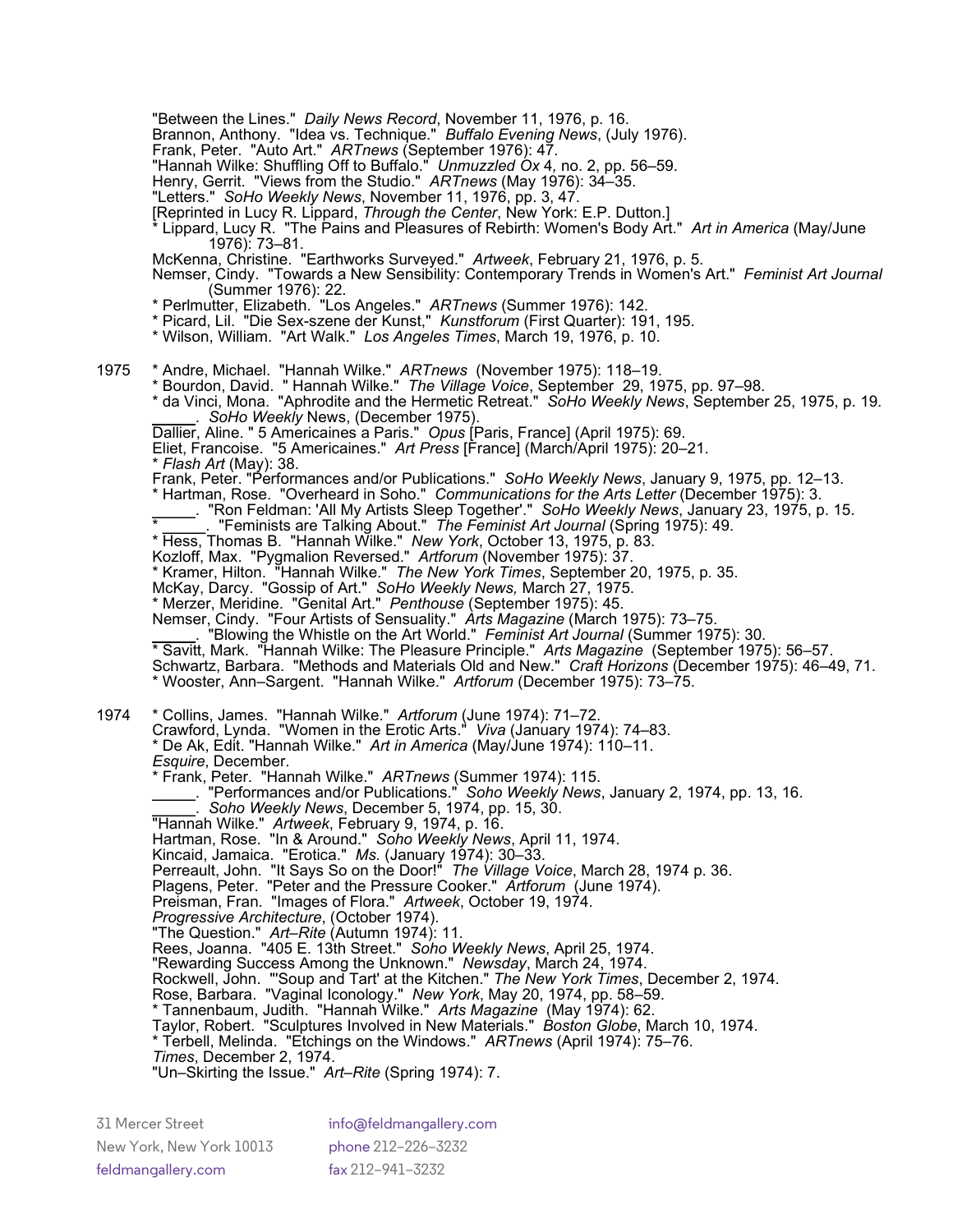"Between the Lines." *Daily News Record*, November 11, 1976, p. 16.
Brannon, Anthony. "Idea vs. Technique." *Buffalo Evening News*, (July 1976).
Frank, Peter. "Auto Art." *ARTnews* (September 1976): 47.
"Hannah Wilke: Shuffling Off to Buffalo." *Unmuzzled Ox* 4, no. 2, pp. 56–59.
Henry, Gerrit. "Views from the Studio." *ARTnews* (May 1976): 34–35.
"Letters." *SoHo Weekly News*, November 11, 1976, pp. 3, 47.
[Reprinted in Lucy R. Lippard, *Through the Center*, New York: E.P. Dutton.]
* Lippard, Lucy R. "The Pains and Pleasures of Rebirth: Women's Body Art." *Art in America* (May/June 1976): 73–81.
McKenna, Christine. "Earthworks Surveyed." *Artweek*, February 21, 1976, p. 5.
Nemser, Cindy. "Towards a New Sensibility: Contemporary Trends in Women's Art." *Feminist Art Journal* (Summer 1976): 22.
* Perlmutter, Elizabeth. "Los Angeles." *ARTnews* (Summer 1976): 142.
* Picard, Lil. "Die Sex-szene der Kunst," *Kunstforum* (First Quarter): 191, 195.
* Wilson, William. "Art Walk." *Los Angeles Times*, March 19, 1976, p. 10.

1975 * Andre, Michael. "Hannah Wilke." *ARTnews* (November 1975): 118–19.
* Bourdon, David. " Hannah Wilke." *The Village Voice*, September 29, 1975, pp. 97–98.
* da Vinci, Mona. "Aphrodite and the Hermetic Retreat." *SoHo Weekly News*, September 25, 1975, p. 19.
_____. *SoHo Weekly* News, (December 1975).
Dallier, Aline. " 5 Americaines a Paris." *Opus* [Paris, France] (April 1975): 69.
Eliet, Francoise. "5 Americaines." *Art Press* [France] (March/April 1975): 20–21.
* *Flash Art* (May): 38.
Frank, Peter. "Performances and/or Publications." *SoHo Weekly News*, January 9, 1975, pp. 12–13.
* Hartman, Rose. "Overheard in Soho." *Communications for the Arts Letter* (December 1975): 3.
_____. "Ron Feldman: 'All My Artists Sleep Together'." *SoHo Weekly News*, January 23, 1975, p. 15.
* _____. "Feminists are Talking About." *The Feminist Art Journal* (Spring 1975): 49.
* Hess, Thomas B. "Hannah Wilke." *New York*, October 13, 1975, p. 83.
Kozloff, Max. "Pygmalion Reversed." *Artforum* (November 1975): 37.
* Kramer, Hilton. "Hannah Wilke." *The New York Times*, September 20, 1975, p. 35.
McKay, Darcy. "Gossip of Art." *SoHo Weekly News,* March 27, 1975.
* Merzer, Meridine. "Genital Art." *Penthouse* (September 1975): 45.
Nemser, Cindy. "Four Artists of Sensuality." *Arts Magazine* (March 1975): 73–75.
_____. "Blowing the Whistle on the Art World." *Feminist Art Journal* (Summer 1975): 30.
* Savitt, Mark. "Hannah Wilke: The Pleasure Principle." *Arts Magazine* (September 1975): 56–57.
Schwartz, Barbara. "Methods and Materials Old and New." *Craft Horizons* (December 1975): 46–49, 71.
* Wooster, Ann–Sargent. "Hannah Wilke." *Artforum* (December 1975): 73–75.

1974 * Collins, James. "Hannah Wilke." *Artforum* (June 1974): 71–72.
Crawford, Lynda. "Women in the Erotic Arts." *Viva* (January 1974): 74–83.
* De Ak, Edit. "Hannah Wilke." *Art in America* (May/June 1974): 110–11.
*Esquire*, December.
* Frank, Peter. "Hannah Wilke." *ARTnews* (Summer 1974): 115.
_____. "Performances and/or Publications." *Soho Weekly News*, January 2, 1974, pp. 13, 16.
_____. *Soho Weekly News*, December 5, 1974, pp. 15, 30.
"Hannah Wilke." *Artweek*, February 9, 1974, p. 16.
Hartman, Rose. "In & Around." *Soho Weekly News*, April 11, 1974.
Kincaid, Jamaica. "Erotica." *Ms.* (January 1974): 30–33.
Perreault, John. "It Says So on the Door!" *The Village Voice*, March 28, 1974 p. 36.
Plagens, Peter. "Peter and the Pressure Cooker." *Artforum* (June 1974).
Preisman, Fran. "Images of Flora." *Artweek*, October 19, 1974.
*Progressive Architecture*, (October 1974).
"The Question." *Art–Rite* (Autumn 1974): 11.
Rees, Joanna. "405 E. 13th Street." *Soho Weekly News*, April 25, 1974.
"Rewarding Success Among the Unknown." *Newsday*, March 24, 1974.
Rockwell, John. "'Soup and Tart' at the Kitchen." *The New York Times*, December 2, 1974.
Rose, Barbara. "Vaginal Iconology." *New York*, May 20, 1974, pp. 58–59.
* Tannenbaum, Judith. "Hannah Wilke." *Arts Magazine* (May 1974): 62.
Taylor, Robert. "Sculptures Involved in New Materials." *Boston Globe*, March 10, 1974.
* Terbell, Melinda. "Etchings on the Windows." *ARTnews* (April 1974): 75–76.
*Times*, December 2, 1974.
"Un–Skirting the Issue." *Art–Rite* (Spring 1974): 7.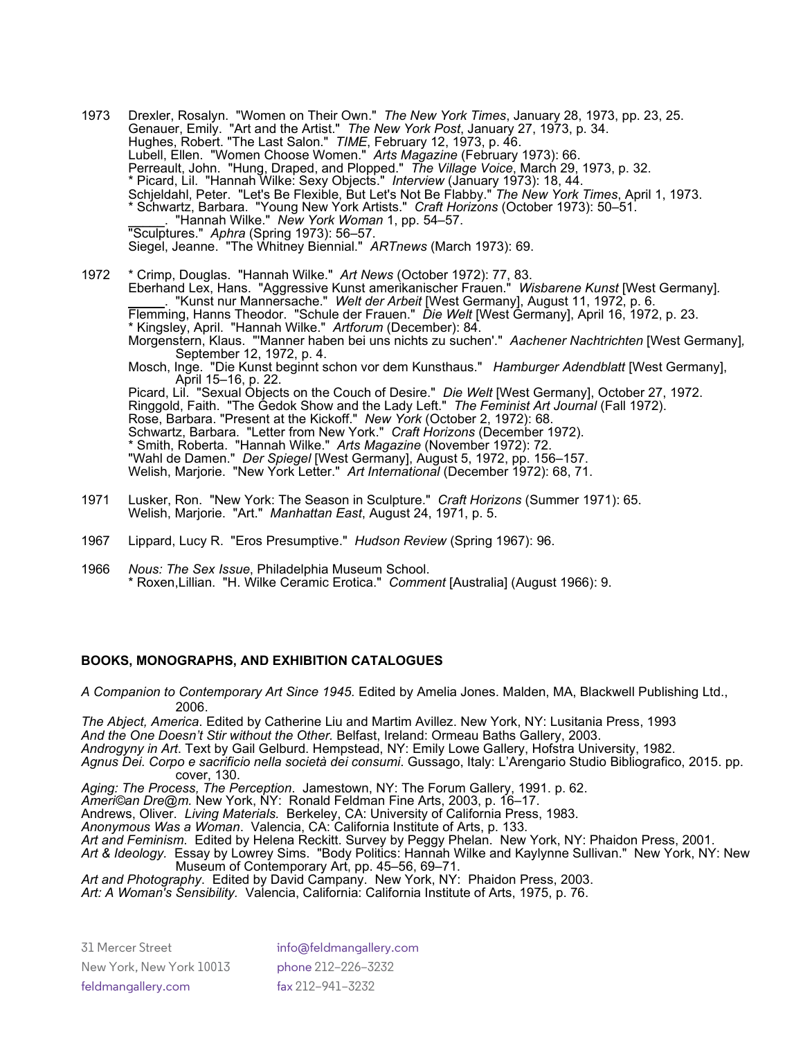1973 Drexler, Rosalyn. "Women on Their Own." *The New York Times*, January 28, 1973, pp. 23, 25.
Genauer, Emily. "Art and the Artist." *The New York Post*, January 27, 1973, p. 34.
Hughes, Robert. "The Last Salon." *TIME*, February 12, 1973, p. 46.
Lubell, Ellen. "Women Choose Women." *Arts Magazine* (February 1973): 66.
Perreault, John. "Hung, Draped, and Plopped." *The Village Voice*, March 29, 1973, p. 32.
* Picard, Lil. "Hannah Wilke: Sexy Objects." *Interview* (January 1973): 18, 44.
Schjeldahl, Peter. "Let's Be Flexible, But Let's Not Be Flabby." *The New York Times*, April 1, 1973.
* Schwartz, Barbara. "Young New York Artists." *Craft Horizons* (October 1973): 50–51.
_____. "Hannah Wilke." *New York Woman* 1, pp. 54–57.
"Sculptures." *Aphra* (Spring 1973): 56–57.
Siegel, Jeanne. "The Whitney Biennial." *ARTnews* (March 1973): 69.

1972 * Crimp, Douglas. "Hannah Wilke." *Art News* (October 1972): 77, 83.
Eberhand Lex, Hans. "Aggressive Kunst amerikanischer Frauen." *Wisbarene Kunst* [West Germany].
_____. "Kunst nur Mannersache." *Welt der Arbeit* [West Germany], August 11, 1972, p. 6.
Flemming, Hanns Theodor. "Schule der Frauen." *Die Welt* [West Germany], April 16, 1972, p. 23.
* Kingsley, April. "Hannah Wilke." *Artforum* (December): 84.
Morgenstern, Klaus. "'Manner haben bei uns nichts zu suchen'." *Aachener Nachtrichten* [West Germany], September 12, 1972, p. 4.
Mosch, Inge. "Die Kunst beginnt schon vor dem Kunsthaus." *Hamburger Adendblatt* [West Germany], April 15–16, p. 22.
Picard, Lil. "Sexual Objects on the Couch of Desire." *Die Welt* [West Germany], October 27, 1972.
Ringgold, Faith. "The Gedok Show and the Lady Left." *The Feminist Art Journal* (Fall 1972).
Rose, Barbara. "Present at the Kickoff." *New York* (October 2, 1972): 68.
Schwartz, Barbara. "Letter from New York." *Craft Horizons* (December 1972).
* Smith, Roberta. "Hannah Wilke." *Arts Magazine* (November 1972): 72.
"Wahl de Damen." *Der Spiegel* [West Germany], August 5, 1972, pp. 156–157.
Welish, Marjorie. "New York Letter." *Art International* (December 1972): 68, 71.

1971 Lusker, Ron. "New York: The Season in Sculpture." *Craft Horizons* (Summer 1971): 65.
Welish, Marjorie. "Art." *Manhattan East*, August 24, 1971, p. 5.

1967 Lippard, Lucy R. "Eros Presumptive." *Hudson Review* (Spring 1967): 96.

1966 *Nous: The Sex Issue*, Philadelphia Museum School.
* Roxen,Lillian. "H. Wilke Ceramic Erotica." *Comment* [Australia] (August 1966): 9.

## BOOKS, MONOGRAPHS, AND EXHIBITION CATALOGUES

*A Companion to Contemporary Art Since 1945.* Edited by Amelia Jones. Malden, MA, Blackwell Publishing Ltd., 2006.
*The Abject, America*. Edited by Catherine Liu and Martim Avillez. New York, NY: Lusitania Press, 1993
*And the One Doesn't Stir without the Other*. Belfast, Ireland: Ormeau Baths Gallery, 2003.
*Androgyny in Art*. Text by Gail Gelburd. Hempstead, NY: Emily Lowe Gallery, Hofstra University, 1982.
*Agnus Dei. Corpo e sacrificio nella società dei consumi*. Gussago, Italy: L'Arengario Studio Bibliografico, 2015. pp. cover, 130.
*Aging: The Process, The Perception*. Jamestown, NY: The Forum Gallery, 1991. p. 62.
*Ameri©an Dre@m.* New York, NY: Ronald Feldman Fine Arts, 2003, p. 16–17.
Andrews, Oliver. *Living Materials.* Berkeley, CA: University of California Press, 1983.
*Anonymous Was a Woman*. Valencia, CA: California Institute of Arts, p. 133.
*Art and Feminism*. Edited by Helena Reckitt. Survey by Peggy Phelan. New York, NY: Phaidon Press, 2001.
*Art & Ideology.* Essay by Lowrey Sims. "Body Politics: Hannah Wilke and Kaylynne Sullivan." New York, NY: New Museum of Contemporary Art, pp. 45–56, 69–71.
*Art and Photography*. Edited by David Campany. New York, NY: Phaidon Press, 2003.
*Art: A Woman's Sensibility.* Valencia, California: California Institute of Arts, 1975, p. 76.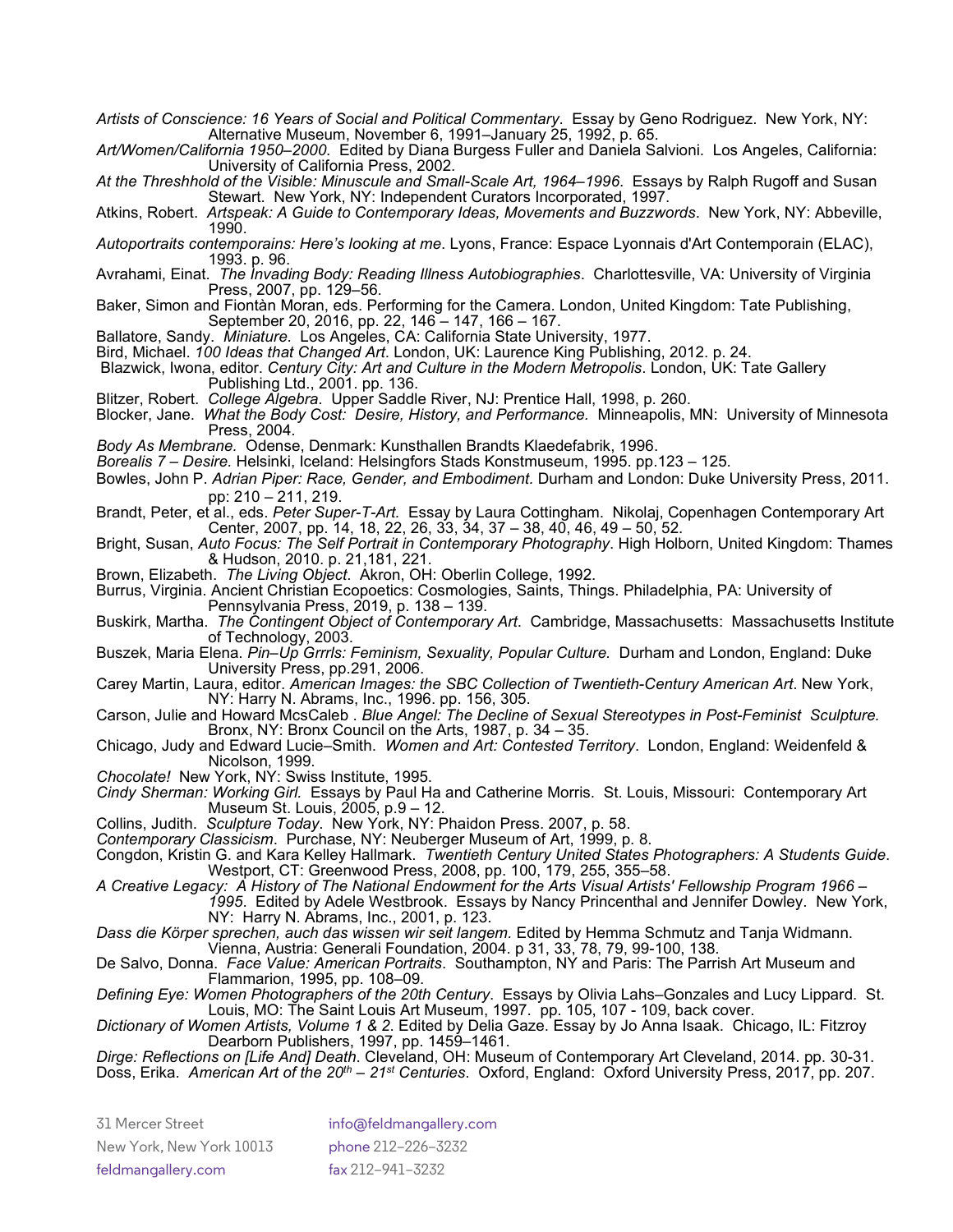*Artists of Conscience: 16 Years of Social and Political Commentary*. Essay by Geno Rodriguez. New York, NY: Alternative Museum, November 6, 1991–January 25, 1992, p. 65.

*Art/Women/California 1950–2000*. Edited by Diana Burgess Fuller and Daniela Salvioni. Los Angeles, California: University of California Press, 2002.

*At the Threshhold of the Visible: Minuscule and Small-Scale Art, 1964–1996*. Essays by Ralph Rugoff and Susan Stewart. New York, NY: Independent Curators Incorporated, 1997.

Atkins, Robert. *Artspeak: A Guide to Contemporary Ideas, Movements and Buzzwords*. New York, NY: Abbeville, 1990.

*Autoportraits contemporains: Here's looking at me*. Lyons, France: Espace Lyonnais d'Art Contemporain (ELAC), 1993. p. 96.

Avrahami, Einat. *The Invading Body: Reading Illness Autobiographies*. Charlottesville, VA: University of Virginia Press, 2007, pp. 129–56.

Baker, Simon and Fiontàn Moran, eds. Performing for the Camera. London, United Kingdom: Tate Publishing, September 20, 2016, pp. 22, 146 – 147, 166 – 167.

Ballatore, Sandy. *Miniature*. Los Angeles, CA: California State University, 1977.

Bird, Michael. *100 Ideas that Changed Art*. London, UK: Laurence King Publishing, 2012. p. 24.

Blazwick, Iwona, editor. *Century City: Art and Culture in the Modern Metropolis*. London, UK: Tate Gallery Publishing Ltd., 2001. pp. 136.

Blitzer, Robert. *College Algebra*. Upper Saddle River, NJ: Prentice Hall, 1998, p. 260.

Blocker, Jane. *What the Body Cost: Desire, History, and Performance.* Minneapolis, MN: University of Minnesota Press, 2004.

*Body As Membrane.* Odense, Denmark: Kunsthallen Brandts Klaedefabrik, 1996.

*Borealis 7 – Desire.* Helsinki, Iceland: Helsingfors Stads Konstmuseum, 1995. pp.123 – 125.

Bowles, John P. *Adrian Piper: Race, Gender, and Embodiment.* Durham and London: Duke University Press, 2011. pp: 210 – 211, 219.

Brandt, Peter, et al., eds. *Peter Super-T-Art.* Essay by Laura Cottingham. Nikolaj, Copenhagen Contemporary Art Center, 2007, pp. 14, 18, 22, 26, 33, 34, 37 – 38, 40, 46, 49 – 50, 52.

Bright, Susan, *Auto Focus: The Self Portrait in Contemporary Photography*. High Holborn, United Kingdom: Thames & Hudson, 2010. p. 21,181, 221.

Brown, Elizabeth. *The Living Object*. Akron, OH: Oberlin College, 1992.

Burrus, Virginia. Ancient Christian Ecopoetics: Cosmologies, Saints, Things. Philadelphia, PA: University of Pennsylvania Press, 2019, p. 138 – 139.

Buskirk, Martha. *The Contingent Object of Contemporary Art*. Cambridge, Massachusetts: Massachusetts Institute of Technology, 2003.

Buszek, Maria Elena. *Pin–Up Grrrls: Feminism, Sexuality, Popular Culture.* Durham and London, England: Duke University Press, pp.291, 2006.

Carey Martin, Laura, editor. *American Images: the SBC Collection of Twentieth-Century American Art*. New York, NY: Harry N. Abrams, Inc., 1996. pp. 156, 305.

Carson, Julie and Howard McsCaleb . *Blue Angel: The Decline of Sexual Stereotypes in Post-Feminist Sculpture.* Bronx, NY: Bronx Council on the Arts, 1987, p. 34 – 35.

Chicago, Judy and Edward Lucie–Smith. *Women and Art: Contested Territory*. London, England: Weidenfeld & Nicolson, 1999.

*Chocolate!* New York, NY: Swiss Institute, 1995.

*Cindy Sherman: Working Girl.* Essays by Paul Ha and Catherine Morris. St. Louis, Missouri: Contemporary Art Museum St. Louis, 2005, p.9 – 12.

Collins, Judith. *Sculpture Today*. New York, NY: Phaidon Press. 2007, p. 58.

*Contemporary Classicism*. Purchase, NY: Neuberger Museum of Art, 1999, p. 8.

Congdon, Kristin G. and Kara Kelley Hallmark. *Twentieth Century United States Photographers: A Students Guide*. Westport, CT: Greenwood Press, 2008, pp. 100, 179, 255, 355–58.

*A Creative Legacy: A History of The National Endowment for the Arts Visual Artists' Fellowship Program 1966 – 1995*. Edited by Adele Westbrook. Essays by Nancy Princenthal and Jennifer Dowley. New York, NY: Harry N. Abrams, Inc., 2001, p. 123.

*Dass die Körper sprechen, auch das wissen wir seit langem.* Edited by Hemma Schmutz and Tanja Widmann. Vienna, Austria: Generali Foundation, 2004. p 31, 33, 78, 79, 99-100, 138.

De Salvo, Donna. *Face Value: American Portraits*. Southampton, NY and Paris: The Parrish Art Museum and Flammarion, 1995, pp. 108–09.

*Defining Eye: Women Photographers of the 20th Century*. Essays by Olivia Lahs–Gonzales and Lucy Lippard. St. Louis, MO: The Saint Louis Art Museum, 1997. pp. 105, 107 - 109, back cover.

*Dictionary of Women Artists, Volume 1 & 2*. Edited by Delia Gaze. Essay by Jo Anna Isaak. Chicago, IL: Fitzroy Dearborn Publishers, 1997, pp. 1459–1461.

*Dirge: Reflections on [Life And] Death*. Cleveland, OH: Museum of Contemporary Art Cleveland, 2014. pp. 30-31.

Doss, Erika. *American Art of the 20th – 21st Centuries*. Oxford, England: Oxford University Press, 2017, pp. 207.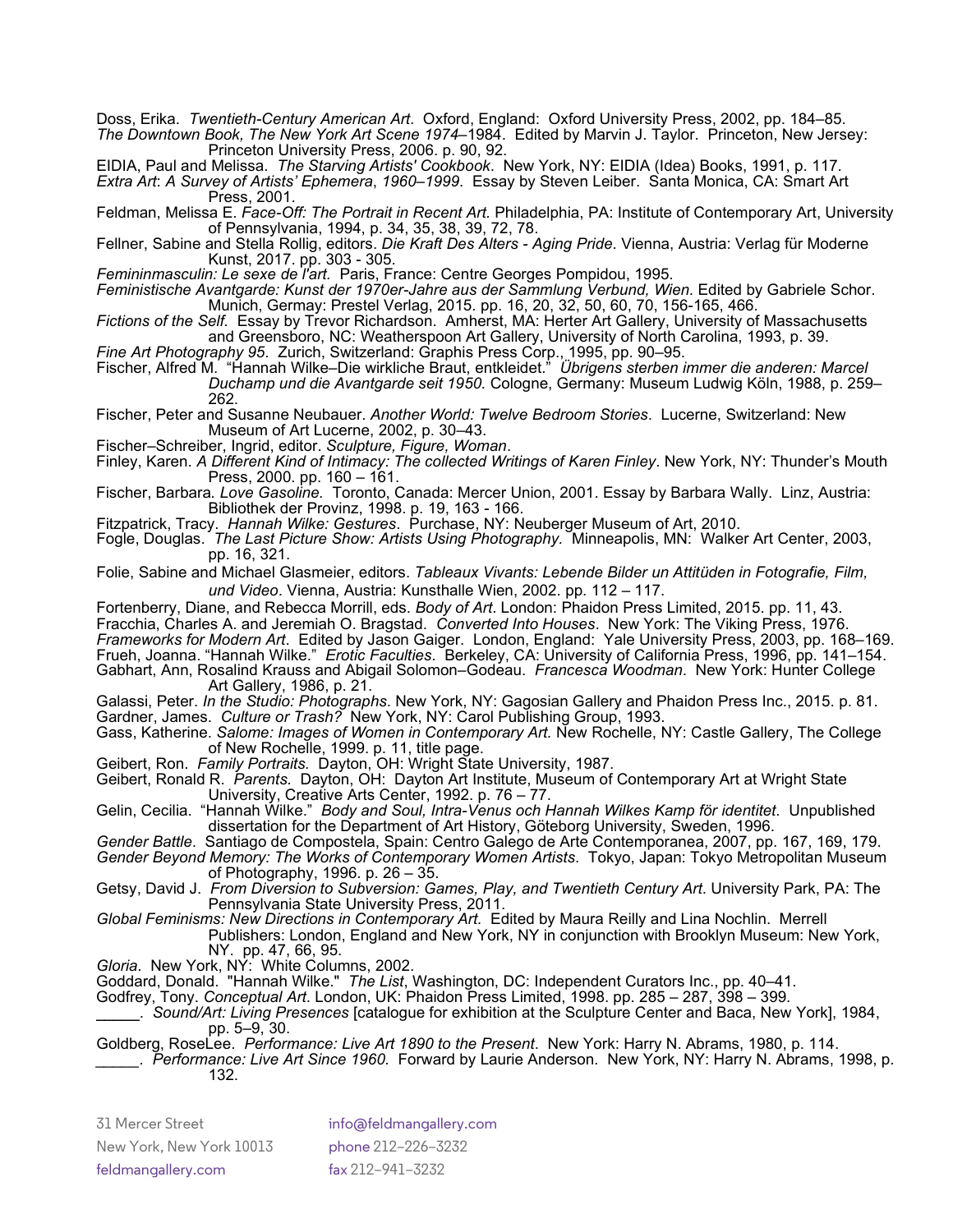Doss, Erika. *Twentieth-Century American Art*. Oxford, England: Oxford University Press, 2002, pp. 184–85.

*The Downtown Book, The New York Art Scene 1974–1984*. Edited by Marvin J. Taylor. Princeton, New Jersey: Princeton University Press, 2006. p. 90, 92.

EIDIA, Paul and Melissa. *The Starving Artists' Cookbook*. New York, NY: EIDIA (Idea) Books, 1991, p. 117.

*Extra Art*: *A Survey of Artists' Ephemera*, *1960–1999*. Essay by Steven Leiber. Santa Monica, CA: Smart Art Press, 2001.

Feldman, Melissa E. *Face-Off: The Portrait in Recent Art.* Philadelphia, PA: Institute of Contemporary Art, University of Pennsylvania, 1994, p. 34, 35, 38, 39, 72, 78.

Fellner, Sabine and Stella Rollig, editors. *Die Kraft Des Alters - Aging Pride*. Vienna, Austria: Verlag für Moderne Kunst, 2017. pp. 303 - 305.

*Femininmasculin: Le sexe de l'art.* Paris, France: Centre Georges Pompidou, 1995.

*Feministische Avantgarde: Kunst der 1970er-Jahre aus der Sammlung Verbund, Wien*. Edited by Gabriele Schor. Munich, Germay: Prestel Verlag, 2015. pp. 16, 20, 32, 50, 60, 70, 156-165, 466.

*Fictions of the Self.* Essay by Trevor Richardson. Amherst, MA: Herter Art Gallery, University of Massachusetts and Greensboro, NC: Weatherspoon Art Gallery, University of North Carolina, 1993, p. 39.

*Fine Art Photography 95*. Zurich, Switzerland: Graphis Press Corp., 1995, pp. 90–95.

Fischer, Alfred M. "Hannah Wilke–Die wirkliche Braut, entkleidet." *Übrigens sterben immer die anderen: Marcel Duchamp und die Avantgarde seit 1950.* Cologne, Germany: Museum Ludwig Köln, 1988, p. 259–262.

Fischer, Peter and Susanne Neubauer. *Another World: Twelve Bedroom Stories*. Lucerne, Switzerland: New Museum of Art Lucerne, 2002, p. 30–43.

Fischer–Schreiber, Ingrid, editor. *Sculpture, Figure, Woman*.

Finley, Karen. *A Different Kind of Intimacy: The collected Writings of Karen Finley*. New York, NY: Thunder's Mouth Press, 2000. pp. 160 – 161.

Fischer, Barbara. *Love Gasoline.* Toronto, Canada: Mercer Union, 2001. Essay by Barbara Wally. Linz, Austria: Bibliothek der Provinz, 1998. p. 19, 163 - 166.

Fitzpatrick, Tracy. *Hannah Wilke: Gestures*. Purchase, NY: Neuberger Museum of Art, 2010.

Fogle, Douglas. *The Last Picture Show: Artists Using Photography.* Minneapolis, MN: Walker Art Center, 2003, pp. 16, 321.

Folie, Sabine and Michael Glasmeier, editors. *Tableaux Vivants: Lebende Bilder un Attitüden in Fotografie, Film, und Video*. Vienna, Austria: Kunsthalle Wien, 2002. pp. 112 – 117.

Fortenberry, Diane, and Rebecca Morrill, eds. *Body of Art*. London: Phaidon Press Limited, 2015. pp. 11, 43.

Fracchia, Charles A. and Jeremiah O. Bragstad. *Converted Into Houses*. New York: The Viking Press, 1976.

*Frameworks for Modern Art*. Edited by Jason Gaiger. London, England: Yale University Press, 2003, pp. 168–169.

Frueh, Joanna. "Hannah Wilke." *Erotic Faculties*. Berkeley, CA: University of California Press, 1996, pp. 141–154.

Gabhart, Ann, Rosalind Krauss and Abigail Solomon–Godeau. *Francesca Woodman*. New York: Hunter College Art Gallery, 1986, p. 21.

Galassi, Peter. *In the Studio: Photographs*. New York, NY: Gagosian Gallery and Phaidon Press Inc., 2015. p. 81.

Gardner, James. *Culture or Trash?* New York, NY: Carol Publishing Group, 1993.

Gass, Katherine. *Salome: Images of Women in Contemporary Art.* New Rochelle, NY: Castle Gallery, The College of New Rochelle, 1999. p. 11, title page.

Geibert, Ron. *Family Portraits.* Dayton, OH: Wright State University, 1987.

Geibert, Ronald R. *Parents.* Dayton, OH: Dayton Art Institute, Museum of Contemporary Art at Wright State University, Creative Arts Center, 1992. p. 76 – 77.

Gelin, Cecilia. "Hannah Wilke." *Body and Soul, Intra-Venus och Hannah Wilkes Kamp för identitet*. Unpublished dissertation for the Department of Art History, Göteborg University, Sweden, 1996.

*Gender Battle*. Santiago de Compostela, Spain: Centro Galego de Arte Contemporanea, 2007, pp. 167, 169, 179.

*Gender Beyond Memory: The Works of Contemporary Women Artists*. Tokyo, Japan: Tokyo Metropolitan Museum of Photography, 1996. p. 26 – 35.

Getsy, David J. *From Diversion to Subversion: Games, Play, and Twentieth Century Art*. University Park, PA: The Pennsylvania State University Press, 2011.

*Global Feminisms: New Directions in Contemporary Art.* Edited by Maura Reilly and Lina Nochlin. Merrell Publishers: London, England and New York, NY in conjunction with Brooklyn Museum: New York, NY. pp. 47, 66, 95.

*Gloria*. New York, NY: White Columns, 2002.

Goddard, Donald. "Hannah Wilke." *The List*, Washington, DC: Independent Curators Inc., pp. 40–41.

Godfrey, Tony. *Conceptual Art*. London, UK: Phaidon Press Limited, 1998. pp. 285 – 287, 398 – 399.

_____. *Sound/Art: Living Presences* [catalogue for exhibition at the Sculpture Center and Baca, New York], 1984, pp. 5–9, 30.

Goldberg, RoseLee. *Performance: Live Art 1890 to the Present*. New York: Harry N. Abrams, 1980, p. 114.

_____. *Performance: Live Art Since 1960.* Forward by Laurie Anderson. New York, NY: Harry N. Abrams, 1998, p. 132.

31 Mercer Street
New York, New York 10013
feldmangallery.com

info@feldmangallery.com
phone 212–226–3232
fax 212–941–3232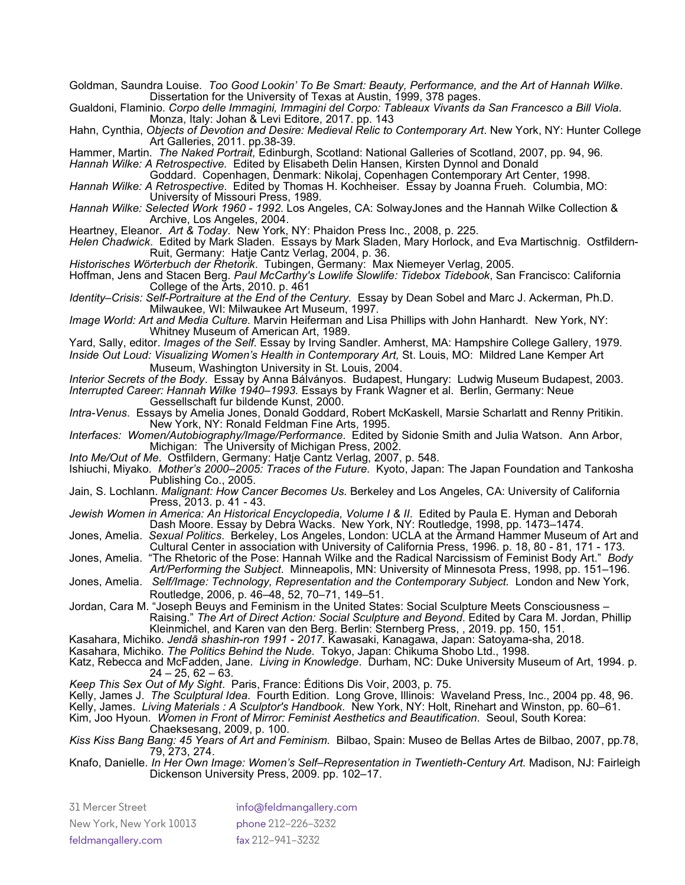Goldman, Saundra Louise. *Too Good Lookin' To Be Smart: Beauty, Performance, and the Art of Hannah Wilke*. Dissertation for the University of Texas at Austin, 1999, 378 pages.

Gualdoni, Flaminio. *Corpo delle Immagini, Immagini del Corpo: Tableaux Vivants da San Francesco a Bill Viola*. Monza, Italy: Johan & Levi Editore, 2017. pp. 143

Hahn, Cynthia, *Objects of Devotion and Desire: Medieval Relic to Contemporary Art*. New York, NY: Hunter College Art Galleries, 2011. pp.38-39.

Hammer, Martin. *The Naked Portrait,* Edinburgh, Scotland: National Galleries of Scotland, 2007, pp. 94, 96.

*Hannah Wilke: A Retrospective.* Edited by Elisabeth Delin Hansen, Kirsten Dynnol and Donald Goddard. Copenhagen, Denmark: Nikolaj, Copenhagen Contemporary Art Center, 1998.

*Hannah Wilke: A Retrospective*. Edited by Thomas H. Kochheiser. Essay by Joanna Frueh. Columbia, MO: University of Missouri Press, 1989.

*Hannah Wilke: Selected Work 1960 - 1992.* Los Angeles, CA: SolwayJones and the Hannah Wilke Collection & Archive, Los Angeles, 2004.

Heartney, Eleanor. *Art & Today*. New York, NY: Phaidon Press Inc., 2008, p. 225.

*Helen Chadwick*. Edited by Mark Sladen. Essays by Mark Sladen, Mary Horlock, and Eva Martischnig. Ostfildern-Ruit, Germany: Hatje Cantz Verlag, 2004, p. 36.

*Historisches Wörterbuch der Rhetorik*. Tubingen, Germany: Max Niemeyer Verlag, 2005.

Hoffman, Jens and Stacen Berg. *Paul McCarthy's Lowlife Slowlife: Tidebox Tidebook*, San Francisco: California College of the Arts, 2010. p. 461

*Identity–Crisis: Self-Portraiture at the End of the Century.* Essay by Dean Sobel and Marc J. Ackerman, Ph.D. Milwaukee, WI: Milwaukee Art Museum, 1997.

*Image World: Art and Media Culture*. Marvin Heiferman and Lisa Phillips with John Hanhardt. New York, NY: Whitney Museum of American Art, 1989.

Yard, Sally, editor. *Images of the Self*. Essay by Irving Sandler. Amherst, MA: Hampshire College Gallery, 1979.

*Inside Out Loud: Visualizing Women's Health in Contemporary Art,* St. Louis, MO: Mildred Lane Kemper Art Museum, Washington University in St. Louis, 2004.

*Interior Secrets of the Body*. Essay by Anna Bálványos. Budapest, Hungary: Ludwig Museum Budapest, 2003.

*Interrupted Career: Hannah Wilke 1940–1993.* Essays by Frank Wagner et al. Berlin, Germany: Neue Gessellschaft fur bildende Kunst, 2000.

*Intra-Venus*. Essays by Amelia Jones, Donald Goddard, Robert McKaskell, Marsie Scharlatt and Renny Pritikin. New York, NY: Ronald Feldman Fine Arts, 1995.

*Interfaces: Women/Autobiography/Image/Performance*. Edited by Sidonie Smith and Julia Watson. Ann Arbor, Michigan: The University of Michigan Press, 2002.

*Into Me/Out of Me*. Ostfildern, Germany: Hatje Cantz Verlag, 2007, p. 548.

Ishiuchi, Miyako. *Mother's 2000–2005: Traces of the Future*. Kyoto, Japan: The Japan Foundation and Tankosha Publishing Co., 2005.

Jain, S. Lochlann. *Malignant: How Cancer Becomes Us.* Berkeley and Los Angeles, CA: University of California Press, 2013. p. 41 - 43.

*Jewish Women in America: An Historical Encyclopedia, Volume I & II*. Edited by Paula E. Hyman and Deborah Dash Moore. Essay by Debra Wacks. New York, NY: Routledge, 1998, pp. 1473–1474.

Jones, Amelia. *Sexual Politics*. Berkeley, Los Angeles, London: UCLA at the Armand Hammer Museum of Art and Cultural Center in association with University of California Press, 1996. p. 18, 80 - 81, 171 - 173.

Jones, Amelia. "The Rhetoric of the Pose: Hannah Wilke and the Radical Narcissism of Feminist Body Art." *Body Art/Performing the Subject*. Minneapolis, MN: University of Minnesota Press, 1998, pp. 151–196.

Jones, Amelia. *Self/Image: Technology, Representation and the Contemporary Subject.* London and New York, Routledge, 2006, p. 46–48, 52, 70–71, 149–51.

Jordan, Cara M. "Joseph Beuys and Feminism in the United States: Social Sculpture Meets Consciousness – Raising." *The Art of Direct Action: Social Sculpture and Beyond*. Edited by Cara M. Jordan, Phillip Kleinmichel, and Karen van den Berg. Berlin: Sternberg Press, , 2019. pp. 150, 151.

Kasahara, Michiko. *Jendā shashin-ron 1991 - 2017.* Kawasaki, Kanagawa, Japan: Satoyama-sha, 2018.

Kasahara, Michiko. *The Politics Behind the Nude*. Tokyo, Japan: Chikuma Shobo Ltd., 1998.

Katz, Rebecca and McFadden, Jane. *Living in Knowledge*. Durham, NC: Duke University Museum of Art, 1994. p. 24 – 25, 62 – 63.

*Keep This Sex Out of My Sight*. Paris, France: Éditions Dis Voir, 2003, p. 75.

Kelly, James J. *The Sculptural Idea*. Fourth Edition. Long Grove, Illinois: Waveland Press, Inc., 2004 pp. 48, 96.

Kelly, James. *Living Materials : A Sculptor's Handbook.* New York, NY: Holt, Rinehart and Winston, pp. 60–61.

Kim, Joo Hyoun. *Women in Front of Mirror: Feminist Aesthetics and Beautification*. Seoul, South Korea: Chaeksesang, 2009, p. 100.

*Kiss Kiss Bang Bang: 45 Years of Art and Feminism.* Bilbao, Spain: Museo de Bellas Artes de Bilbao, 2007, pp.78, 79, 273, 274.

Knafo, Danielle. *In Her Own Image: Women's Self–Representation in Twentieth-Century Art.* Madison, NJ: Fairleigh Dickenson University Press, 2009. pp. 102–17.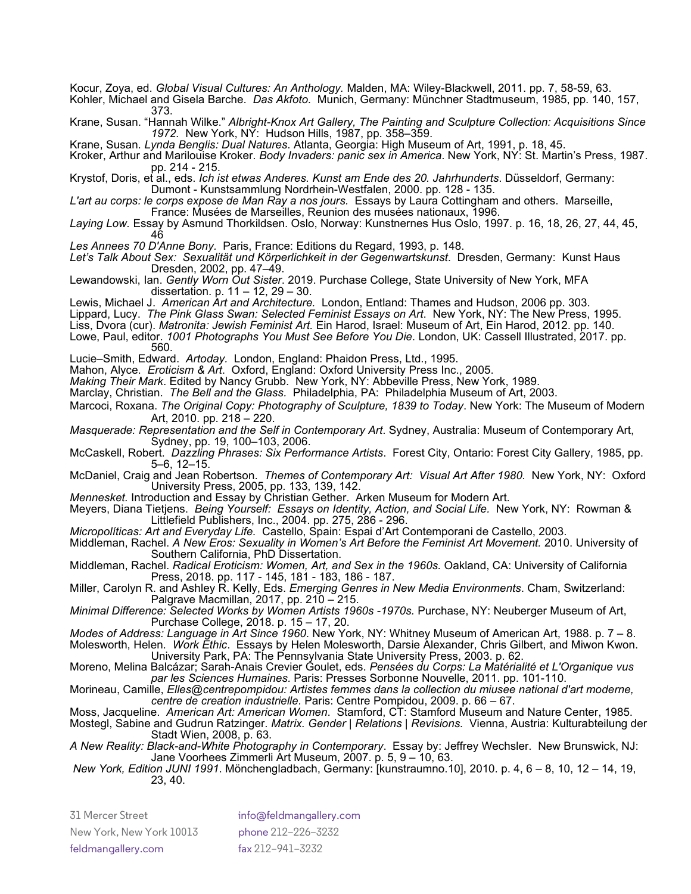Kocur, Zoya, ed. *Global Visual Cultures: An Anthology.* Malden, MA: Wiley-Blackwell, 2011. pp. 7, 58-59, 63.

Kohler, Michael and Gisela Barche. *Das Akfoto.* Munich, Germany: Münchner Stadtmuseum, 1985, pp. 140, 157, 373.

Krane, Susan. "Hannah Wilke." *Albright-Knox Art Gallery, The Painting and Sculpture Collection: Acquisitions Since 1972.* New York, NY: Hudson Hills, 1987, pp. 358–359.

Krane, Susan. *Lynda Benglis: Dual Natures*. Atlanta, Georgia: High Museum of Art, 1991, p. 18, 45.

Kroker, Arthur and Marilouise Kroker. *Body Invaders: panic sex in America*. New York, NY: St. Martin's Press, 1987. pp. 214 - 215.

Krystof, Doris, et al., eds. *Ich ist etwas Anderes. Kunst am Ende des 20. Jahrhunderts*. Düsseldorf, Germany: Dumont - Kunstsammlung Nordrhein-Westfalen, 2000. pp. 128 - 135.

*L'art au corps: le corps expose de Man Ray a nos jours.* Essays by Laura Cottingham and others. Marseille, France: Musées de Marseilles, Reunion des musées nationaux, 1996.

*Laying Low.* Essay by Asmund Thorkildsen. Oslo, Norway: Kunstnernes Hus Oslo, 1997. p. 16, 18, 26, 27, 44, 45, 46

*Les Annees 70 D'Anne Bony*. Paris, France: Editions du Regard, 1993, p. 148.

*Let's Talk About Sex: Sexualität und Körperlichkeit in der Gegenwartskunst*. Dresden, Germany: Kunst Haus Dresden, 2002, pp. 47–49.

Lewandowski, Ian. *Gently Worn Out Sister*. 2019. Purchase College, State University of New York, MFA dissertation. p. 11 – 12, 29 – 30.

Lewis, Michael J. *American Art and Architecture.* London, Entland: Thames and Hudson, 2006 pp. 303.

Lippard, Lucy. *The Pink Glass Swan: Selected Feminist Essays on Art*. New York, NY: The New Press, 1995.

Liss, Dvora (cur). *Matronita: Jewish Feminist Art.* Ein Harod, Israel: Museum of Art, Ein Harod, 2012. pp. 140.

Lowe, Paul, editor. *1001 Photographs You Must See Before You Die*. London, UK: Cassell Illustrated, 2017. pp. 560.

Lucie–Smith, Edward. *Artoday.* London, England: Phaidon Press, Ltd., 1995.

Mahon, Alyce. *Eroticism & Art*. Oxford, England: Oxford University Press Inc., 2005.

*Making Their Mark*. Edited by Nancy Grubb. New York, NY: Abbeville Press, New York, 1989.

Marclay, Christian. *The Bell and the Glass.* Philadelphia, PA: Philadelphia Museum of Art, 2003.

Marcoci, Roxana. *The Original Copy: Photography of Sculpture, 1839 to Today*. New York: The Museum of Modern Art, 2010. pp. 218 – 220.

*Masquerade: Representation and the Self in Contemporary Art*. Sydney, Australia: Museum of Contemporary Art, Sydney, pp. 19, 100–103, 2006.

McCaskell, Robert. *Dazzling Phrases: Six Performance Artists*. Forest City, Ontario: Forest City Gallery, 1985, pp. 5–6, 12–15.

McDaniel, Craig and Jean Robertson. *Themes of Contemporary Art: Visual Art After 1980.* New York, NY: Oxford University Press, 2005, pp. 133, 139, 142.

*Mennesket.* Introduction and Essay by Christian Gether. Arken Museum for Modern Art.

Meyers, Diana Tietjens. *Being Yourself: Essays on Identity, Action, and Social Life.* New York, NY: Rowman & Littlefield Publishers, Inc., 2004. pp. 275, 286 - 296.

*Micropolíticas: Art and Everyday Life.* Castello, Spain: Espai d'Art Contemporani de Castello, 2003.

Middleman, Rachel. *A New Eros: Sexuality in Women's Art Before the Feminist Art Movement.* 2010. University of Southern California, PhD Dissertation.

Middleman, Rachel. *Radical Eroticism: Women, Art, and Sex in the 1960s.* Oakland, CA: University of California Press, 2018. pp. 117 - 145, 181 - 183, 186 - 187.

Miller, Carolyn R. and Ashley R. Kelly, Eds. *Emerging Genres in New Media Environments*. Cham, Switzerland: Palgrave Macmillan, 2017, pp. 210 – 215.

*Minimal Difference: Selected Works by Women Artists 1960s -1970s.* Purchase, NY: Neuberger Museum of Art, Purchase College, 2018. p. 15 – 17, 20.

*Modes of Address: Language in Art Since 1960*. New York, NY: Whitney Museum of American Art, 1988. p. 7 – 8.

Molesworth, Helen. *Work Ethic*. Essays by Helen Molesworth, Darsie Alexander, Chris Gilbert, and Miwon Kwon. University Park, PA: The Pennsylvania State University Press, 2003. p. 62.

Moreno, Melina Balcázar; Sarah-Anais Crevier Goulet, eds. *Pensées du Corps: La Matérialité et L'Organique vus par les Sciences Humaines.* Paris: Presses Sorbonne Nouvelle, 2011. pp. 101-110.

Morineau, Camille, *Elles@centrepompidou: Artistes femmes dans la collection du miusee national d'art moderne, centre de creation industrielle.* Paris: Centre Pompidou, 2009. p. 66 – 67.

Moss, Jacqueline. *American Art: American Women*. Stamford, CT: Stamford Museum and Nature Center, 1985.

Mostegl, Sabine and Gudrun Ratzinger. *Matrix. Gender | Relations | Revisions.* Vienna, Austria: Kulturabteilung der Stadt Wien, 2008, p. 63.

*A New Reality: Black-and-White Photography in Contemporary*. Essay by: Jeffrey Wechsler. New Brunswick, NJ: Jane Voorhees Zimmerli Art Museum, 2007. p. 5, 9 – 10, 63.

*New York, Edition JUNI 1991*. Mönchengladbach, Germany: [kunstraumno.10], 2010. p. 4, 6 – 8, 10, 12 – 14, 19, 23, 40.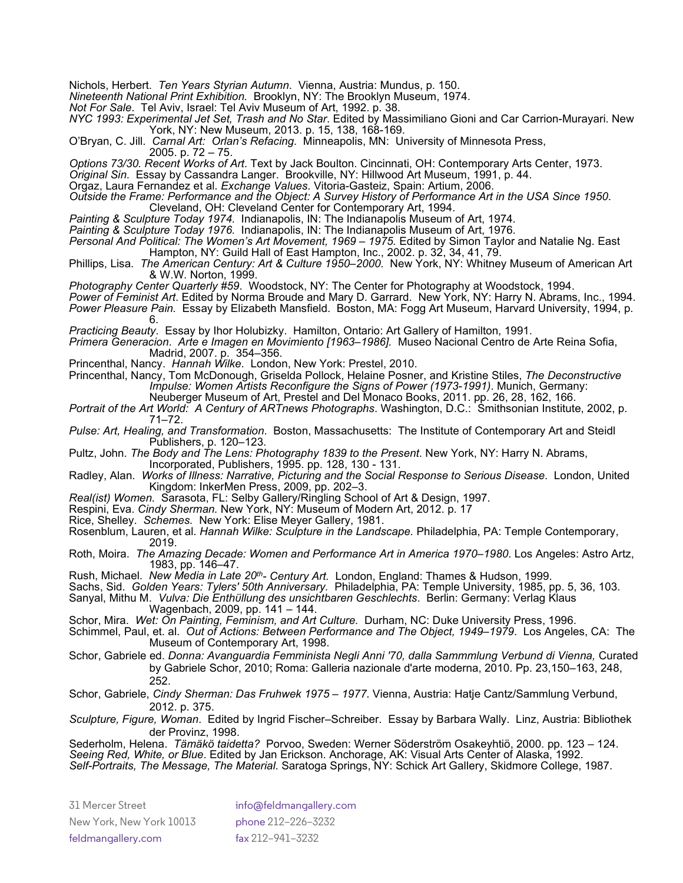Nichols, Herbert. *Ten Years Styrian Autumn*. Vienna, Austria: Mundus, p. 150.

*Nineteenth National Print Exhibition.* Brooklyn, NY: The Brooklyn Museum, 1974.

*Not For Sale*. Tel Aviv, Israel: Tel Aviv Museum of Art, 1992. p. 38.

*NYC 1993: Experimental Jet Set, Trash and No Star*. Edited by Massimiliano Gioni and Car Carrion-Murayari. New York, NY: New Museum, 2013. p. 15, 138, 168-169.

O'Bryan, C. Jill. *Carnal Art: Orlan's Refacing.* Minneapolis, MN: University of Minnesota Press, 2005. p. 72 – 75.

*Options 73/30. Recent Works of Art*. Text by Jack Boulton. Cincinnati, OH: Contemporary Arts Center, 1973.

*Original Sin*. Essay by Cassandra Langer. Brookville, NY: Hillwood Art Museum, 1991, p. 44.

Orgaz, Laura Fernandez et al. *Exchange Values*. Vitoria-Gasteiz, Spain: Artium, 2006.

*Outside the Frame: Performance and the Object: A Survey History of Performance Art in the USA Since 1950*. Cleveland, OH: Cleveland Center for Contemporary Art, 1994.

*Painting & Sculpture Today 1974.* Indianapolis, IN: The Indianapolis Museum of Art, 1974.

*Painting & Sculpture Today 1976.* Indianapolis, IN: The Indianapolis Museum of Art, 1976.

*Personal And Political: The Women's Art Movement, 1969 – 1975.* Edited by Simon Taylor and Natalie Ng. East Hampton, NY: Guild Hall of East Hampton, Inc., 2002. p. 32, 34, 41, 79.

Phillips, Lisa. *The American Century: Art & Culture 1950–2000*. New York, NY: Whitney Museum of American Art & W.W. Norton, 1999.

*Photography Center Quarterly #59*. Woodstock, NY: The Center for Photography at Woodstock, 1994.

*Power of Feminist Art*. Edited by Norma Broude and Mary D. Garrard. New York, NY: Harry N. Abrams, Inc., 1994.

*Power Pleasure Pain.* Essay by Elizabeth Mansfield. Boston, MA: Fogg Art Museum, Harvard University, 1994, p. 6.

*Practicing Beauty*. Essay by Ihor Holubizky. Hamilton, Ontario: Art Gallery of Hamilton, 1991.

*Primera Generacion*. *Arte e Imagen en Movimiento [1963–1986].* Museo Nacional Centro de Arte Reina Sofia, Madrid, 2007. p. 354–356.

Princenthal, Nancy. *Hannah Wilke*. London, New York: Prestel, 2010.

Princenthal, Nancy, Tom McDonough, Griselda Pollock, Helaine Posner, and Kristine Stiles, *The Deconstructive Impulse: Women Artists Reconfigure the Signs of Power (1973-1991)*. Munich, Germany: Neuberger Museum of Art, Prestel and Del Monaco Books, 2011. pp. 26, 28, 162, 166.

*Portrait of the Art World: A Century of ARTnews Photographs*. Washington, D.C.: Smithsonian Institute, 2002, p. 71–72.

*Pulse: Art, Healing, and Transformation*. Boston, Massachusetts: The Institute of Contemporary Art and Steidl Publishers, p. 120–123.

Pultz, John. *The Body and The Lens: Photography 1839 to the Present*. New York, NY: Harry N. Abrams, Incorporated, Publishers, 1995. pp. 128, 130 - 131.

Radley, Alan. *Works of Illness: Narrative, Picturing and the Social Response to Serious Disease*. London, United Kingdom: InkerMen Press, 2009, pp. 202–3.

*Real(ist) Women.* Sarasota, FL: Selby Gallery/Ringling School of Art & Design, 1997.

Respini, Eva. *Cindy Sherman.* New York, NY: Museum of Modern Art, 2012. p. 17

Rice, Shelley. *Schemes.* New York: Elise Meyer Gallery, 1981.

Rosenblum, Lauren, et al. *Hannah Wilke: Sculpture in the Landscape*. Philadelphia, PA: Temple Contemporary, 2019.

Roth, Moira. *The Amazing Decade: Women and Performance Art in America 1970–1980*. Los Angeles: Astro Artz, 1983, pp. 146–47.

Rush, Michael. *New Media in Late 20th- Century Art.* London, England: Thames & Hudson, 1999.

Sachs, Sid. *Golden Years: Tylers' 50th Anniversary*. Philadelphia, PA: Temple University, 1985, pp. 5, 36, 103.

Sanyal, Mithu M. *Vulva: Die Enthüllung des unsichtbaren Geschlechts*. Berlin: Germany: Verlag Klaus Wagenbach, 2009, pp. 141 – 144.

Schor, Mira. *Wet: On Painting, Feminism, and Art Culture.* Durham, NC: Duke University Press, 1996.

Schimmel, Paul, et. al. *Out of Actions: Between Performance and The Object, 1949–1979*. Los Angeles, CA: The Museum of Contemporary Art, 1998.

Schor, Gabriele ed. *Donna: Avanguardia Femminista Negli Anni '70, dalla Sammmlung Verbund di Vienna,* Curated by Gabriele Schor, 2010; Roma: Galleria nazionale d'arte moderna, 2010. Pp. 23,150–163, 248, 252.

Schor, Gabriele, *Cindy Sherman: Das Fruhwek 1975 – 1977*. Vienna, Austria: Hatje Cantz/Sammlung Verbund, 2012. p. 375.

*Sculpture, Figure, Woman*. Edited by Ingrid Fischer–Schreiber. Essay by Barbara Wally. Linz, Austria: Bibliothek der Provinz, 1998.

Sederholm, Helena. *Tämäkö taidetta?* Porvoo, Sweden: Werner Söderström Osakeyhtiö, 2000. pp. 123 – 124.

*Seeing Red, White, or Blue*. Edited by Jan Erickson. Anchorage, AK: Visual Arts Center of Alaska, 1992.

*Self-Portraits, The Message, The Material*. Saratoga Springs, NY: Schick Art Gallery, Skidmore College, 1987.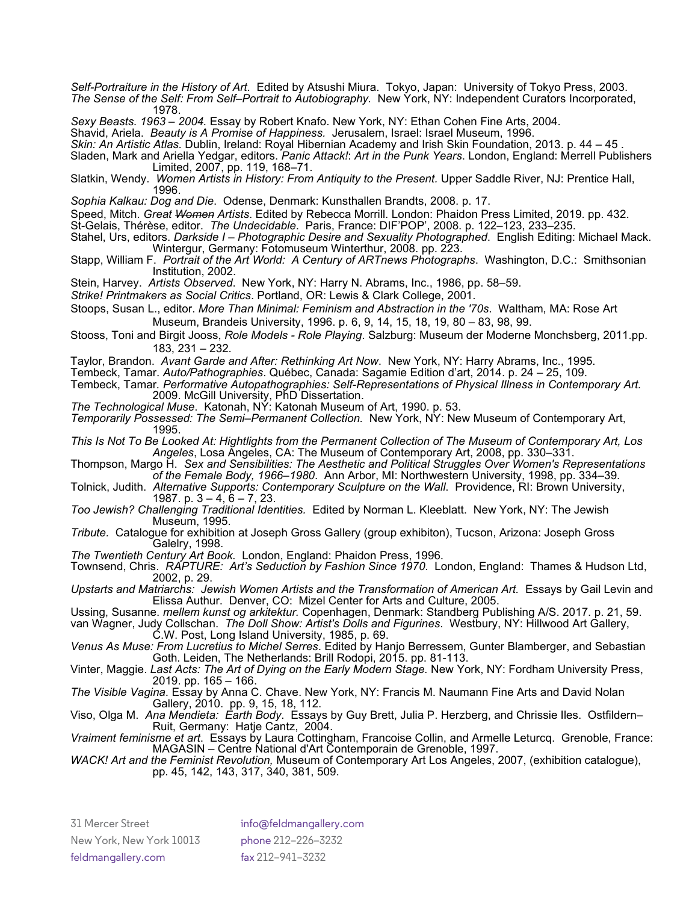*Self-Portraiture in the History of Art*. Edited by Atsushi Miura. Tokyo, Japan: University of Tokyo Press, 2003.

*The Sense of the Self: From Self–Portrait to Autobiography.* New York, NY: Independent Curators Incorporated, 1978.

*Sexy Beasts. 1963 – 2004.* Essay by Robert Knafo. New York, NY: Ethan Cohen Fine Arts, 2004.

Shavid, Ariela. *Beauty is A Promise of Happiness.* Jerusalem, Israel: Israel Museum, 1996.

*Skin: An Artistic Atlas.* Dublin, Ireland: Royal Hibernian Academy and Irish Skin Foundation, 2013. p. 44 – 45 .

Sladen, Mark and Ariella Yedgar, editors. *Panic Attack!*: *Art in the Punk Years*. London, England: Merrell Publishers Limited, 2007, pp. 119, 168–71.

Slatkin, Wendy. *Women Artists in History: From Antiquity to the Present.* Upper Saddle River, NJ: Prentice Hall, 1996.

*Sophia Kalkau: Dog and Die*. Odense, Denmark: Kunsthallen Brandts, 2008. p. 17.

Speed, Mitch. *Great ~~Women~~ Artists*. Edited by Rebecca Morrill. London: Phaidon Press Limited, 2019. pp. 432.

St-Gelais, Thérèse, editor. *The Undecidable*. Paris, France: DIF'POP', 2008. p. 122–123, 233–235.

Stahel, Urs, editors. *Darkside I – Photographic Desire and Sexuality Photographed*. English Editing: Michael Mack. Wintergur, Germany: Fotomuseum Winterthur, 2008. pp. 223.

Stapp, William F. *Portrait of the Art World: A Century of ARTnews Photographs*. Washington, D.C.: Smithsonian Institution, 2002.

Stein, Harvey. *Artists Observed*. New York, NY: Harry N. Abrams, Inc., 1986, pp. 58–59.

*Strike! Printmakers as Social Critics*. Portland, OR: Lewis & Clark College, 2001.

Stoops, Susan L., editor. *More Than Minimal: Feminism and Abstraction in the '70s*. Waltham, MA: Rose Art Museum, Brandeis University, 1996. p. 6, 9, 14, 15, 18, 19, 80 – 83, 98, 99.

Stooss, Toni and Birgit Jooss, *Role Models - Role Playing*. Salzburg: Museum der Moderne Monchsberg, 2011.pp. 183, 231 – 232.

Taylor, Brandon. *Avant Garde and After: Rethinking Art Now*. New York, NY: Harry Abrams, Inc., 1995.

Tembeck, Tamar. *Auto/Pathographies*. Québec, Canada: Sagamie Edition d'art, 2014. p. 24 – 25, 109.

Tembeck, Tamar. *Performative Autopathographies: Self-Representations of Physical Illness in Contemporary Art.* 2009. McGill University, PhD Dissertation.

*The Technological Muse*. Katonah, NY: Katonah Museum of Art, 1990. p. 53.

*Temporarily Possessed: The Semi–Permanent Collection.* New York, NY: New Museum of Contemporary Art, 1995.

*This Is Not To Be Looked At: Hightlights from the Permanent Collection of The Museum of Contemporary Art, Los Angeles*, Losa Angeles, CA: The Museum of Contemporary Art, 2008, pp. 330–331.

Thompson, Margo H. *Sex and Sensibilities: The Aesthetic and Political Struggles Over Women's Representations of the Female Body, 1966–1980*. Ann Arbor, MI: Northwestern University, 1998, pp. 334–39.

Tolnick, Judith. *Alternative Supports: Contemporary Sculpture on the Wall*. Providence, RI: Brown University, 1987. p. 3 – 4, 6 – 7, 23.

*Too Jewish? Challenging Traditional Identities.* Edited by Norman L. Kleeblatt. New York, NY: The Jewish Museum, 1995.

*Tribute*. Catalogue for exhibition at Joseph Gross Gallery (group exhibiton), Tucson, Arizona: Joseph Gross Galelry, 1998.

*The Twentieth Century Art Book.* London, England: Phaidon Press, 1996.

Townsend, Chris. *RAPTURE: Art's Seduction by Fashion Since 1970*. London, England: Thames & Hudson Ltd, 2002, p. 29.

*Upstarts and Matriarchs: Jewish Women Artists and the Transformation of American Art.* Essays by Gail Levin and Elissa Authur. Denver, CO: Mizel Center for Arts and Culture, 2005.

Ussing, Susanne. *mellem kunst og arkitektur.* Copenhagen, Denmark: Standberg Publishing A/S. 2017. p. 21, 59.

van Wagner, Judy Collschan. *The Doll Show: Artist's Dolls and Figurines*. Westbury, NY: Hillwood Art Gallery, C.W. Post, Long Island University, 1985, p. 69.

*Venus As Muse: From Lucretius to Michel Serres*. Edited by Hanjo Berressem, Gunter Blamberger, and Sebastian Goth. Leiden, The Netherlands: Brill Rodopi, 2015. pp. 81-113.

Vinter, Maggie. *Last Acts: The Art of Dying on the Early Modern Stage.* New York, NY: Fordham University Press, 2019. pp. 165 – 166.

*The Visible Vagina*. Essay by Anna C. Chave. New York, NY: Francis M. Naumann Fine Arts and David Nolan Gallery, 2010. pp. 9, 15, 18, 112.

Viso, Olga M. *Ana Mendieta: Earth Body*. Essays by Guy Brett, Julia P. Herzberg, and Chrissie Iles. Ostfildern–Ruit, Germany: Hatje Cantz, 2004.

*Vraiment feminisme et art*. Essays by Laura Cottingham, Francoise Collin, and Armelle Leturcq. Grenoble, France: MAGASIN – Centre National d'Art Contemporain de Grenoble, 1997.

*WACK! Art and the Feminist Revolution,* Museum of Contemporary Art Los Angeles, 2007, (exhibition catalogue), pp. 45, 142, 143, 317, 340, 381, 509.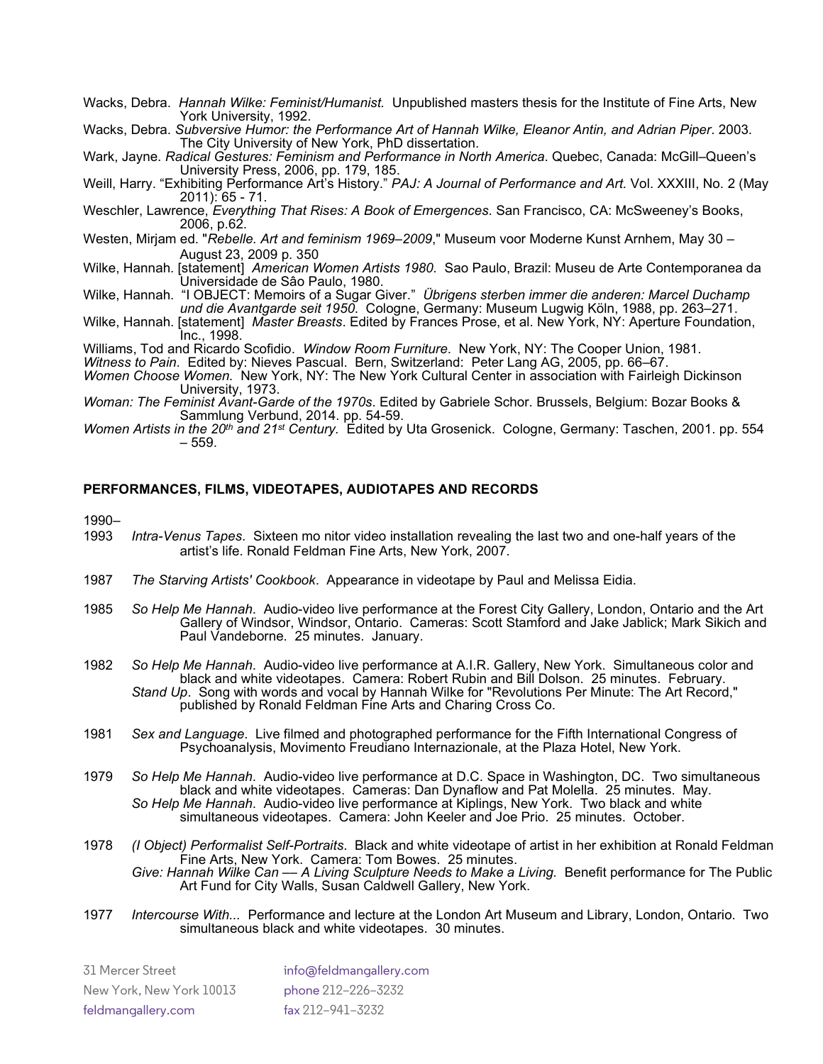Wacks, Debra. *Hannah Wilke: Feminist/Humanist*. Unpublished masters thesis for the Institute of Fine Arts, New York University, 1992.

Wacks, Debra. *Subversive Humor: the Performance Art of Hannah Wilke, Eleanor Antin, and Adrian Piper*. 2003. The City University of New York, PhD dissertation.

Wark, Jayne. *Radical Gestures: Feminism and Performance in North America*. Quebec, Canada: McGill–Queen's University Press, 2006, pp. 179, 185.

Weill, Harry. "Exhibiting Performance Art's History." *PAJ: A Journal of Performance and Art.* Vol. XXXIII, No. 2 (May 2011): 65 - 71.

Weschler, Lawrence, *Everything That Rises: A Book of Emergences*. San Francisco, CA: McSweeney's Books, 2006, p.62.

Westen, Mirjam ed. "*Rebelle. Art and feminism 1969–2009*," Museum voor Moderne Kunst Arnhem, May 30 – August 23, 2009 p. 350

Wilke, Hannah. [statement] *American Women Artists 1980*. Sao Paulo, Brazil: Museu de Arte Contemporanea da Universidade de Sâo Paulo, 1980.

Wilke, Hannah. "I OBJECT: Memoirs of a Sugar Giver." *Übrigens sterben immer die anderen: Marcel Duchamp und die Avantgarde seit 1950*. Cologne, Germany: Museum Lugwig Köln, 1988, pp. 263–271.

Wilke, Hannah. [statement] *Master Breasts*. Edited by Frances Prose, et al. New York, NY: Aperture Foundation, Inc., 1998.

Williams, Tod and Ricardo Scofidio. *Window Room Furniture*. New York, NY: The Cooper Union, 1981.

*Witness to Pain*. Edited by: Nieves Pascual. Bern, Switzerland: Peter Lang AG, 2005, pp. 66–67.

*Women Choose Women.* New York, NY: The New York Cultural Center in association with Fairleigh Dickinson University, 1973.

*Woman: The Feminist Avant-Garde of the 1970s*. Edited by Gabriele Schor. Brussels, Belgium: Bozar Books & Sammlung Verbund, 2014. pp. 54-59.

*Women Artists in the 20th and 21st Century.* Edited by Uta Grosenick. Cologne, Germany: Taschen, 2001. pp. 554 – 559.

## PERFORMANCES, FILMS, VIDEOTAPES, AUDIOTAPES AND RECORDS

1990–
1993 *Intra-Venus Tapes*. Sixteen mo nitor video installation revealing the last two and one-half years of the artist's life. Ronald Feldman Fine Arts, New York, 2007.

1987 *The Starving Artists' Cookbook*. Appearance in videotape by Paul and Melissa Eidia.

1985 *So Help Me Hannah*. Audio-video live performance at the Forest City Gallery, London, Ontario and the Art Gallery of Windsor, Windsor, Ontario. Cameras: Scott Stamford and Jake Jablick; Mark Sikich and Paul Vandeborne. 25 minutes. January.

1982 *So Help Me Hannah*. Audio-video live performance at A.I.R. Gallery, New York. Simultaneous color and black and white videotapes. Camera: Robert Rubin and Bill Dolson. 25 minutes. February.
*Stand Up*. Song with words and vocal by Hannah Wilke for "Revolutions Per Minute: The Art Record," published by Ronald Feldman Fine Arts and Charing Cross Co.

1981 *Sex and Language*. Live filmed and photographed performance for the Fifth International Congress of Psychoanalysis, Movimento Freudiano Internazionale, at the Plaza Hotel, New York.

1979 *So Help Me Hannah*. Audio-video live performance at D.C. Space in Washington, DC. Two simultaneous black and white videotapes. Cameras: Dan Dynaflow and Pat Molella. 25 minutes. May.
*So Help Me Hannah*. Audio-video live performance at Kiplings, New York. Two black and white simultaneous videotapes. Camera: John Keeler and Joe Prio. 25 minutes. October.

1978 *(I Object) Performalist Self-Portraits*. Black and white videotape of artist in her exhibition at Ronald Feldman Fine Arts, New York. Camera: Tom Bowes. 25 minutes.
*Give: Hannah Wilke Can — A Living Sculpture Needs to Make a Living.* Benefit performance for The Public Art Fund for City Walls, Susan Caldwell Gallery, New York.

1977 *Intercourse With...* Performance and lecture at the London Art Museum and Library, London, Ontario. Two simultaneous black and white videotapes. 30 minutes.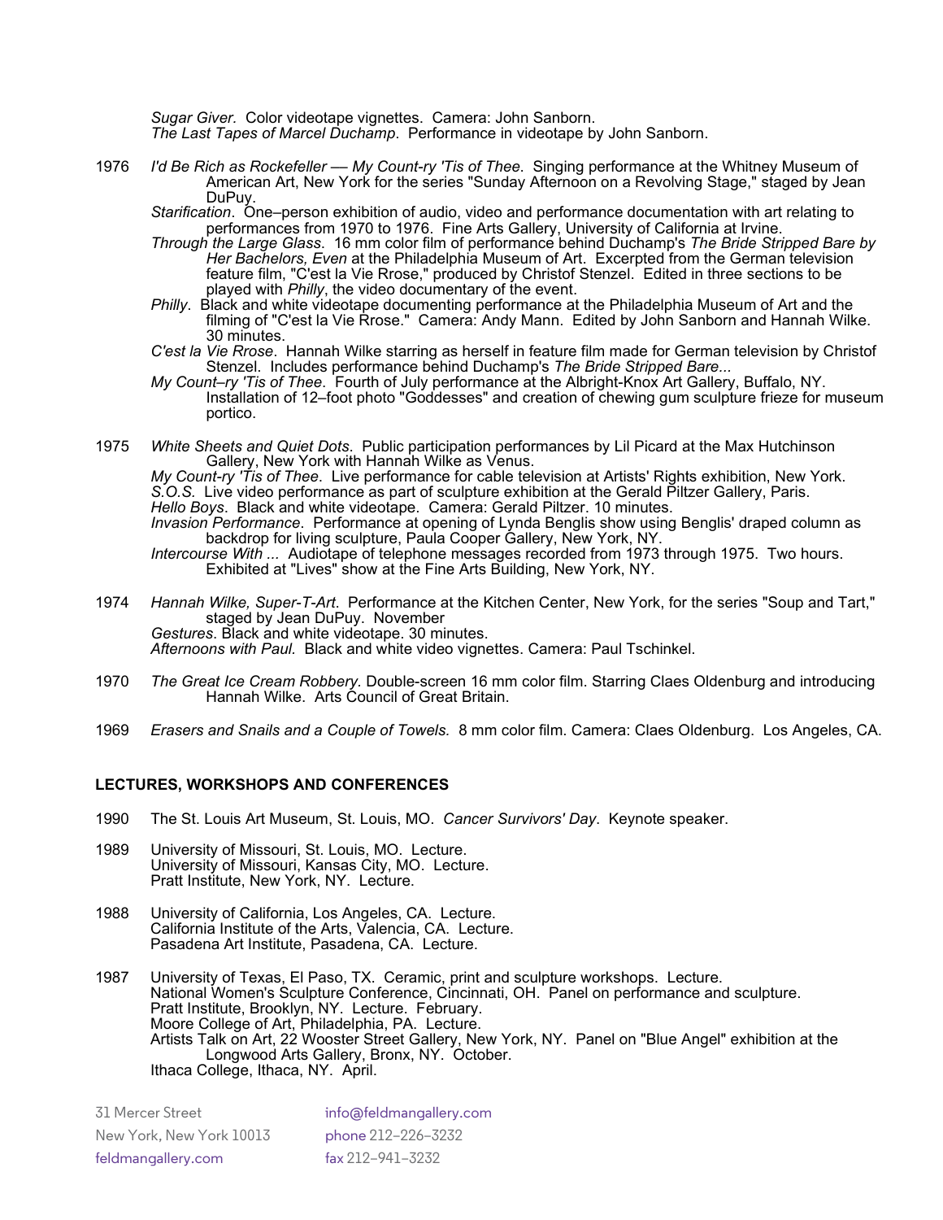*Sugar Giver*. Color videotape vignettes. Camera: John Sanborn.
*The Last Tapes of Marcel Duchamp*. Performance in videotape by John Sanborn.

1976 *I'd Be Rich as Rockefeller — My Count-ry 'Tis of Thee*. Singing performance at the Whitney Museum of American Art, New York for the series "Sunday Afternoon on a Revolving Stage," staged by Jean DuPuy.
*Starification*. One–person exhibition of audio, video and performance documentation with art relating to performances from 1970 to 1976. Fine Arts Gallery, University of California at Irvine.
*Through the Large Glass*. 16 mm color film of performance behind Duchamp's *The Bride Stripped Bare by Her Bachelors, Even* at the Philadelphia Museum of Art. Excerpted from the German television feature film, "C'est la Vie Rrose," produced by Christof Stenzel. Edited in three sections to be played with *Philly*, the video documentary of the event.
*Philly*. Black and white videotape documenting performance at the Philadelphia Museum of Art and the filming of "C'est la Vie Rrose." Camera: Andy Mann. Edited by John Sanborn and Hannah Wilke. 30 minutes.
*C'est la Vie Rrose*. Hannah Wilke starring as herself in feature film made for German television by Christof Stenzel. Includes performance behind Duchamp's *The Bride Stripped Bare...*
*My Count–ry 'Tis of Thee*. Fourth of July performance at the Albright-Knox Art Gallery, Buffalo, NY. Installation of 12–foot photo "Goddesses" and creation of chewing gum sculpture frieze for museum portico.

1975 *White Sheets and Quiet Dots*. Public participation performances by Lil Picard at the Max Hutchinson Gallery, New York with Hannah Wilke as Venus.
*My Count-ry 'Tis of Thee*. Live performance for cable television at Artists' Rights exhibition, New York.
*S.O.S.* Live video performance as part of sculpture exhibition at the Gerald Piltzer Gallery, Paris.
*Hello Boys*. Black and white videotape. Camera: Gerald Piltzer. 10 minutes.
*Invasion Performance*. Performance at opening of Lynda Benglis show using Benglis' draped column as backdrop for living sculpture, Paula Cooper Gallery, New York, NY.
*Intercourse With ...* Audiotape of telephone messages recorded from 1973 through 1975. Two hours. Exhibited at "Lives" show at the Fine Arts Building, New York, NY.

1974 *Hannah Wilke, Super-T-Art*. Performance at the Kitchen Center, New York, for the series "Soup and Tart," staged by Jean DuPuy. November
*Gestures*. Black and white videotape. 30 minutes.
*Afternoons with Paul*. Black and white video vignettes. Camera: Paul Tschinkel.

1970 *The Great Ice Cream Robbery*. Double-screen 16 mm color film. Starring Claes Oldenburg and introducing Hannah Wilke. Arts Council of Great Britain.

1969 *Erasers and Snails and a Couple of Towels.* 8 mm color film. Camera: Claes Oldenburg. Los Angeles, CA.

## LECTURES, WORKSHOPS AND CONFERENCES

1990 The St. Louis Art Museum, St. Louis, MO. *Cancer Survivors' Day*. Keynote speaker.

1989 University of Missouri, St. Louis, MO. Lecture.
University of Missouri, Kansas City, MO. Lecture.
Pratt Institute, New York, NY. Lecture.

1988 University of California, Los Angeles, CA. Lecture.
California Institute of the Arts, Valencia, CA. Lecture.
Pasadena Art Institute, Pasadena, CA. Lecture.

1987 University of Texas, El Paso, TX. Ceramic, print and sculpture workshops. Lecture.
National Women's Sculpture Conference, Cincinnati, OH. Panel on performance and sculpture.
Pratt Institute, Brooklyn, NY. Lecture. February.
Moore College of Art, Philadelphia, PA. Lecture.
Artists Talk on Art, 22 Wooster Street Gallery, New York, NY. Panel on "Blue Angel" exhibition at the Longwood Arts Gallery, Bronx, NY. October.
Ithaca College, Ithaca, NY. April.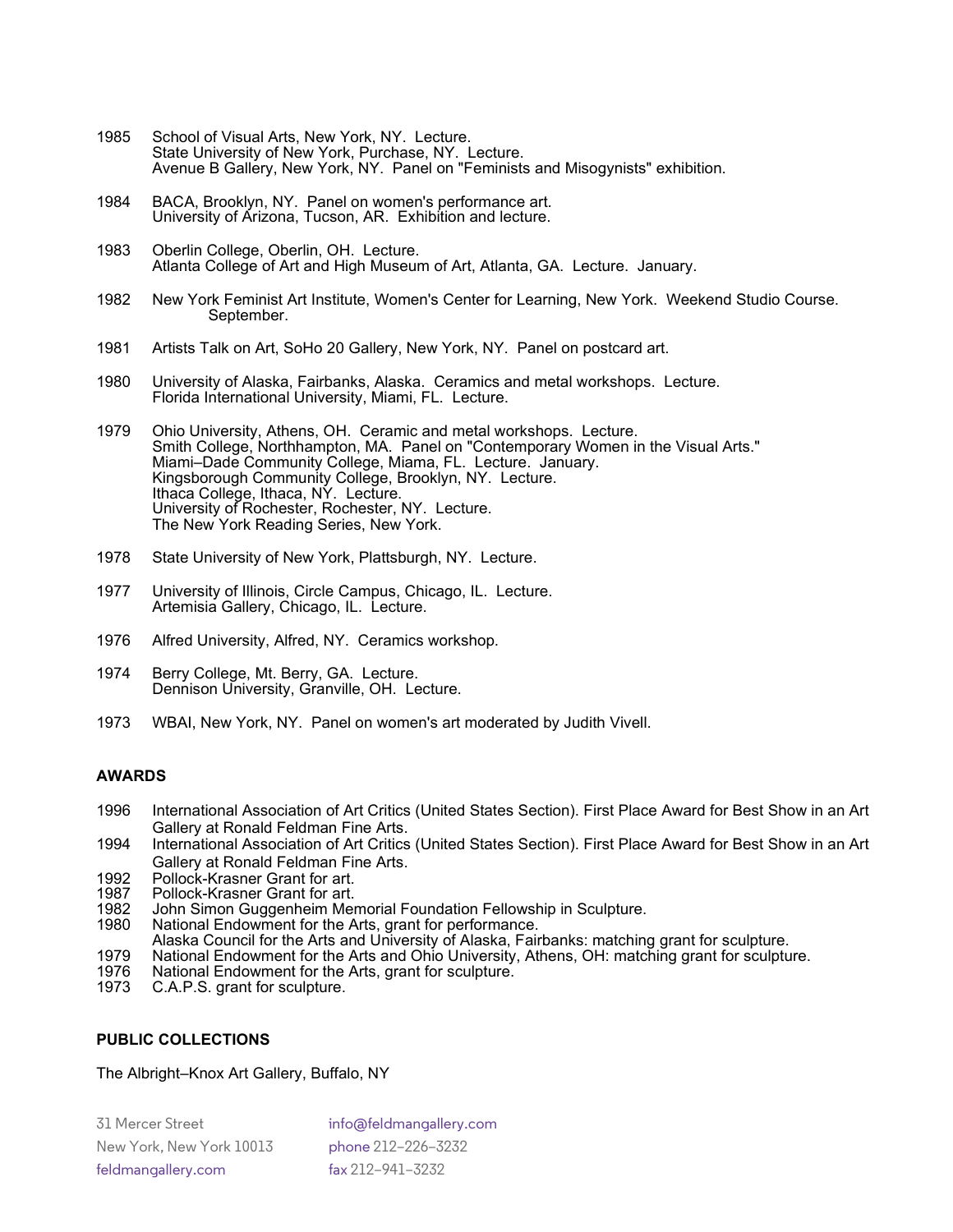1985 School of Visual Arts, New York, NY. Lecture.
State University of New York, Purchase, NY. Lecture.
Avenue B Gallery, New York, NY. Panel on "Feminists and Misogynists" exhibition.

1984 BACA, Brooklyn, NY. Panel on women's performance art.
University of Arizona, Tucson, AR. Exhibition and lecture.

1983 Oberlin College, Oberlin, OH. Lecture.
Atlanta College of Art and High Museum of Art, Atlanta, GA. Lecture. January.

1982 New York Feminist Art Institute, Women's Center for Learning, New York. Weekend Studio Course. September.

1981 Artists Talk on Art, SoHo 20 Gallery, New York, NY. Panel on postcard art.

1980 University of Alaska, Fairbanks, Alaska. Ceramics and metal workshops. Lecture.
Florida International University, Miami, FL. Lecture.

1979 Ohio University, Athens, OH. Ceramic and metal workshops. Lecture.
Smith College, Northhampton, MA. Panel on "Contemporary Women in the Visual Arts."
Miami–Dade Community College, Miama, FL. Lecture. January.
Kingsborough Community College, Brooklyn, NY. Lecture.
Ithaca College, Ithaca, NY. Lecture.
University of Rochester, Rochester, NY. Lecture.
The New York Reading Series, New York.

1978 State University of New York, Plattsburgh, NY. Lecture.

1977 University of Illinois, Circle Campus, Chicago, IL. Lecture.
Artemisia Gallery, Chicago, IL. Lecture.

1976 Alfred University, Alfred, NY. Ceramics workshop.

1974 Berry College, Mt. Berry, GA. Lecture.
Dennison University, Granville, OH. Lecture.

1973 WBAI, New York, NY. Panel on women's art moderated by Judith Vivell.

**AWARDS**

1996 International Association of Art Critics (United States Section). First Place Award for Best Show in an Art Gallery at Ronald Feldman Fine Arts.
1994 International Association of Art Critics (United States Section). First Place Award for Best Show in an Art Gallery at Ronald Feldman Fine Arts.
1992 Pollock-Krasner Grant for art.
1987 Pollock-Krasner Grant for art.
1982 John Simon Guggenheim Memorial Foundation Fellowship in Sculpture.
1980 National Endowment for the Arts, grant for performance.
Alaska Council for the Arts and University of Alaska, Fairbanks: matching grant for sculpture.
1979 National Endowment for the Arts and Ohio University, Athens, OH: matching grant for sculpture.
1976 National Endowment for the Arts, grant for sculpture.
1973 C.A.P.S. grant for sculpture.

**PUBLIC COLLECTIONS**

The Albright–Knox Art Gallery, Buffalo, NY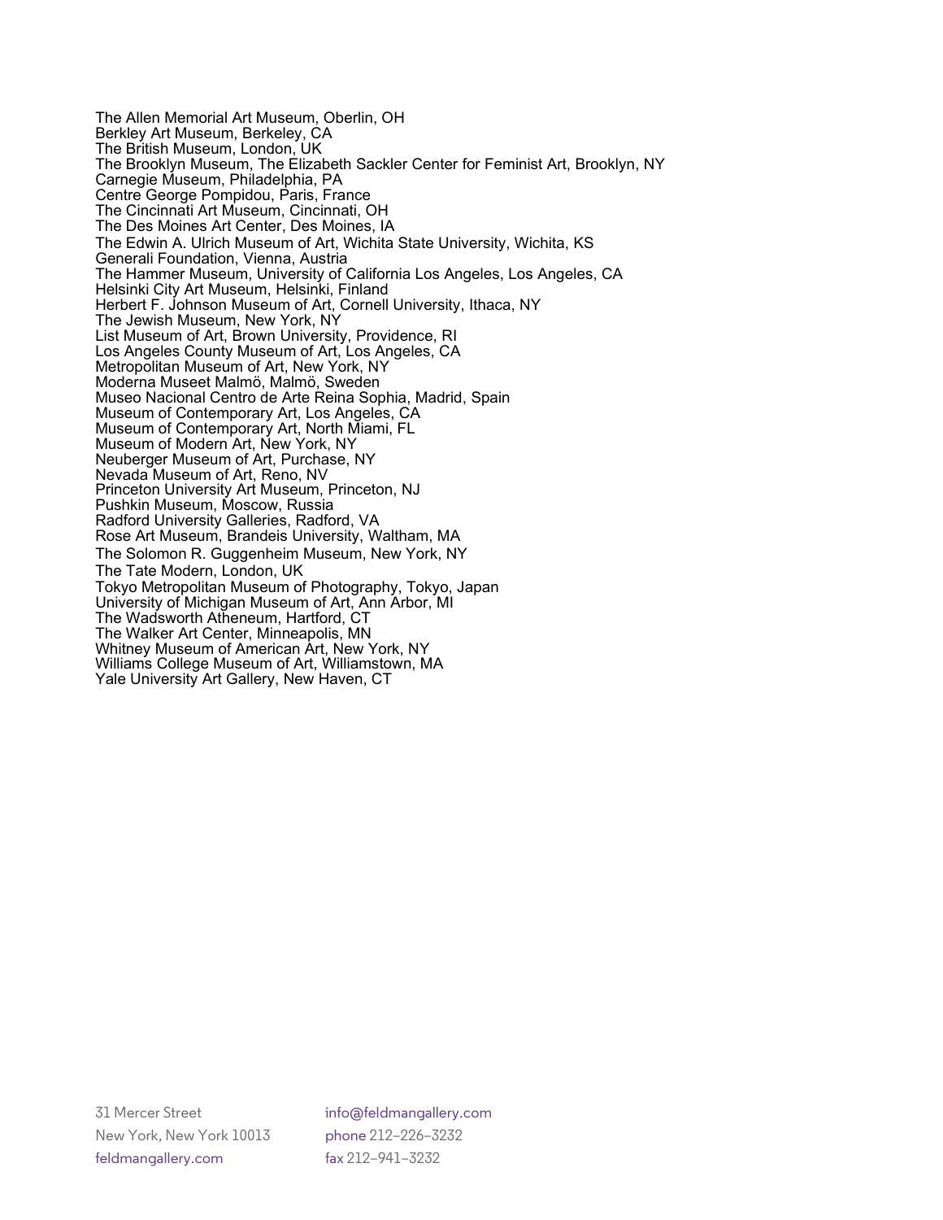The Allen Memorial Art Museum, Oberlin, OH
Berkley Art Museum, Berkeley, CA
The British Museum, London, UK
The Brooklyn Museum, The Elizabeth Sackler Center for Feminist Art, Brooklyn, NY
Carnegie Museum, Philadelphia, PA
Centre George Pompidou, Paris, France
The Cincinnati Art Museum, Cincinnati, OH
The Des Moines Art Center, Des Moines, IA
The Edwin A. Ulrich Museum of Art, Wichita State University, Wichita, KS
Generali Foundation, Vienna, Austria
The Hammer Museum, University of California Los Angeles, Los Angeles, CA
Helsinki City Art Museum, Helsinki, Finland
Herbert F. Johnson Museum of Art, Cornell University, Ithaca, NY
The Jewish Museum, New York, NY
List Museum of Art, Brown University, Providence, RI
Los Angeles County Museum of Art, Los Angeles, CA
Metropolitan Museum of Art, New York, NY
Moderna Museet Malmö, Malmö, Sweden
Museo Nacional Centro de Arte Reina Sophia, Madrid, Spain
Museum of Contemporary Art, Los Angeles, CA
Museum of Contemporary Art, North Miami, FL
Museum of Modern Art, New York, NY
Neuberger Museum of Art, Purchase, NY
Nevada Museum of Art, Reno, NV
Princeton University Art Museum, Princeton, NJ
Pushkin Museum, Moscow, Russia
Radford University Galleries, Radford, VA
Rose Art Museum, Brandeis University, Waltham, MA
The Solomon R. Guggenheim Museum, New York, NY
The Tate Modern, London, UK
Tokyo Metropolitan Museum of Photography, Tokyo, Japan
University of Michigan Museum of Art, Ann Arbor, MI
The Wadsworth Atheneum, Hartford, CT
The Walker Art Center, Minneapolis, MN
Whitney Museum of American Art, New York, NY
Williams College Museum of Art, Williamstown, MA
Yale University Art Gallery, New Haven, CT

31 Mercer Street
New York, New York 10013
feldmangallery.com

info@feldmangallery.com
phone 212-226-3232
fax 212-941-3232